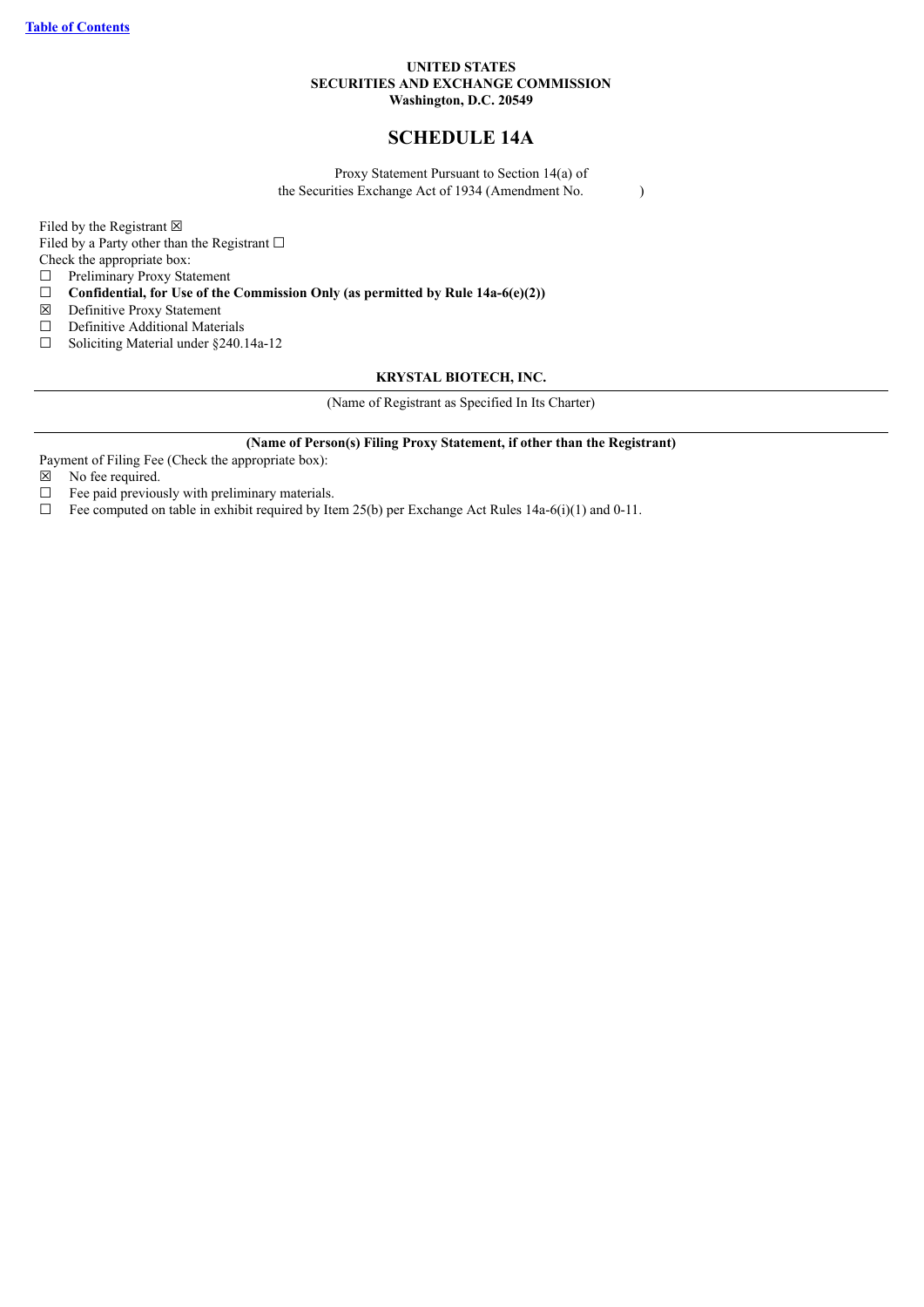Table of Contents

**UNITED STATES**
**SECURITIES AND EXCHANGE COMMISSION**
**Washington, D.C. 20549**

# SCHEDULE 14A

Proxy Statement Pursuant to Section 14(a) of
the Securities Exchange Act of 1934 (Amendment No. )

Filed by the Registrant ☒
Filed by a Party other than the Registrant ☐
Check the appropriate box:
☐ Preliminary Proxy Statement
☐ **Confidential, for Use of the Commission Only (as permitted by Rule 14a-6(e)(2))**
☒ Definitive Proxy Statement
☐ Definitive Additional Materials
☐ Soliciting Material under §240.14a-12

**KRYSTAL BIOTECH, INC.**

(Name of Registrant as Specified In Its Charter)

**(Name of Person(s) Filing Proxy Statement, if other than the Registrant)**

Payment of Filing Fee (Check the appropriate box):
☒ No fee required.
☐ Fee paid previously with preliminary materials.
☐ Fee computed on table in exhibit required by Item 25(b) per Exchange Act Rules 14a-6(i)(1) and 0-11.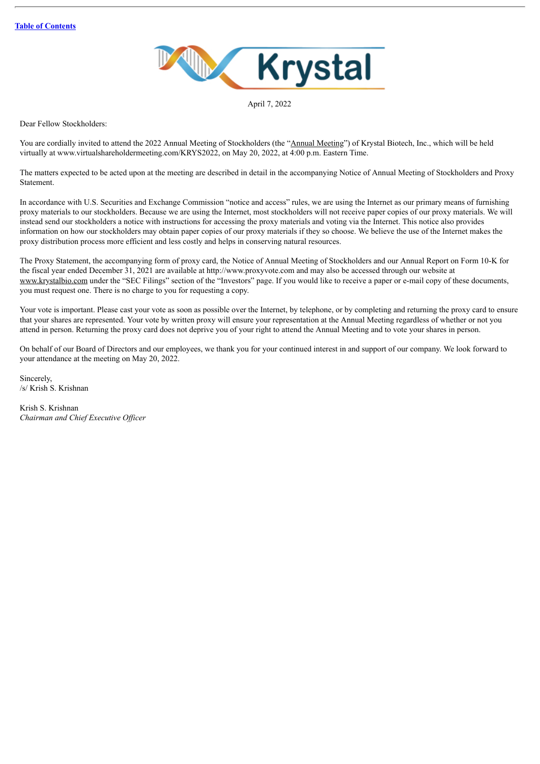[Table of Contents](#)

April 7, 2022

Dear Fellow Stockholders:

You are cordially invited to attend the 2022 Annual Meeting of Stockholders (the "Annual Meeting") of Krystal Biotech, Inc., which will be held virtually at www.virtualshareholdermeeting.com/KRYS2022, on May 20, 2022, at 4:00 p.m. Eastern Time.

The matters expected to be acted upon at the meeting are described in detail in the accompanying Notice of Annual Meeting of Stockholders and Proxy Statement.

In accordance with U.S. Securities and Exchange Commission "notice and access" rules, we are using the Internet as our primary means of furnishing proxy materials to our stockholders. Because we are using the Internet, most stockholders will not receive paper copies of our proxy materials. We will instead send our stockholders a notice with instructions for accessing the proxy materials and voting via the Internet. This notice also provides information on how our stockholders may obtain paper copies of our proxy materials if they so choose. We believe the use of the Internet makes the proxy distribution process more efficient and less costly and helps in conserving natural resources.

The Proxy Statement, the accompanying form of proxy card, the Notice of Annual Meeting of Stockholders and our Annual Report on Form 10-K for the fiscal year ended December 31, 2021 are available at http://www.proxyvote.com and may also be accessed through our website at www.krystalbio.com under the "SEC Filings" section of the "Investors" page. If you would like to receive a paper or e-mail copy of these documents, you must request one. There is no charge to you for requesting a copy.

Your vote is important. Please cast your vote as soon as possible over the Internet, by telephone, or by completing and returning the proxy card to ensure that your shares are represented. Your vote by written proxy will ensure your representation at the Annual Meeting regardless of whether or not you attend in person. Returning the proxy card does not deprive you of your right to attend the Annual Meeting and to vote your shares in person.

On behalf of our Board of Directors and our employees, we thank you for your continued interest in and support of our company. We look forward to your attendance at the meeting on May 20, 2022.

Sincerely,
/s/ Krish S. Krishnan

Krish S. Krishnan
*Chairman and Chief Executive Officer*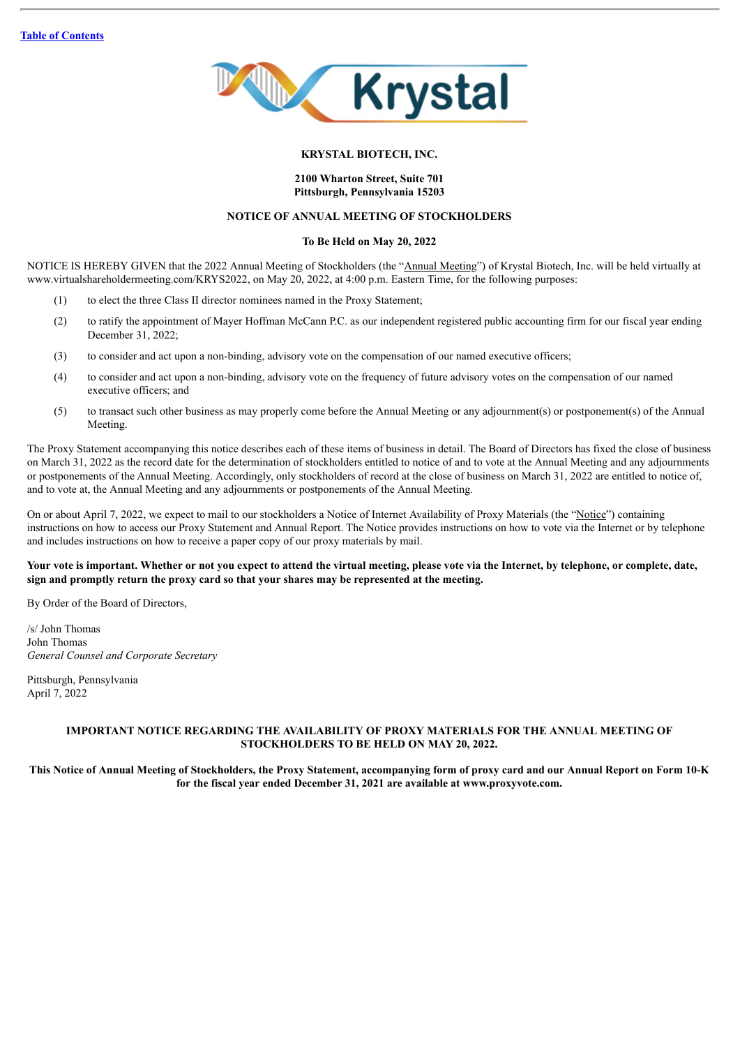**KRYSTAL BIOTECH, INC.**

**2100 Wharton Street, Suite 701**
**Pittsburgh, Pennsylvania 15203**

**NOTICE OF ANNUAL MEETING OF STOCKHOLDERS**

**To Be Held on May 20, 2022**

NOTICE IS HEREBY GIVEN that the 2022 Annual Meeting of Stockholders (the "Annual Meeting") of Krystal Biotech, Inc. will be held virtually at www.virtualshareholdermeeting.com/KRYS2022, on May 20, 2022, at 4:00 p.m. Eastern Time, for the following purposes:

(1) to elect the three Class II director nominees named in the Proxy Statement;

(2) to ratify the appointment of Mayer Hoffman McCann P.C. as our independent registered public accounting firm for our fiscal year ending December 31, 2022;

(3) to consider and act upon a non-binding, advisory vote on the compensation of our named executive officers;

(4) to consider and act upon a non-binding, advisory vote on the frequency of future advisory votes on the compensation of our named executive officers; and

(5) to transact such other business as may properly come before the Annual Meeting or any adjournment(s) or postponement(s) of the Annual Meeting.

The Proxy Statement accompanying this notice describes each of these items of business in detail. The Board of Directors has fixed the close of business on March 31, 2022 as the record date for the determination of stockholders entitled to notice of and to vote at the Annual Meeting and any adjournments or postponements of the Annual Meeting. Accordingly, only stockholders of record at the close of business on March 31, 2022 are entitled to notice of, and to vote at, the Annual Meeting and any adjournments or postponements of the Annual Meeting.

On or about April 7, 2022, we expect to mail to our stockholders a Notice of Internet Availability of Proxy Materials (the "Notice") containing instructions on how to access our Proxy Statement and Annual Report. The Notice provides instructions on how to vote via the Internet or by telephone and includes instructions on how to receive a paper copy of our proxy materials by mail.

**Your vote is important. Whether or not you expect to attend the virtual meeting, please vote via the Internet, by telephone, or complete, date, sign and promptly return the proxy card so that your shares may be represented at the meeting.**

By Order of the Board of Directors,

/s/ John Thomas
John Thomas
*General Counsel and Corporate Secretary*

Pittsburgh, Pennsylvania
April 7, 2022

**IMPORTANT NOTICE REGARDING THE AVAILABILITY OF PROXY MATERIALS FOR THE ANNUAL MEETING OF STOCKHOLDERS TO BE HELD ON MAY 20, 2022.**

**This Notice of Annual Meeting of Stockholders, the Proxy Statement, accompanying form of proxy card and our Annual Report on Form 10-K for the fiscal year ended December 31, 2021 are available at www.proxyvote.com.**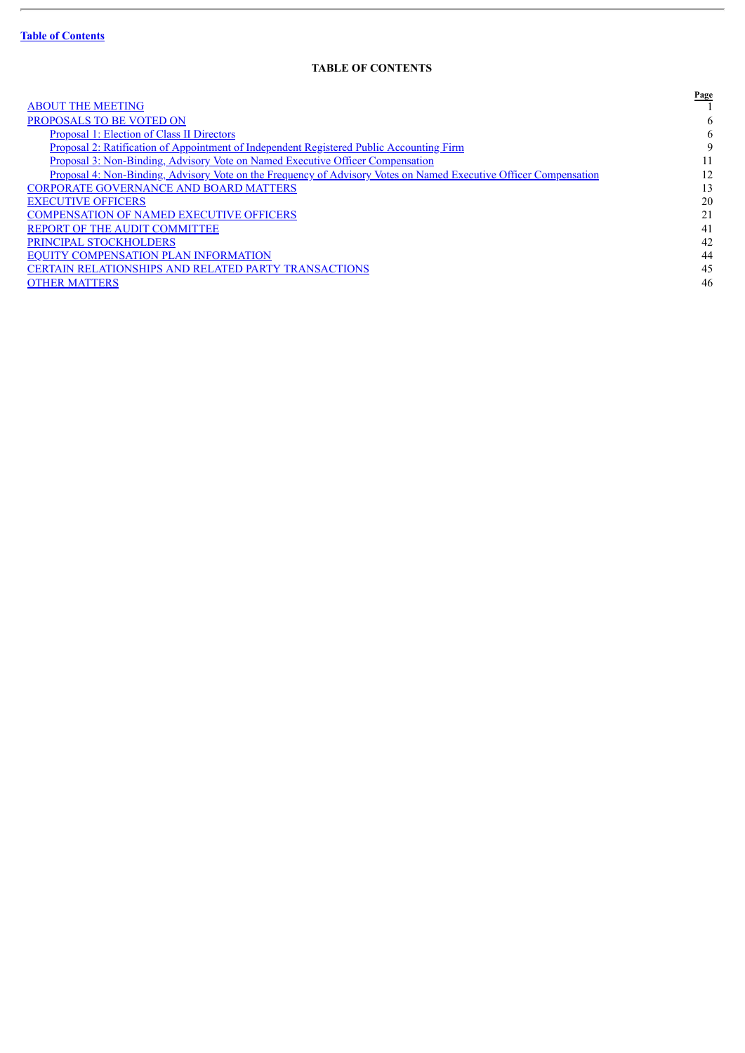Table of Contents

**TABLE OF CONTENTS**

| | Page |
|---|---|
| ABOUT THE MEETING | 1 |
| PROPOSALS TO BE VOTED ON | 6 |
| Proposal 1: Election of Class II Directors | 6 |
| Proposal 2: Ratification of Appointment of Independent Registered Public Accounting Firm | 9 |
| Proposal 3: Non-Binding, Advisory Vote on Named Executive Officer Compensation | 11 |
| Proposal 4: Non-Binding, Advisory Vote on the Frequency of Advisory Votes on Named Executive Officer Compensation | 12 |
| CORPORATE GOVERNANCE AND BOARD MATTERS | 13 |
| EXECUTIVE OFFICERS | 20 |
| COMPENSATION OF NAMED EXECUTIVE OFFICERS | 21 |
| REPORT OF THE AUDIT COMMITTEE | 41 |
| PRINCIPAL STOCKHOLDERS | 42 |
| EQUITY COMPENSATION PLAN INFORMATION | 44 |
| CERTAIN RELATIONSHIPS AND RELATED PARTY TRANSACTIONS | 45 |
| OTHER MATTERS | 46 |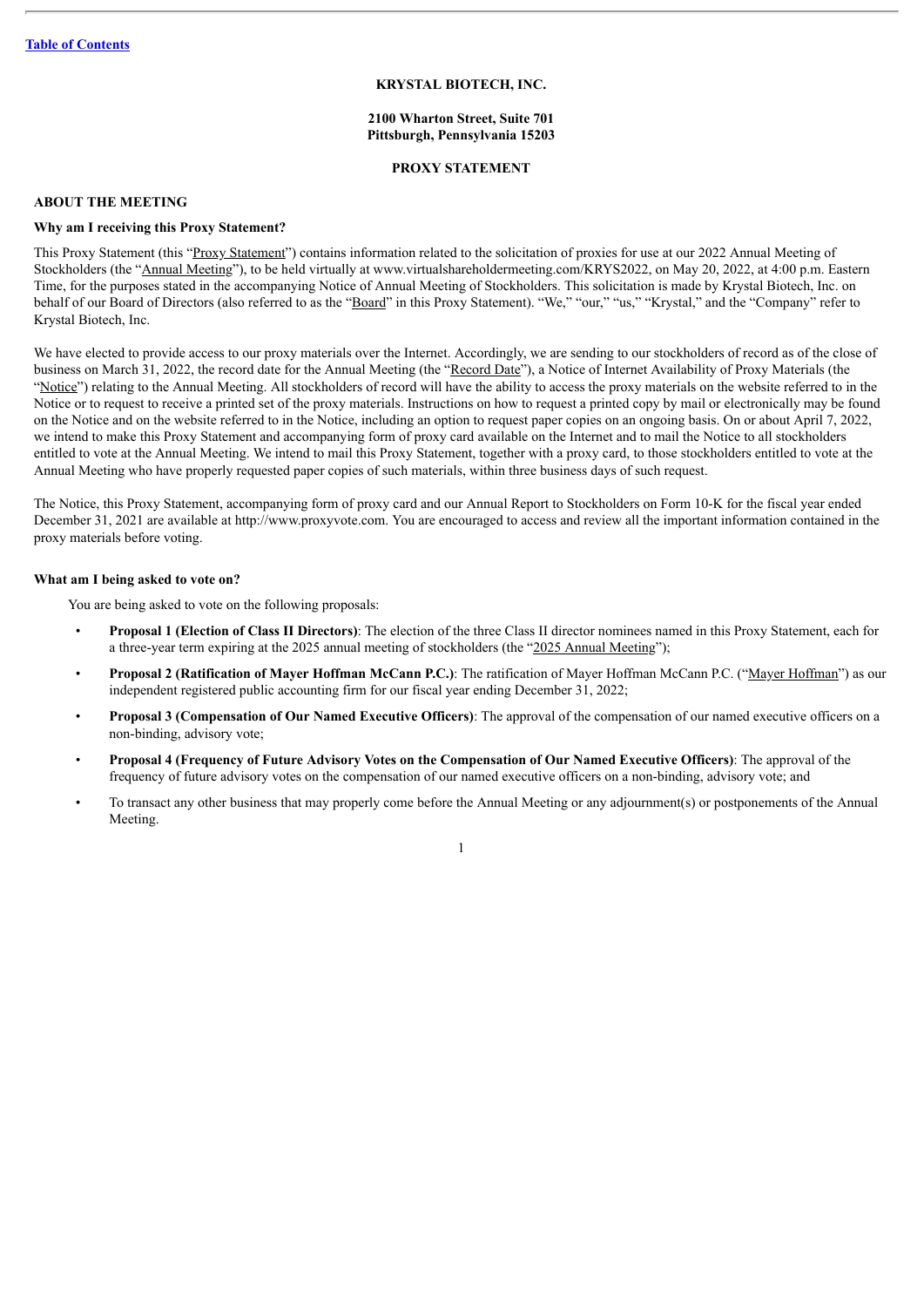[Table of Contents](#)

**KRYSTAL BIOTECH, INC.**

**2100 Wharton Street, Suite 701**
**Pittsburgh, Pennsylvania 15203**

**PROXY STATEMENT**

## ABOUT THE MEETING

### Why am I receiving this Proxy Statement?

This Proxy Statement (this "Proxy Statement") contains information related to the solicitation of proxies for use at our 2022 Annual Meeting of Stockholders (the "Annual Meeting"), to be held virtually at www.virtualshareholdermeeting.com/KRYS2022, on May 20, 2022, at 4:00 p.m. Eastern Time, for the purposes stated in the accompanying Notice of Annual Meeting of Stockholders. This solicitation is made by Krystal Biotech, Inc. on behalf of our Board of Directors (also referred to as the "Board" in this Proxy Statement). "We," "our," "us," "Krystal," and the "Company" refer to Krystal Biotech, Inc.

We have elected to provide access to our proxy materials over the Internet. Accordingly, we are sending to our stockholders of record as of the close of business on March 31, 2022, the record date for the Annual Meeting (the "Record Date"), a Notice of Internet Availability of Proxy Materials (the "Notice") relating to the Annual Meeting. All stockholders of record will have the ability to access the proxy materials on the website referred to in the Notice or to request to receive a printed set of the proxy materials. Instructions on how to request a printed copy by mail or electronically may be found on the Notice and on the website referred to in the Notice, including an option to request paper copies on an ongoing basis. On or about April 7, 2022, we intend to make this Proxy Statement and accompanying form of proxy card available on the Internet and to mail the Notice to all stockholders entitled to vote at the Annual Meeting. We intend to mail this Proxy Statement, together with a proxy card, to those stockholders entitled to vote at the Annual Meeting who have properly requested paper copies of such materials, within three business days of such request.

The Notice, this Proxy Statement, accompanying form of proxy card and our Annual Report to Stockholders on Form 10-K for the fiscal year ended December 31, 2021 are available at http://www.proxyvote.com. You are encouraged to access and review all the important information contained in the proxy materials before voting.

### What am I being asked to vote on?

You are being asked to vote on the following proposals:

- **Proposal 1 (Election of Class II Directors)**: The election of the three Class II director nominees named in this Proxy Statement, each for a three-year term expiring at the 2025 annual meeting of stockholders (the "2025 Annual Meeting");
- **Proposal 2 (Ratification of Mayer Hoffman McCann P.C.)**: The ratification of Mayer Hoffman McCann P.C. ("Mayer Hoffman") as our independent registered public accounting firm for our fiscal year ending December 31, 2022;
- **Proposal 3 (Compensation of Our Named Executive Officers)**: The approval of the compensation of our named executive officers on a non-binding, advisory vote;
- **Proposal 4 (Frequency of Future Advisory Votes on the Compensation of Our Named Executive Officers)**: The approval of the frequency of future advisory votes on the compensation of our named executive officers on a non-binding, advisory vote; and
- To transact any other business that may properly come before the Annual Meeting or any adjournment(s) or postponements of the Annual Meeting.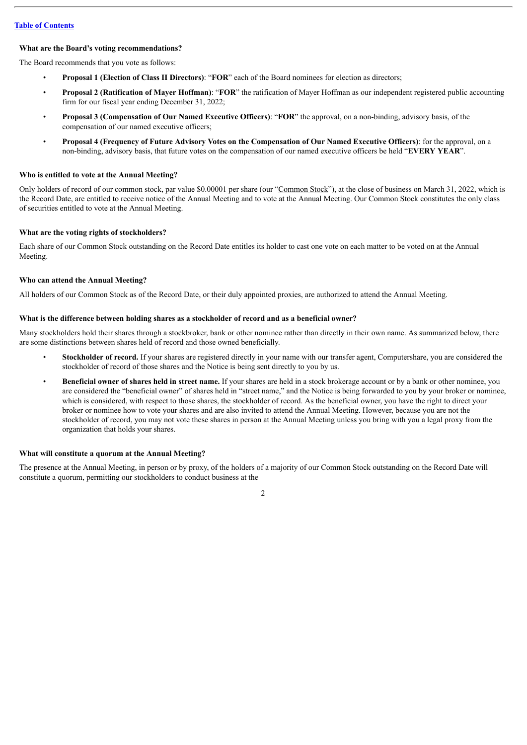**What are the Board's voting recommendations?**

The Board recommends that you vote as follows:

- **Proposal 1 (Election of Class II Directors)**: "**FOR**" each of the Board nominees for election as directors;
- **Proposal 2 (Ratification of Mayer Hoffman)**: "**FOR**" the ratification of Mayer Hoffman as our independent registered public accounting firm for our fiscal year ending December 31, 2022;
- **Proposal 3 (Compensation of Our Named Executive Officers)**: "**FOR**" the approval, on a non-binding, advisory basis, of the compensation of our named executive officers;
- **Proposal 4 (Frequency of Future Advisory Votes on the Compensation of Our Named Executive Officers)**: for the approval, on a non-binding, advisory basis, that future votes on the compensation of our named executive officers be held "**EVERY YEAR**".

**Who is entitled to vote at the Annual Meeting?**

Only holders of record of our common stock, par value $0.00001 per share (our "Common Stock"), at the close of business on March 31, 2022, which is the Record Date, are entitled to receive notice of the Annual Meeting and to vote at the Annual Meeting. Our Common Stock constitutes the only class of securities entitled to vote at the Annual Meeting.

**What are the voting rights of stockholders?**

Each share of our Common Stock outstanding on the Record Date entitles its holder to cast one vote on each matter to be voted on at the Annual Meeting.

**Who can attend the Annual Meeting?**

All holders of our Common Stock as of the Record Date, or their duly appointed proxies, are authorized to attend the Annual Meeting.

**What is the difference between holding shares as a stockholder of record and as a beneficial owner?**

Many stockholders hold their shares through a stockbroker, bank or other nominee rather than directly in their own name. As summarized below, there are some distinctions between shares held of record and those owned beneficially.

- **Stockholder of record.** If your shares are registered directly in your name with our transfer agent, Computershare, you are considered the stockholder of record of those shares and the Notice is being sent directly to you by us.
- **Beneficial owner of shares held in street name.** If your shares are held in a stock brokerage account or by a bank or other nominee, you are considered the "beneficial owner" of shares held in "street name," and the Notice is being forwarded to you by your broker or nominee, which is considered, with respect to those shares, the stockholder of record. As the beneficial owner, you have the right to direct your broker or nominee how to vote your shares and are also invited to attend the Annual Meeting. However, because you are not the stockholder of record, you may not vote these shares in person at the Annual Meeting unless you bring with you a legal proxy from the organization that holds your shares.

**What will constitute a quorum at the Annual Meeting?**

The presence at the Annual Meeting, in person or by proxy, of the holders of a majority of our Common Stock outstanding on the Record Date will constitute a quorum, permitting our stockholders to conduct business at the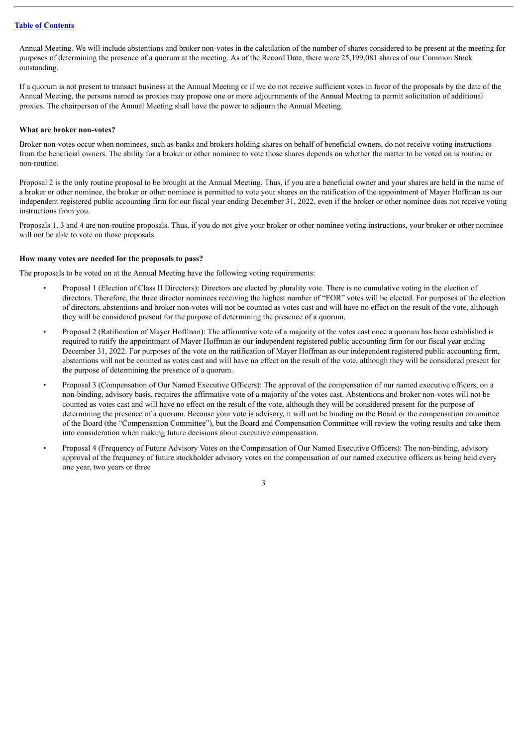Annual Meeting. We will include abstentions and broker non-votes in the calculation of the number of shares considered to be present at the meeting for purposes of determining the presence of a quorum at the meeting. As of the Record Date, there were 25,199,081 shares of our Common Stock outstanding.

If a quorum is not present to transact business at the Annual Meeting or if we do not receive sufficient votes in favor of the proposals by the date of the Annual Meeting, the persons named as proxies may propose one or more adjournments of the Annual Meeting to permit solicitation of additional proxies. The chairperson of the Annual Meeting shall have the power to adjourn the Annual Meeting.

**What are broker non-votes?**

Broker non-votes occur when nominees, such as banks and brokers holding shares on behalf of beneficial owners, do not receive voting instructions from the beneficial owners. The ability for a broker or other nominee to vote those shares depends on whether the matter to be voted on is routine or non-routine.

Proposal 2 is the only routine proposal to be brought at the Annual Meeting. Thus, if you are a beneficial owner and your shares are held in the name of a broker or other nominee, the broker or other nominee is permitted to vote your shares on the ratification of the appointment of Mayer Hoffman as our independent registered public accounting firm for our fiscal year ending December 31, 2022, even if the broker or other nominee does not receive voting instructions from you.

Proposals 1, 3 and 4 are non-routine proposals. Thus, if you do not give your broker or other nominee voting instructions, your broker or other nominee will not be able to vote on those proposals.

**How many votes are needed for the proposals to pass?**

The proposals to be voted on at the Annual Meeting have the following voting requirements:

- Proposal 1 (Election of Class II Directors): Directors are elected by plurality vote. There is no cumulative voting in the election of directors. Therefore, the three director nominees receiving the highest number of "FOR" votes will be elected. For purposes of the election of directors, abstentions and broker non-votes will not be counted as votes cast and will have no effect on the result of the vote, although they will be considered present for the purpose of determining the presence of a quorum.
- Proposal 2 (Ratification of Mayer Hoffman): The affirmative vote of a majority of the votes cast once a quorum has been established is required to ratify the appointment of Mayer Hoffman as our independent registered public accounting firm for our fiscal year ending December 31, 2022. For purposes of the vote on the ratification of Mayer Hoffman as our independent registered public accounting firm, abstentions will not be counted as votes cast and will have no effect on the result of the vote, although they will be considered present for the purpose of determining the presence of a quorum.
- Proposal 3 (Compensation of Our Named Executive Officers): The approval of the compensation of our named executive officers, on a non-binding, advisory basis, requires the affirmative vote of a majority of the votes cast. Abstentions and broker non-votes will not be counted as votes cast and will have no effect on the result of the vote, although they will be considered present for the purpose of determining the presence of a quorum. Because your vote is advisory, it will not be binding on the Board or the compensation committee of the Board (the "Compensation Committee"), but the Board and Compensation Committee will review the voting results and take them into consideration when making future decisions about executive compensation.
- Proposal 4 (Frequency of Future Advisory Votes on the Compensation of Our Named Executive Officers): The non-binding, advisory approval of the frequency of future stockholder advisory votes on the compensation of our named executive officers as being held every one year, two years or three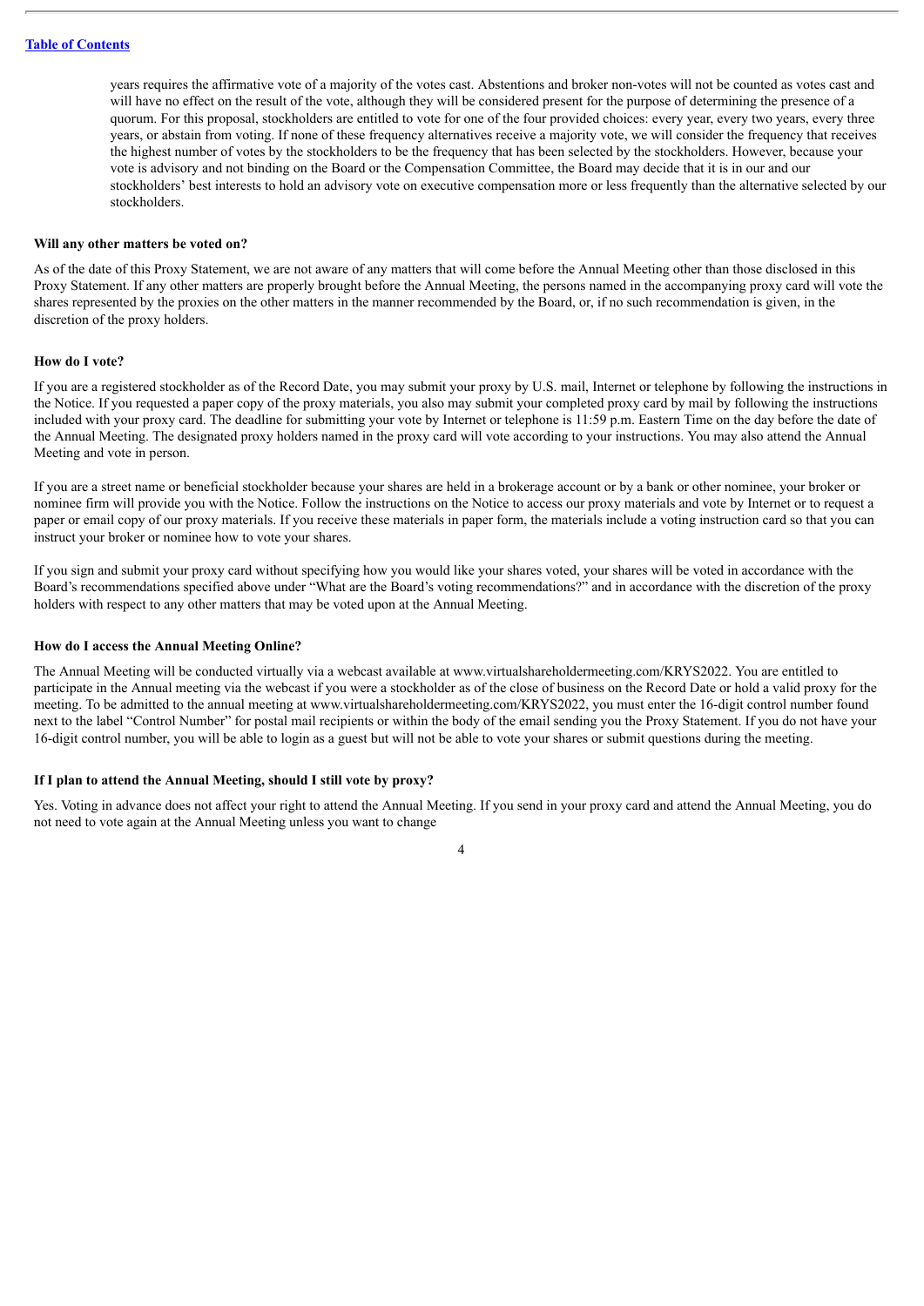years requires the affirmative vote of a majority of the votes cast. Abstentions and broker non-votes will not be counted as votes cast and will have no effect on the result of the vote, although they will be considered present for the purpose of determining the presence of a quorum. For this proposal, stockholders are entitled to vote for one of the four provided choices: every year, every two years, every three years, or abstain from voting. If none of these frequency alternatives receive a majority vote, we will consider the frequency that receives the highest number of votes by the stockholders to be the frequency that has been selected by the stockholders. However, because your vote is advisory and not binding on the Board or the Compensation Committee, the Board may decide that it is in our and our stockholders' best interests to hold an advisory vote on executive compensation more or less frequently than the alternative selected by our stockholders.

**Will any other matters be voted on?**

As of the date of this Proxy Statement, we are not aware of any matters that will come before the Annual Meeting other than those disclosed in this Proxy Statement. If any other matters are properly brought before the Annual Meeting, the persons named in the accompanying proxy card will vote the shares represented by the proxies on the other matters in the manner recommended by the Board, or, if no such recommendation is given, in the discretion of the proxy holders.

**How do I vote?**

If you are a registered stockholder as of the Record Date, you may submit your proxy by U.S. mail, Internet or telephone by following the instructions in the Notice. If you requested a paper copy of the proxy materials, you also may submit your completed proxy card by mail by following the instructions included with your proxy card. The deadline for submitting your vote by Internet or telephone is 11:59 p.m. Eastern Time on the day before the date of the Annual Meeting. The designated proxy holders named in the proxy card will vote according to your instructions. You may also attend the Annual Meeting and vote in person.

If you are a street name or beneficial stockholder because your shares are held in a brokerage account or by a bank or other nominee, your broker or nominee firm will provide you with the Notice. Follow the instructions on the Notice to access our proxy materials and vote by Internet or to request a paper or email copy of our proxy materials. If you receive these materials in paper form, the materials include a voting instruction card so that you can instruct your broker or nominee how to vote your shares.

If you sign and submit your proxy card without specifying how you would like your shares voted, your shares will be voted in accordance with the Board's recommendations specified above under "What are the Board's voting recommendations?" and in accordance with the discretion of the proxy holders with respect to any other matters that may be voted upon at the Annual Meeting.

**How do I access the Annual Meeting Online?**

The Annual Meeting will be conducted virtually via a webcast available at www.virtualshareholdermeeting.com/KRYS2022. You are entitled to participate in the Annual meeting via the webcast if you were a stockholder as of the close of business on the Record Date or hold a valid proxy for the meeting. To be admitted to the annual meeting at www.virtualshareholdermeeting.com/KRYS2022, you must enter the 16-digit control number found next to the label "Control Number" for postal mail recipients or within the body of the email sending you the Proxy Statement. If you do not have your 16-digit control number, you will be able to login as a guest but will not be able to vote your shares or submit questions during the meeting.

**If I plan to attend the Annual Meeting, should I still vote by proxy?**

Yes. Voting in advance does not affect your right to attend the Annual Meeting. If you send in your proxy card and attend the Annual Meeting, you do not need to vote again at the Annual Meeting unless you want to change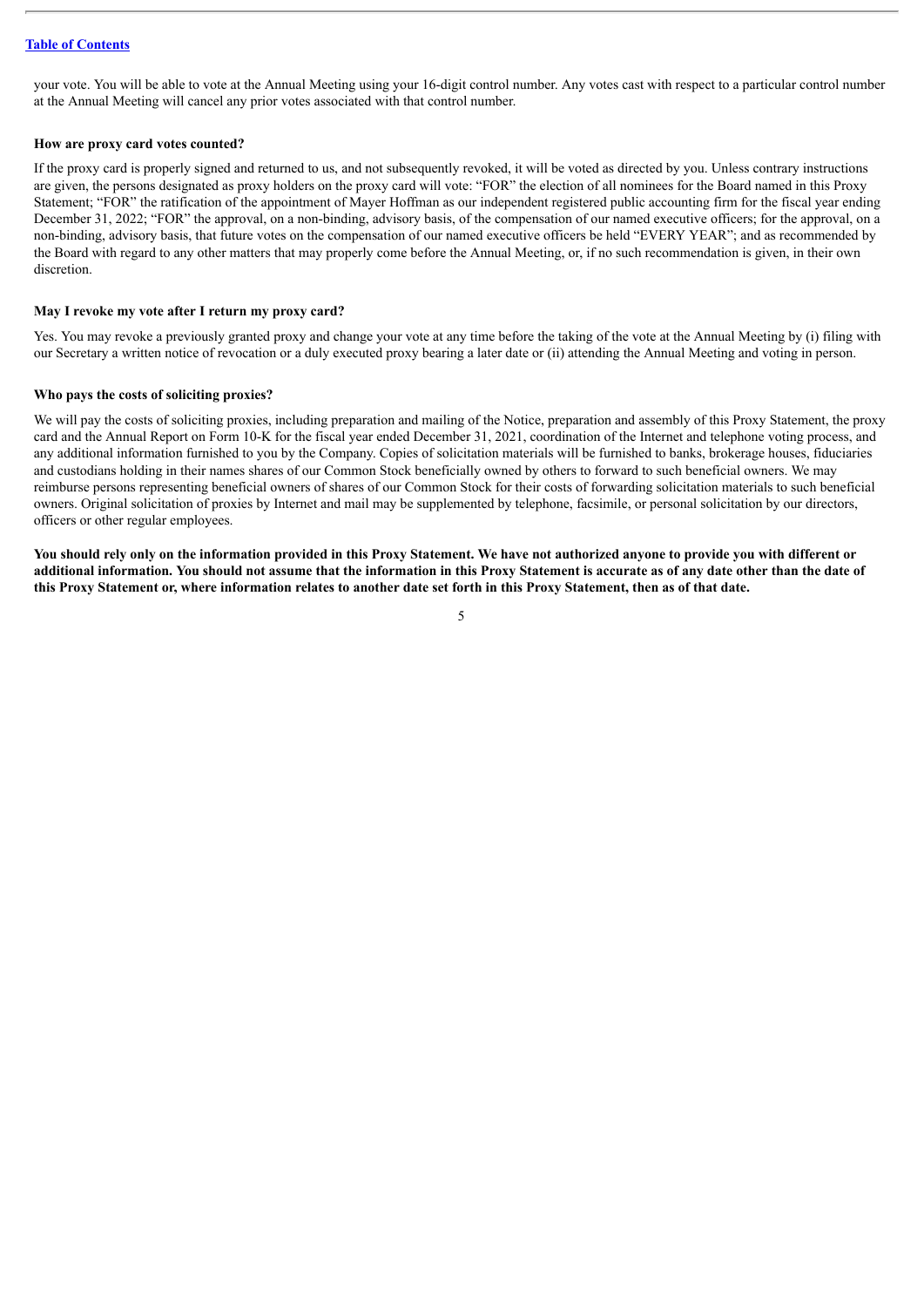your vote. You will be able to vote at the Annual Meeting using your 16-digit control number. Any votes cast with respect to a particular control number at the Annual Meeting will cancel any prior votes associated with that control number.

**How are proxy card votes counted?**

If the proxy card is properly signed and returned to us, and not subsequently revoked, it will be voted as directed by you. Unless contrary instructions are given, the persons designated as proxy holders on the proxy card will vote: "FOR" the election of all nominees for the Board named in this Proxy Statement; "FOR" the ratification of the appointment of Mayer Hoffman as our independent registered public accounting firm for the fiscal year ending December 31, 2022; "FOR" the approval, on a non-binding, advisory basis, of the compensation of our named executive officers; for the approval, on a non-binding, advisory basis, that future votes on the compensation of our named executive officers be held "EVERY YEAR"; and as recommended by the Board with regard to any other matters that may properly come before the Annual Meeting, or, if no such recommendation is given, in their own discretion.

**May I revoke my vote after I return my proxy card?**

Yes. You may revoke a previously granted proxy and change your vote at any time before the taking of the vote at the Annual Meeting by (i) filing with our Secretary a written notice of revocation or a duly executed proxy bearing a later date or (ii) attending the Annual Meeting and voting in person.

**Who pays the costs of soliciting proxies?**

We will pay the costs of soliciting proxies, including preparation and mailing of the Notice, preparation and assembly of this Proxy Statement, the proxy card and the Annual Report on Form 10-K for the fiscal year ended December 31, 2021, coordination of the Internet and telephone voting process, and any additional information furnished to you by the Company. Copies of solicitation materials will be furnished to banks, brokerage houses, fiduciaries and custodians holding in their names shares of our Common Stock beneficially owned by others to forward to such beneficial owners. We may reimburse persons representing beneficial owners of shares of our Common Stock for their costs of forwarding solicitation materials to such beneficial owners. Original solicitation of proxies by Internet and mail may be supplemented by telephone, facsimile, or personal solicitation by our directors, officers or other regular employees.

**You should rely only on the information provided in this Proxy Statement. We have not authorized anyone to provide you with different or additional information. You should not assume that the information in this Proxy Statement is accurate as of any date other than the date of this Proxy Statement or, where information relates to another date set forth in this Proxy Statement, then as of that date.**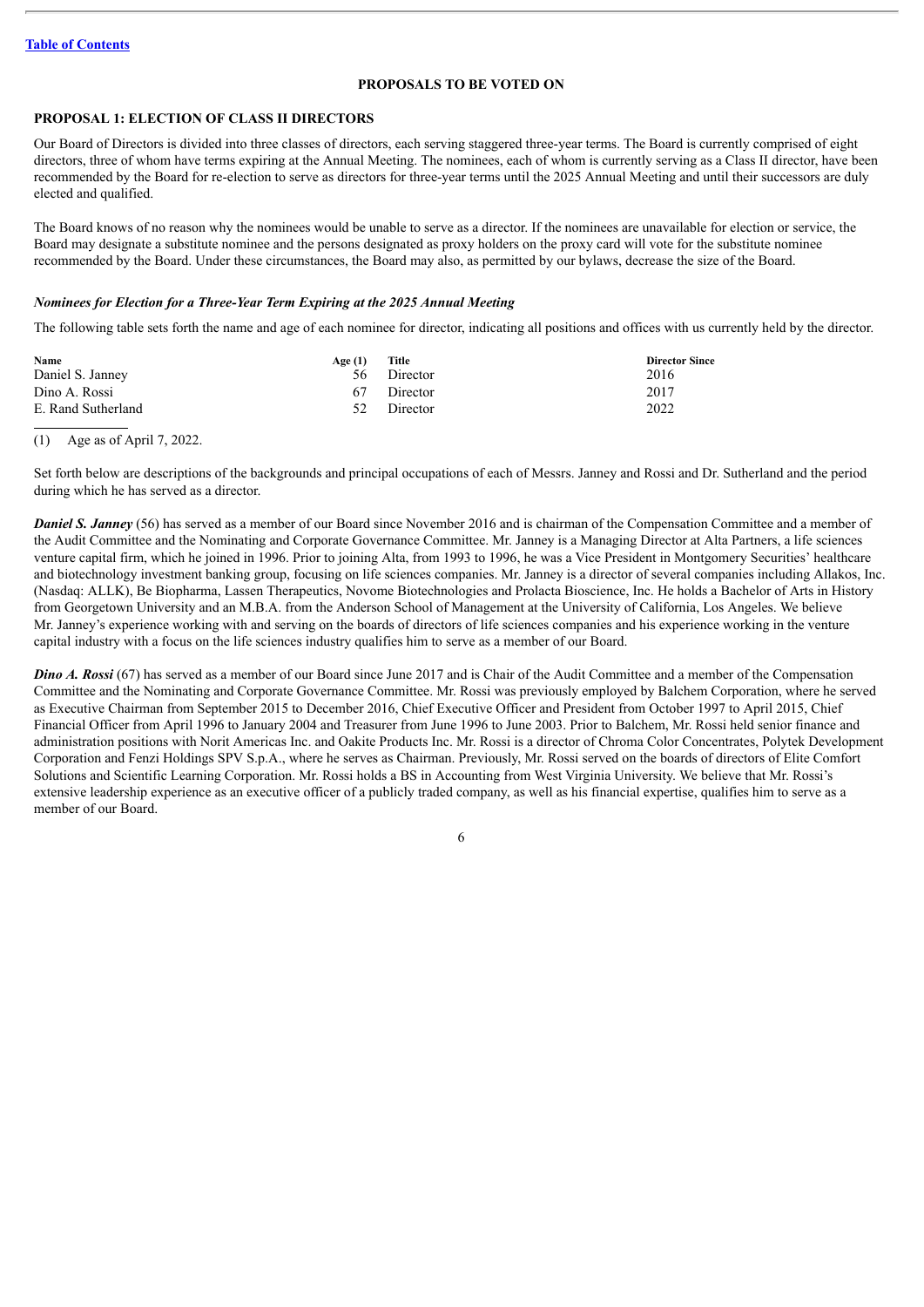[Table of Contents](#)

## PROPOSALS TO BE VOTED ON

### PROPOSAL 1: ELECTION OF CLASS II DIRECTORS

Our Board of Directors is divided into three classes of directors, each serving staggered three-year terms. The Board is currently comprised of eight directors, three of whom have terms expiring at the Annual Meeting. The nominees, each of whom is currently serving as a Class II director, have been recommended by the Board for re-election to serve as directors for three-year terms until the 2025 Annual Meeting and until their successors are duly elected and qualified.

The Board knows of no reason why the nominees would be unable to serve as a director. If the nominees are unavailable for election or service, the Board may designate a substitute nominee and the persons designated as proxy holders on the proxy card will vote for the substitute nominee recommended by the Board. Under these circumstances, the Board may also, as permitted by our bylaws, decrease the size of the Board.

***Nominees for Election for a Three-Year Term Expiring at the 2025 Annual Meeting***

The following table sets forth the name and age of each nominee for director, indicating all positions and offices with us currently held by the director.

| Name | Age (1) | Title | Director Since |
|---|---|---|---|
| Daniel S. Janney | 56 | Director | 2016 |
| Dino A. Rossi | 67 | Director | 2017 |
| E. Rand Sutherland | 52 | Director | 2022 |

(1) Age as of April 7, 2022.

Set forth below are descriptions of the backgrounds and principal occupations of each of Messrs. Janney and Rossi and Dr. Sutherland and the period during which he has served as a director.

***Daniel S. Janney*** (56) has served as a member of our Board since November 2016 and is chairman of the Compensation Committee and a member of the Audit Committee and the Nominating and Corporate Governance Committee. Mr. Janney is a Managing Director at Alta Partners, a life sciences venture capital firm, which he joined in 1996. Prior to joining Alta, from 1993 to 1996, he was a Vice President in Montgomery Securities' healthcare and biotechnology investment banking group, focusing on life sciences companies. Mr. Janney is a director of several companies including Allakos, Inc. (Nasdaq: ALLK), Be Biopharma, Lassen Therapeutics, Novome Biotechnologies and Prolacta Bioscience, Inc. He holds a Bachelor of Arts in History from Georgetown University and an M.B.A. from the Anderson School of Management at the University of California, Los Angeles. We believe Mr. Janney's experience working with and serving on the boards of directors of life sciences companies and his experience working in the venture capital industry with a focus on the life sciences industry qualifies him to serve as a member of our Board.

***Dino A. Rossi*** (67) has served as a member of our Board since June 2017 and is Chair of the Audit Committee and a member of the Compensation Committee and the Nominating and Corporate Governance Committee. Mr. Rossi was previously employed by Balchem Corporation, where he served as Executive Chairman from September 2015 to December 2016, Chief Executive Officer and President from October 1997 to April 2015, Chief Financial Officer from April 1996 to January 2004 and Treasurer from June 1996 to June 2003. Prior to Balchem, Mr. Rossi held senior finance and administration positions with Norit Americas Inc. and Oakite Products Inc. Mr. Rossi is a director of Chroma Color Concentrates, Polytek Development Corporation and Fenzi Holdings SPV S.p.A., where he serves as Chairman. Previously, Mr. Rossi served on the boards of directors of Elite Comfort Solutions and Scientific Learning Corporation. Mr. Rossi holds a BS in Accounting from West Virginia University. We believe that Mr. Rossi's extensive leadership experience as an executive officer of a publicly traded company, as well as his financial expertise, qualifies him to serve as a member of our Board.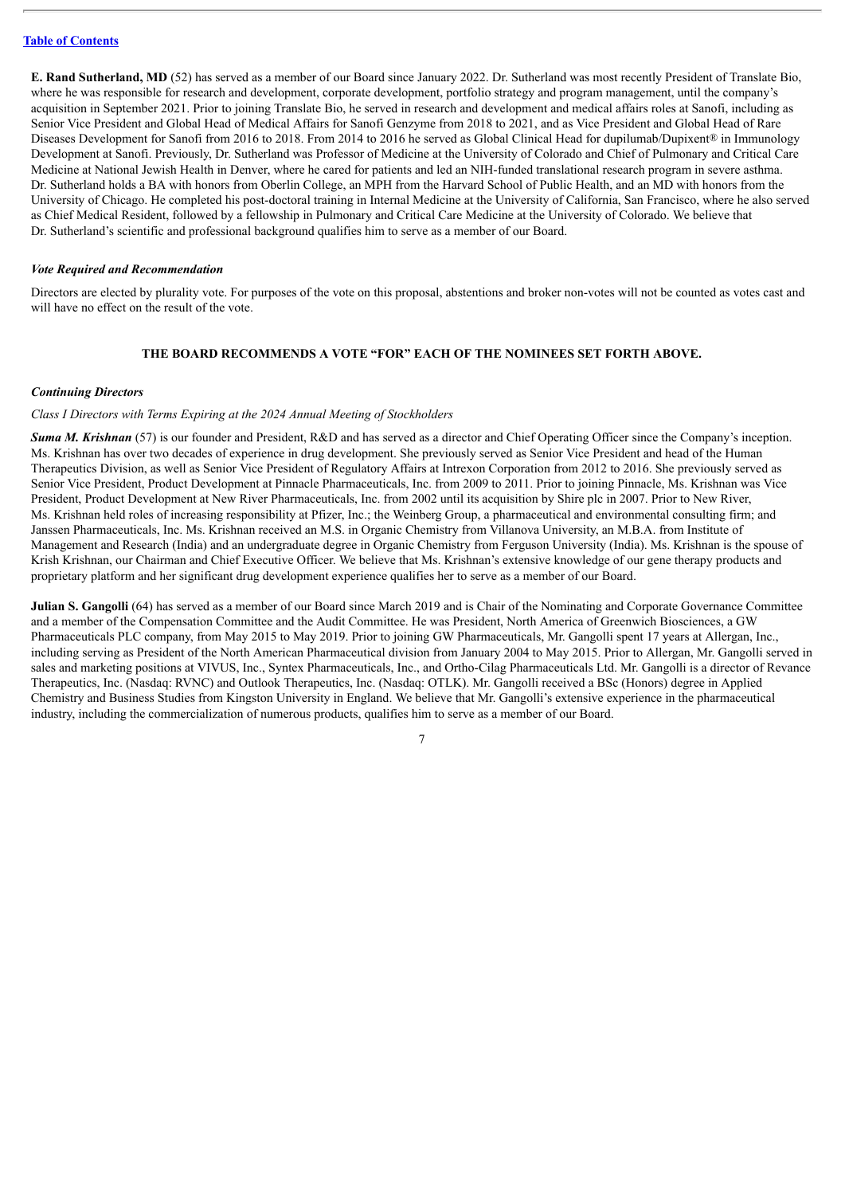**E. Rand Sutherland, MD** (52) has served as a member of our Board since January 2022. Dr. Sutherland was most recently President of Translate Bio, where he was responsible for research and development, corporate development, portfolio strategy and program management, until the company's acquisition in September 2021. Prior to joining Translate Bio, he served in research and development and medical affairs roles at Sanofi, including as Senior Vice President and Global Head of Medical Affairs for Sanofi Genzyme from 2018 to 2021, and as Vice President and Global Head of Rare Diseases Development for Sanofi from 2016 to 2018. From 2014 to 2016 he served as Global Clinical Head for dupilumab/Dupixent® in Immunology Development at Sanofi. Previously, Dr. Sutherland was Professor of Medicine at the University of Colorado and Chief of Pulmonary and Critical Care Medicine at National Jewish Health in Denver, where he cared for patients and led an NIH-funded translational research program in severe asthma. Dr. Sutherland holds a BA with honors from Oberlin College, an MPH from the Harvard School of Public Health, and an MD with honors from the University of Chicago. He completed his post-doctoral training in Internal Medicine at the University of California, San Francisco, where he also served as Chief Medical Resident, followed by a fellowship in Pulmonary and Critical Care Medicine at the University of Colorado. We believe that Dr. Sutherland's scientific and professional background qualifies him to serve as a member of our Board.

***Vote Required and Recommendation***

Directors are elected by plurality vote. For purposes of the vote on this proposal, abstentions and broker non-votes will not be counted as votes cast and will have no effect on the result of the vote.

**THE BOARD RECOMMENDS A VOTE "FOR" EACH OF THE NOMINEES SET FORTH ABOVE.**

***Continuing Directors***

*Class I Directors with Terms Expiring at the 2024 Annual Meeting of Stockholders*

***Suma M. Krishnan*** (57) is our founder and President, R&D and has served as a director and Chief Operating Officer since the Company's inception. Ms. Krishnan has over two decades of experience in drug development. She previously served as Senior Vice President and head of the Human Therapeutics Division, as well as Senior Vice President of Regulatory Affairs at Intrexon Corporation from 2012 to 2016. She previously served as Senior Vice President, Product Development at Pinnacle Pharmaceuticals, Inc. from 2009 to 2011. Prior to joining Pinnacle, Ms. Krishnan was Vice President, Product Development at New River Pharmaceuticals, Inc. from 2002 until its acquisition by Shire plc in 2007. Prior to New River, Ms. Krishnan held roles of increasing responsibility at Pfizer, Inc.; the Weinberg Group, a pharmaceutical and environmental consulting firm; and Janssen Pharmaceuticals, Inc. Ms. Krishnan received an M.S. in Organic Chemistry from Villanova University, an M.B.A. from Institute of Management and Research (India) and an undergraduate degree in Organic Chemistry from Ferguson University (India). Ms. Krishnan is the spouse of Krish Krishnan, our Chairman and Chief Executive Officer. We believe that Ms. Krishnan's extensive knowledge of our gene therapy products and proprietary platform and her significant drug development experience qualifies her to serve as a member of our Board.

**Julian S. Gangolli** (64) has served as a member of our Board since March 2019 and is Chair of the Nominating and Corporate Governance Committee and a member of the Compensation Committee and the Audit Committee. He was President, North America of Greenwich Biosciences, a GW Pharmaceuticals PLC company, from May 2015 to May 2019. Prior to joining GW Pharmaceuticals, Mr. Gangolli spent 17 years at Allergan, Inc., including serving as President of the North American Pharmaceutical division from January 2004 to May 2015. Prior to Allergan, Mr. Gangolli served in sales and marketing positions at VIVUS, Inc., Syntex Pharmaceuticals, Inc., and Ortho-Cilag Pharmaceuticals Ltd. Mr. Gangolli is a director of Revance Therapeutics, Inc. (Nasdaq: RVNC) and Outlook Therapeutics, Inc. (Nasdaq: OTLK). Mr. Gangolli received a BSc (Honors) degree in Applied Chemistry and Business Studies from Kingston University in England. We believe that Mr. Gangolli's extensive experience in the pharmaceutical industry, including the commercialization of numerous products, qualifies him to serve as a member of our Board.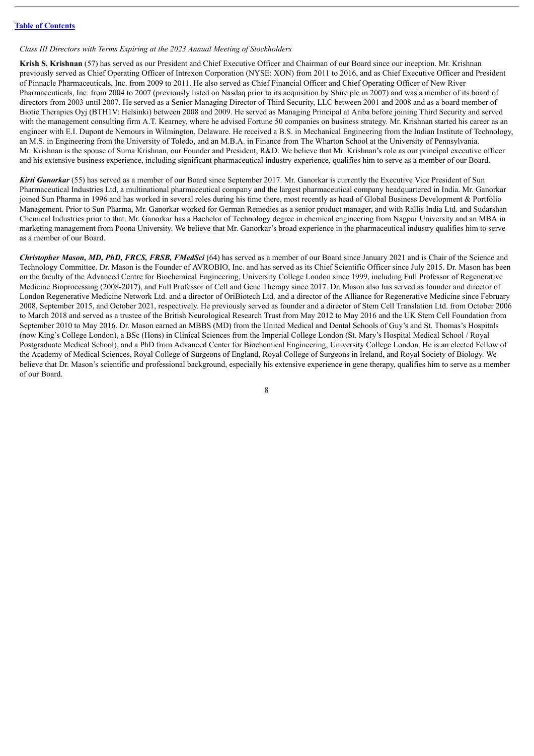*Class III Directors with Terms Expiring at the 2023 Annual Meeting of Stockholders*

**Krish S. Krishnan** (57) has served as our President and Chief Executive Officer and Chairman of our Board since our inception. Mr. Krishnan previously served as Chief Operating Officer of Intrexon Corporation (NYSE: XON) from 2011 to 2016, and as Chief Executive Officer and President of Pinnacle Pharmaceuticals, Inc. from 2009 to 2011. He also served as Chief Financial Officer and Chief Operating Officer of New River Pharmaceuticals, Inc. from 2004 to 2007 (previously listed on Nasdaq prior to its acquisition by Shire plc in 2007) and was a member of its board of directors from 2003 until 2007. He served as a Senior Managing Director of Third Security, LLC between 2001 and 2008 and as a board member of Biotie Therapies Oyj (BTH1V: Helsinki) between 2008 and 2009. He served as Managing Principal at Ariba before joining Third Security and served with the management consulting firm A.T. Kearney, where he advised Fortune 50 companies on business strategy. Mr. Krishnan started his career as an engineer with E.I. Dupont de Nemours in Wilmington, Delaware. He received a B.S. in Mechanical Engineering from the Indian Institute of Technology, an M.S. in Engineering from the University of Toledo, and an M.B.A. in Finance from The Wharton School at the University of Pennsylvania. Mr. Krishnan is the spouse of Suma Krishnan, our Founder and President, R&D. We believe that Mr. Krishnan's role as our principal executive officer and his extensive business experience, including significant pharmaceutical industry experience, qualifies him to serve as a member of our Board.

***Kirti Ganorkar*** (55) has served as a member of our Board since September 2017. Mr. Ganorkar is currently the Executive Vice President of Sun Pharmaceutical Industries Ltd, a multinational pharmaceutical company and the largest pharmaceutical company headquartered in India. Mr. Ganorkar joined Sun Pharma in 1996 and has worked in several roles during his time there, most recently as head of Global Business Development & Portfolio Management. Prior to Sun Pharma, Mr. Ganorkar worked for German Remedies as a senior product manager, and with Rallis India Ltd. and Sudarshan Chemical Industries prior to that. Mr. Ganorkar has a Bachelor of Technology degree in chemical engineering from Nagpur University and an MBA in marketing management from Poona University. We believe that Mr. Ganorkar's broad experience in the pharmaceutical industry qualifies him to serve as a member of our Board.

***Christopher Mason, MD, PhD, FRCS, FRSB, FMedSci*** (64) has served as a member of our Board since January 2021 and is Chair of the Science and Technology Committee. Dr. Mason is the Founder of AVROBIO, Inc. and has served as its Chief Scientific Officer since July 2015. Dr. Mason has been on the faculty of the Advanced Centre for Biochemical Engineering, University College London since 1999, including Full Professor of Regenerative Medicine Bioprocessing (2008-2017), and Full Professor of Cell and Gene Therapy since 2017. Dr. Mason also has served as founder and director of London Regenerative Medicine Network Ltd. and a director of OriBiotech Ltd. and a director of the Alliance for Regenerative Medicine since February 2008, September 2015, and October 2021, respectively. He previously served as founder and a director of Stem Cell Translation Ltd. from October 2006 to March 2018 and served as a trustee of the British Neurological Research Trust from May 2012 to May 2016 and the UK Stem Cell Foundation from September 2010 to May 2016. Dr. Mason earned an MBBS (MD) from the United Medical and Dental Schools of Guy's and St. Thomas's Hospitals (now King's College London), a BSc (Hons) in Clinical Sciences from the Imperial College London (St. Mary's Hospital Medical School / Royal Postgraduate Medical School), and a PhD from Advanced Center for Biochemical Engineering, University College London. He is an elected Fellow of the Academy of Medical Sciences, Royal College of Surgeons of England, Royal College of Surgeons in Ireland, and Royal Society of Biology. We believe that Dr. Mason's scientific and professional background, especially his extensive experience in gene therapy, qualifies him to serve as a member of our Board.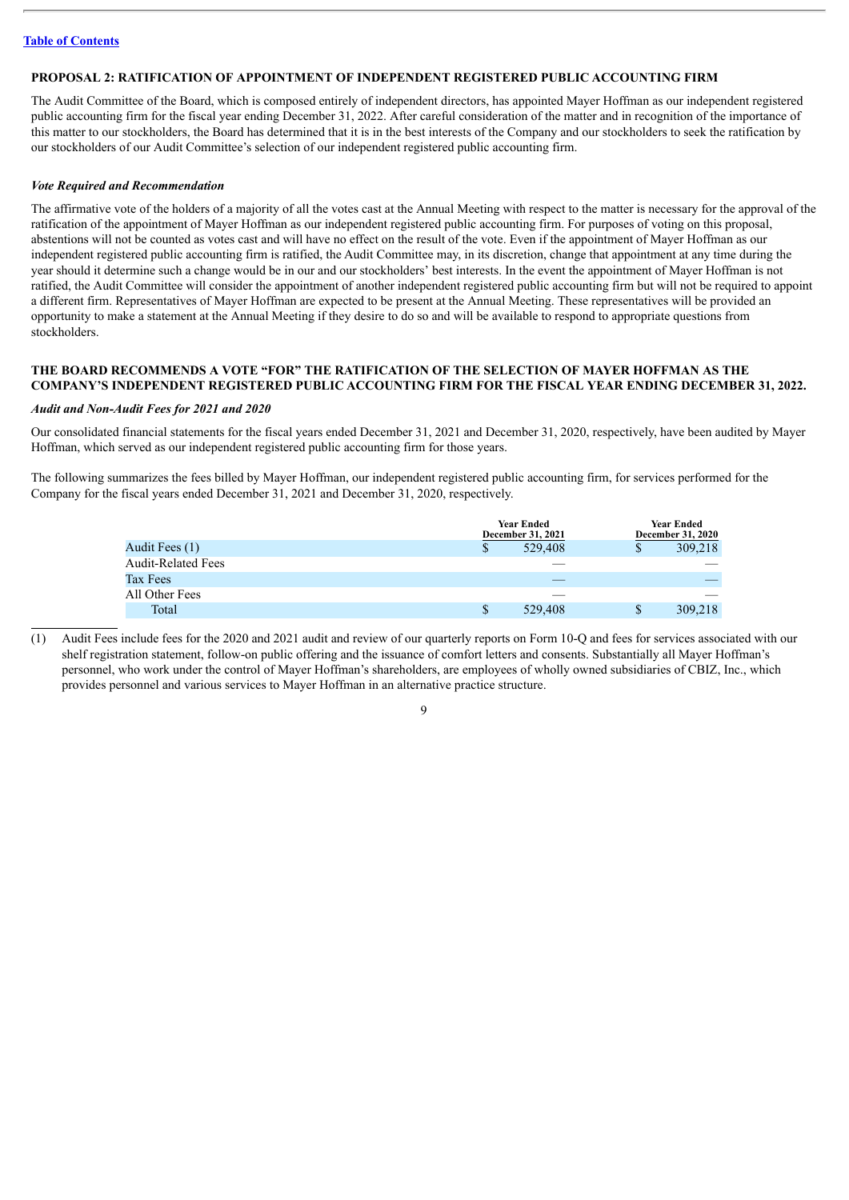[Table of Contents]

## PROPOSAL 2: RATIFICATION OF APPOINTMENT OF INDEPENDENT REGISTERED PUBLIC ACCOUNTING FIRM

The Audit Committee of the Board, which is composed entirely of independent directors, has appointed Mayer Hoffman as our independent registered public accounting firm for the fiscal year ending December 31, 2022. After careful consideration of the matter and in recognition of the importance of this matter to our stockholders, the Board has determined that it is in the best interests of the Company and our stockholders to seek the ratification by our stockholders of our Audit Committee's selection of our independent registered public accounting firm.

### *Vote Required and Recommendation*

The affirmative vote of the holders of a majority of all the votes cast at the Annual Meeting with respect to the matter is necessary for the approval of the ratification of the appointment of Mayer Hoffman as our independent registered public accounting firm. For purposes of voting on this proposal, abstentions will not be counted as votes cast and will have no effect on the result of the vote. Even if the appointment of Mayer Hoffman as our independent registered public accounting firm is ratified, the Audit Committee may, in its discretion, change that appointment at any time during the year should it determine such a change would be in our and our stockholders' best interests. In the event the appointment of Mayer Hoffman is not ratified, the Audit Committee will consider the appointment of another independent registered public accounting firm but will not be required to appoint a different firm. Representatives of Mayer Hoffman are expected to be present at the Annual Meeting. These representatives will be provided an opportunity to make a statement at the Annual Meeting if they desire to do so and will be available to respond to appropriate questions from stockholders.

**THE BOARD RECOMMENDS A VOTE "FOR" THE RATIFICATION OF THE SELECTION OF MAYER HOFFMAN AS THE COMPANY'S INDEPENDENT REGISTERED PUBLIC ACCOUNTING FIRM FOR THE FISCAL YEAR ENDING DECEMBER 31, 2022.**

### *Audit and Non-Audit Fees for 2021 and 2020*

Our consolidated financial statements for the fiscal years ended December 31, 2021 and December 31, 2020, respectively, have been audited by Mayer Hoffman, which served as our independent registered public accounting firm for those years.

The following summarizes the fees billed by Mayer Hoffman, our independent registered public accounting firm, for services performed for the Company for the fiscal years ended December 31, 2021 and December 31, 2020, respectively.

| | Year Ended December 31, 2021 | Year Ended December 31, 2020 |
|---|---|---|
| Audit Fees (1) | $ 529,408 | $ 309,218 |
| Audit-Related Fees | — | — |
| Tax Fees | — | — |
| All Other Fees | — | — |
| Total | $ 529,408 | $ 309,218 |

(1) Audit Fees include fees for the 2020 and 2021 audit and review of our quarterly reports on Form 10-Q and fees for services associated with our shelf registration statement, follow-on public offering and the issuance of comfort letters and consents. Substantially all Mayer Hoffman's personnel, who work under the control of Mayer Hoffman's shareholders, are employees of wholly owned subsidiaries of CBIZ, Inc., which provides personnel and various services to Mayer Hoffman in an alternative practice structure.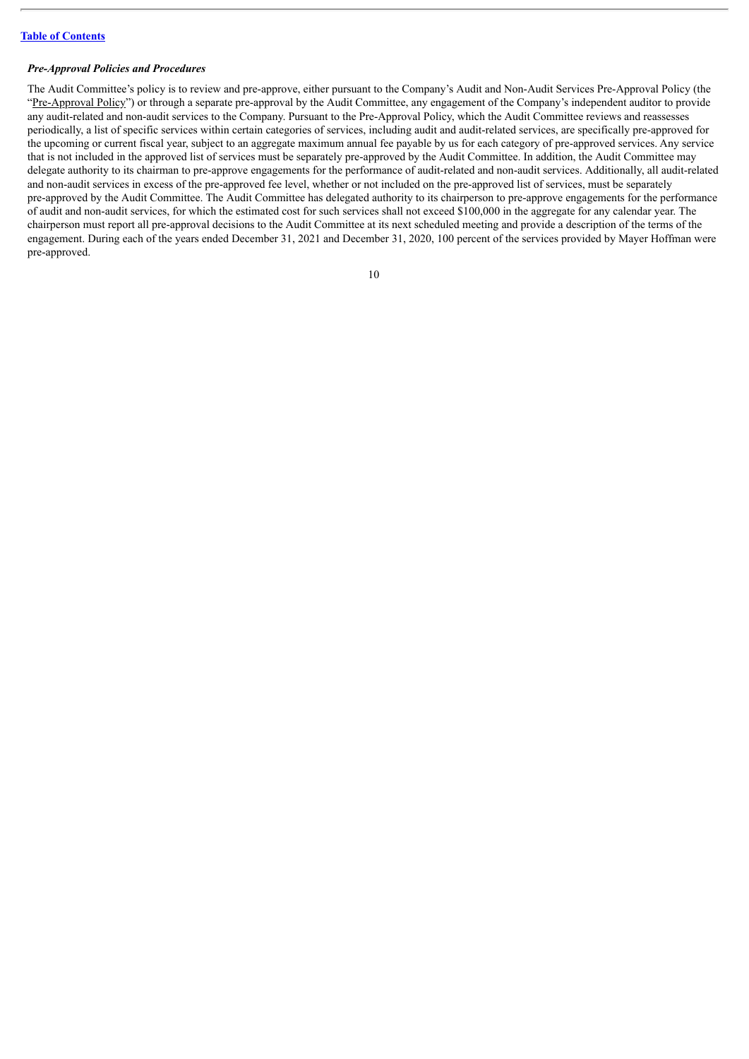***Pre-Approval Policies and Procedures***

The Audit Committee's policy is to review and pre-approve, either pursuant to the Company's Audit and Non-Audit Services Pre-Approval Policy (the "Pre-Approval Policy") or through a separate pre-approval by the Audit Committee, any engagement of the Company's independent auditor to provide any audit-related and non-audit services to the Company. Pursuant to the Pre-Approval Policy, which the Audit Committee reviews and reassesses periodically, a list of specific services within certain categories of services, including audit and audit-related services, are specifically pre-approved for the upcoming or current fiscal year, subject to an aggregate maximum annual fee payable by us for each category of pre-approved services. Any service that is not included in the approved list of services must be separately pre-approved by the Audit Committee. In addition, the Audit Committee may delegate authority to its chairman to pre-approve engagements for the performance of audit-related and non-audit services. Additionally, all audit-related and non-audit services in excess of the pre-approved fee level, whether or not included on the pre-approved list of services, must be separately pre-approved by the Audit Committee. The Audit Committee has delegated authority to its chairperson to pre-approve engagements for the performance of audit and non-audit services, for which the estimated cost for such services shall not exceed $100,000 in the aggregate for any calendar year. The chairperson must report all pre-approval decisions to the Audit Committee at its next scheduled meeting and provide a description of the terms of the engagement. During each of the years ended December 31, 2021 and December 31, 2020, 100 percent of the services provided by Mayer Hoffman were pre-approved.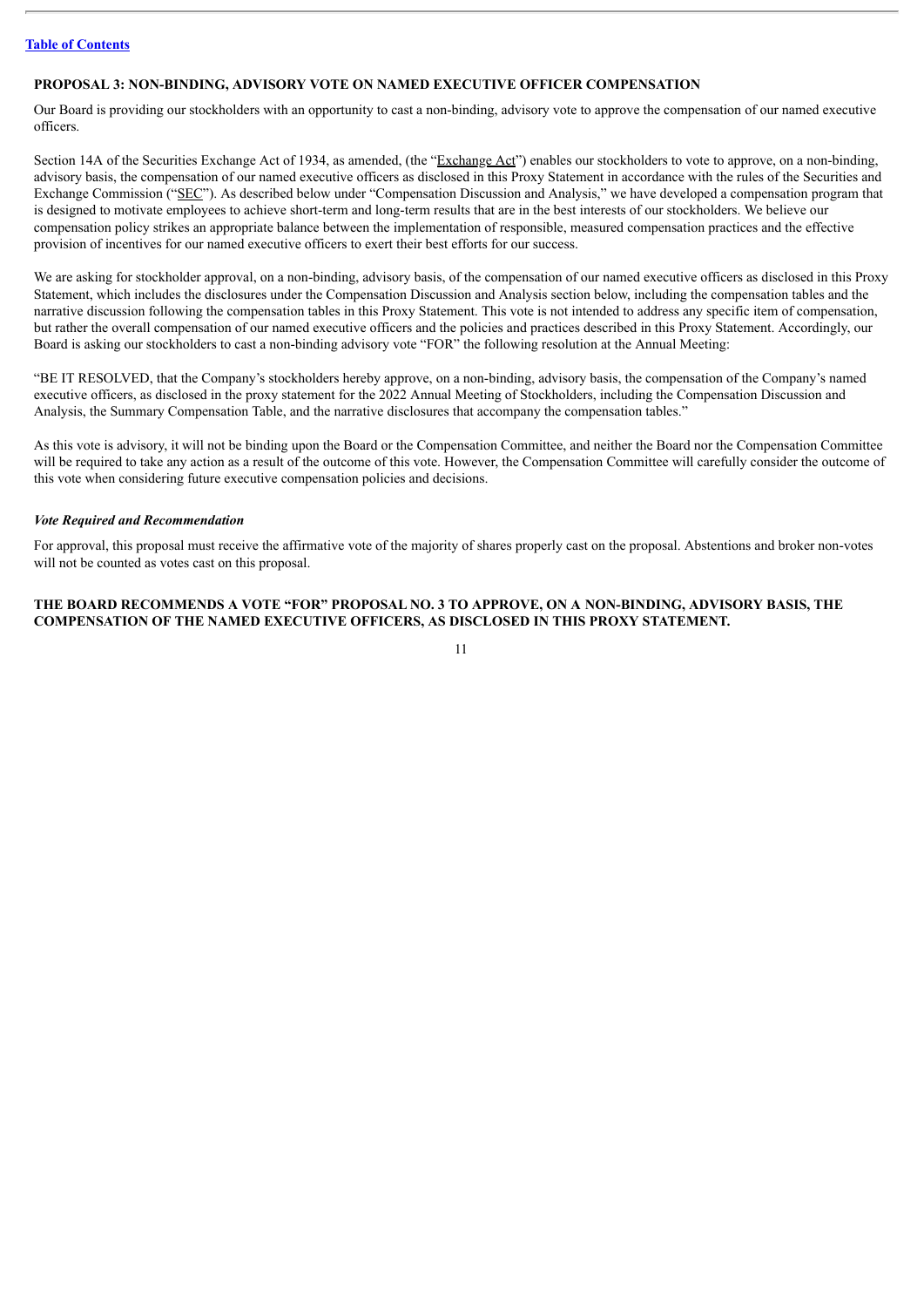### PROPOSAL 3: NON-BINDING, ADVISORY VOTE ON NAMED EXECUTIVE OFFICER COMPENSATION

Our Board is providing our stockholders with an opportunity to cast a non-binding, advisory vote to approve the compensation of our named executive officers.

Section 14A of the Securities Exchange Act of 1934, as amended, (the "Exchange Act") enables our stockholders to vote to approve, on a non-binding, advisory basis, the compensation of our named executive officers as disclosed in this Proxy Statement in accordance with the rules of the Securities and Exchange Commission ("SEC"). As described below under "Compensation Discussion and Analysis," we have developed a compensation program that is designed to motivate employees to achieve short-term and long-term results that are in the best interests of our stockholders. We believe our compensation policy strikes an appropriate balance between the implementation of responsible, measured compensation practices and the effective provision of incentives for our named executive officers to exert their best efforts for our success.

We are asking for stockholder approval, on a non-binding, advisory basis, of the compensation of our named executive officers as disclosed in this Proxy Statement, which includes the disclosures under the Compensation Discussion and Analysis section below, including the compensation tables and the narrative discussion following the compensation tables in this Proxy Statement. This vote is not intended to address any specific item of compensation, but rather the overall compensation of our named executive officers and the policies and practices described in this Proxy Statement. Accordingly, our Board is asking our stockholders to cast a non-binding advisory vote "FOR" the following resolution at the Annual Meeting:

"BE IT RESOLVED, that the Company's stockholders hereby approve, on a non-binding, advisory basis, the compensation of the Company's named executive officers, as disclosed in the proxy statement for the 2022 Annual Meeting of Stockholders, including the Compensation Discussion and Analysis, the Summary Compensation Table, and the narrative disclosures that accompany the compensation tables."

As this vote is advisory, it will not be binding upon the Board or the Compensation Committee, and neither the Board nor the Compensation Committee will be required to take any action as a result of the outcome of this vote. However, the Compensation Committee will carefully consider the outcome of this vote when considering future executive compensation policies and decisions.

***Vote Required and Recommendation***

For approval, this proposal must receive the affirmative vote of the majority of shares properly cast on the proposal. Abstentions and broker non-votes will not be counted as votes cast on this proposal.

**THE BOARD RECOMMENDS A VOTE "FOR" PROPOSAL NO. 3 TO APPROVE, ON A NON-BINDING, ADVISORY BASIS, THE COMPENSATION OF THE NAMED EXECUTIVE OFFICERS, AS DISCLOSED IN THIS PROXY STATEMENT.**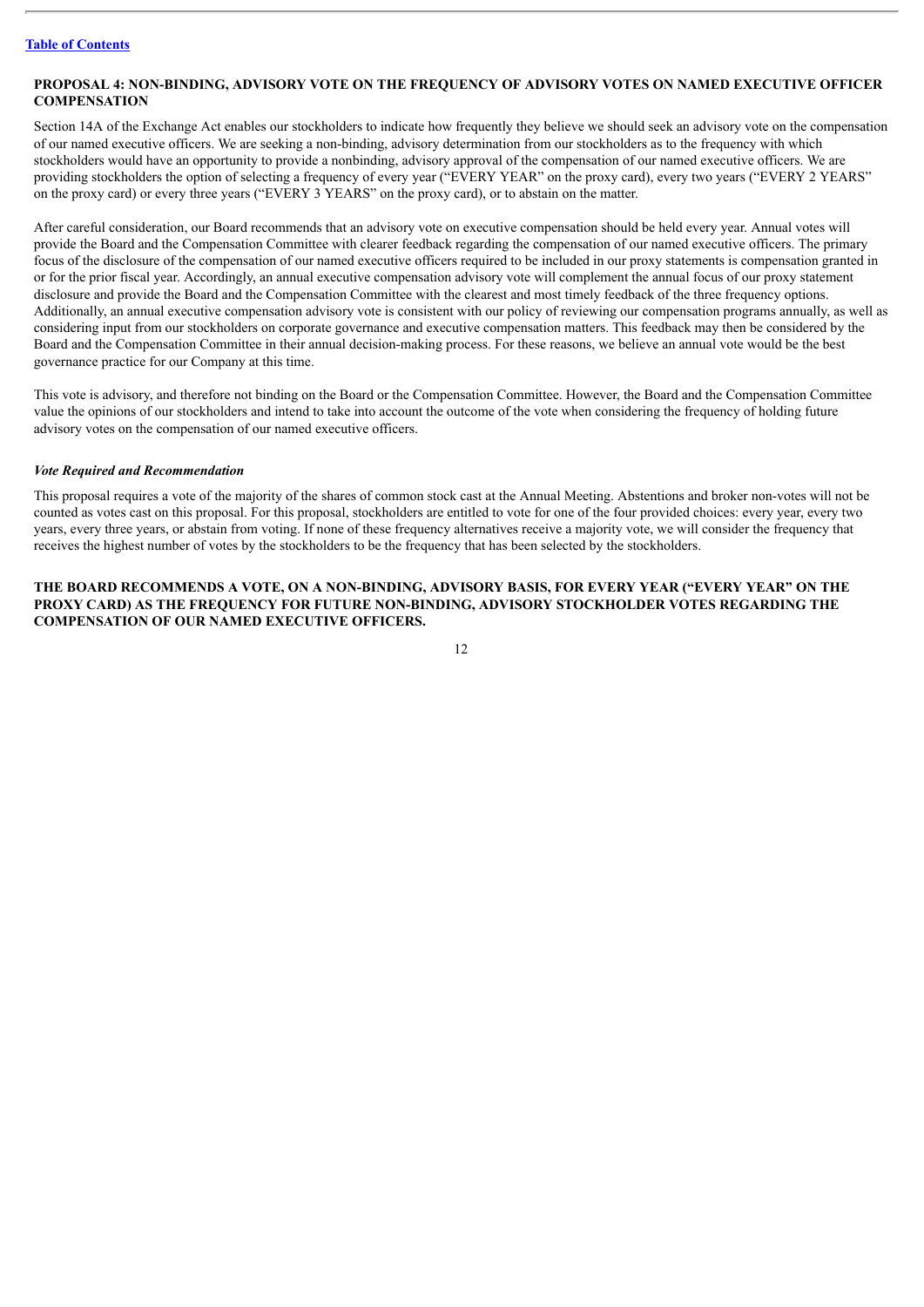## PROPOSAL 4: NON-BINDING, ADVISORY VOTE ON THE FREQUENCY OF ADVISORY VOTES ON NAMED EXECUTIVE OFFICER COMPENSATION

Section 14A of the Exchange Act enables our stockholders to indicate how frequently they believe we should seek an advisory vote on the compensation of our named executive officers. We are seeking a non-binding, advisory determination from our stockholders as to the frequency with which stockholders would have an opportunity to provide a nonbinding, advisory approval of the compensation of our named executive officers. We are providing stockholders the option of selecting a frequency of every year ("EVERY YEAR" on the proxy card), every two years ("EVERY 2 YEARS" on the proxy card) or every three years ("EVERY 3 YEARS" on the proxy card), or to abstain on the matter.

After careful consideration, our Board recommends that an advisory vote on executive compensation should be held every year. Annual votes will provide the Board and the Compensation Committee with clearer feedback regarding the compensation of our named executive officers. The primary focus of the disclosure of the compensation of our named executive officers required to be included in our proxy statements is compensation granted in or for the prior fiscal year. Accordingly, an annual executive compensation advisory vote will complement the annual focus of our proxy statement disclosure and provide the Board and the Compensation Committee with the clearest and most timely feedback of the three frequency options. Additionally, an annual executive compensation advisory vote is consistent with our policy of reviewing our compensation programs annually, as well as considering input from our stockholders on corporate governance and executive compensation matters. This feedback may then be considered by the Board and the Compensation Committee in their annual decision-making process. For these reasons, we believe an annual vote would be the best governance practice for our Company at this time.

This vote is advisory, and therefore not binding on the Board or the Compensation Committee. However, the Board and the Compensation Committee value the opinions of our stockholders and intend to take into account the outcome of the vote when considering the frequency of holding future advisory votes on the compensation of our named executive officers.

### *Vote Required and Recommendation*

This proposal requires a vote of the majority of the shares of common stock cast at the Annual Meeting. Abstentions and broker non-votes will not be counted as votes cast on this proposal. For this proposal, stockholders are entitled to vote for one of the four provided choices: every year, every two years, every three years, or abstain from voting. If none of these frequency alternatives receive a majority vote, we will consider the frequency that receives the highest number of votes by the stockholders to be the frequency that has been selected by the stockholders.

**THE BOARD RECOMMENDS A VOTE, ON A NON-BINDING, ADVISORY BASIS, FOR EVERY YEAR ("EVERY YEAR" ON THE PROXY CARD) AS THE FREQUENCY FOR FUTURE NON-BINDING, ADVISORY STOCKHOLDER VOTES REGARDING THE COMPENSATION OF OUR NAMED EXECUTIVE OFFICERS.**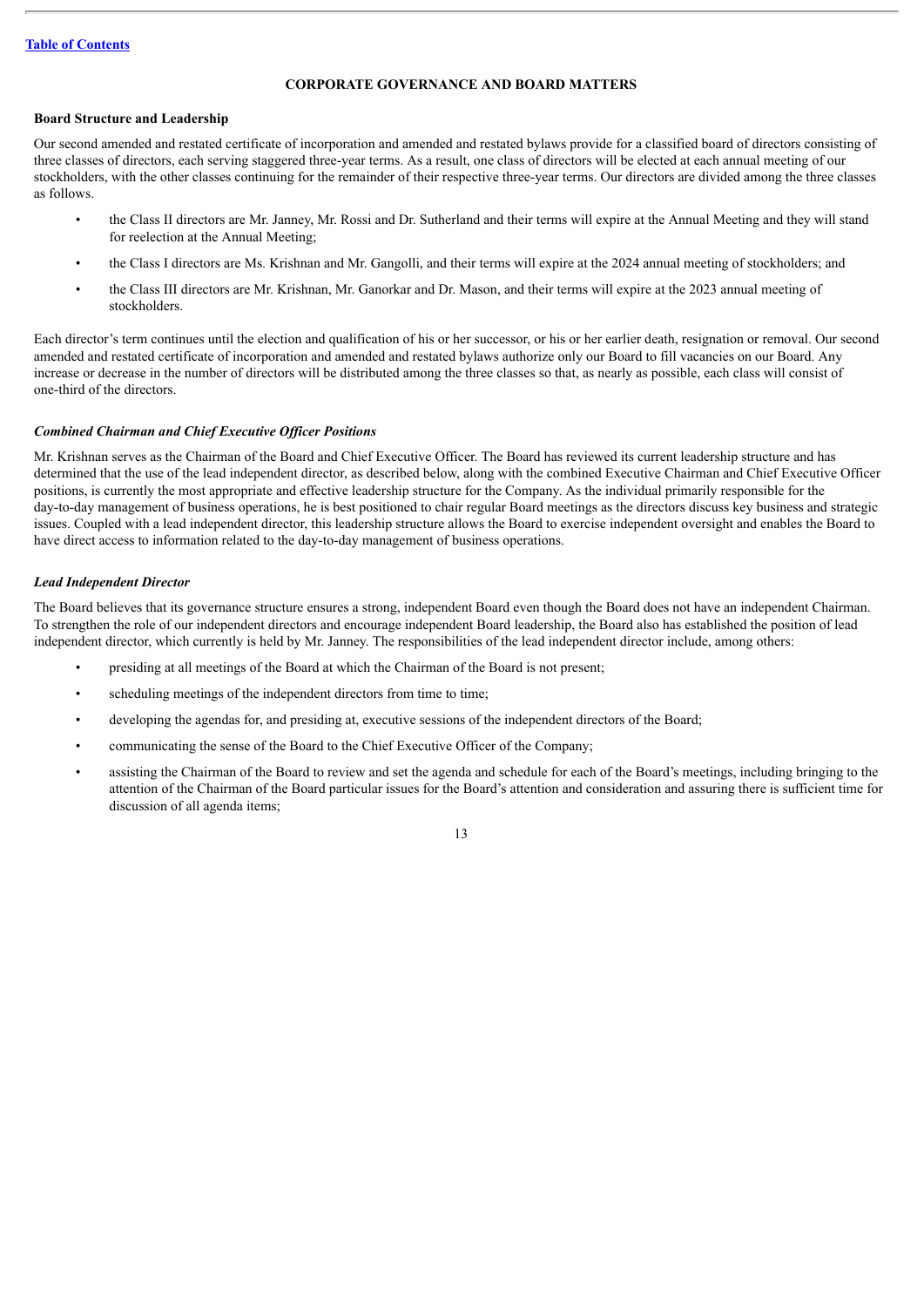[Table of Contents](#)

## CORPORATE GOVERNANCE AND BOARD MATTERS

### Board Structure and Leadership

Our second amended and restated certificate of incorporation and amended and restated bylaws provide for a classified board of directors consisting of three classes of directors, each serving staggered three-year terms. As a result, one class of directors will be elected at each annual meeting of our stockholders, with the other classes continuing for the remainder of their respective three-year terms. Our directors are divided among the three classes as follows.

- the Class II directors are Mr. Janney, Mr. Rossi and Dr. Sutherland and their terms will expire at the Annual Meeting and they will stand for reelection at the Annual Meeting;
- the Class I directors are Ms. Krishnan and Mr. Gangolli, and their terms will expire at the 2024 annual meeting of stockholders; and
- the Class III directors are Mr. Krishnan, Mr. Ganorkar and Dr. Mason, and their terms will expire at the 2023 annual meeting of stockholders.

Each director's term continues until the election and qualification of his or her successor, or his or her earlier death, resignation or removal. Our second amended and restated certificate of incorporation and amended and restated bylaws authorize only our Board to fill vacancies on our Board. Any increase or decrease in the number of directors will be distributed among the three classes so that, as nearly as possible, each class will consist of one-third of the directors.

#### *Combined Chairman and Chief Executive Officer Positions*

Mr. Krishnan serves as the Chairman of the Board and Chief Executive Officer. The Board has reviewed its current leadership structure and has determined that the use of the lead independent director, as described below, along with the combined Executive Chairman and Chief Executive Officer positions, is currently the most appropriate and effective leadership structure for the Company. As the individual primarily responsible for the day-to-day management of business operations, he is best positioned to chair regular Board meetings as the directors discuss key business and strategic issues. Coupled with a lead independent director, this leadership structure allows the Board to exercise independent oversight and enables the Board to have direct access to information related to the day-to-day management of business operations.

#### *Lead Independent Director*

The Board believes that its governance structure ensures a strong, independent Board even though the Board does not have an independent Chairman. To strengthen the role of our independent directors and encourage independent Board leadership, the Board also has established the position of lead independent director, which currently is held by Mr. Janney. The responsibilities of the lead independent director include, among others:

- presiding at all meetings of the Board at which the Chairman of the Board is not present;
- scheduling meetings of the independent directors from time to time;
- developing the agendas for, and presiding at, executive sessions of the independent directors of the Board;
- communicating the sense of the Board to the Chief Executive Officer of the Company;
- assisting the Chairman of the Board to review and set the agenda and schedule for each of the Board's meetings, including bringing to the attention of the Chairman of the Board particular issues for the Board's attention and consideration and assuring there is sufficient time for discussion of all agenda items;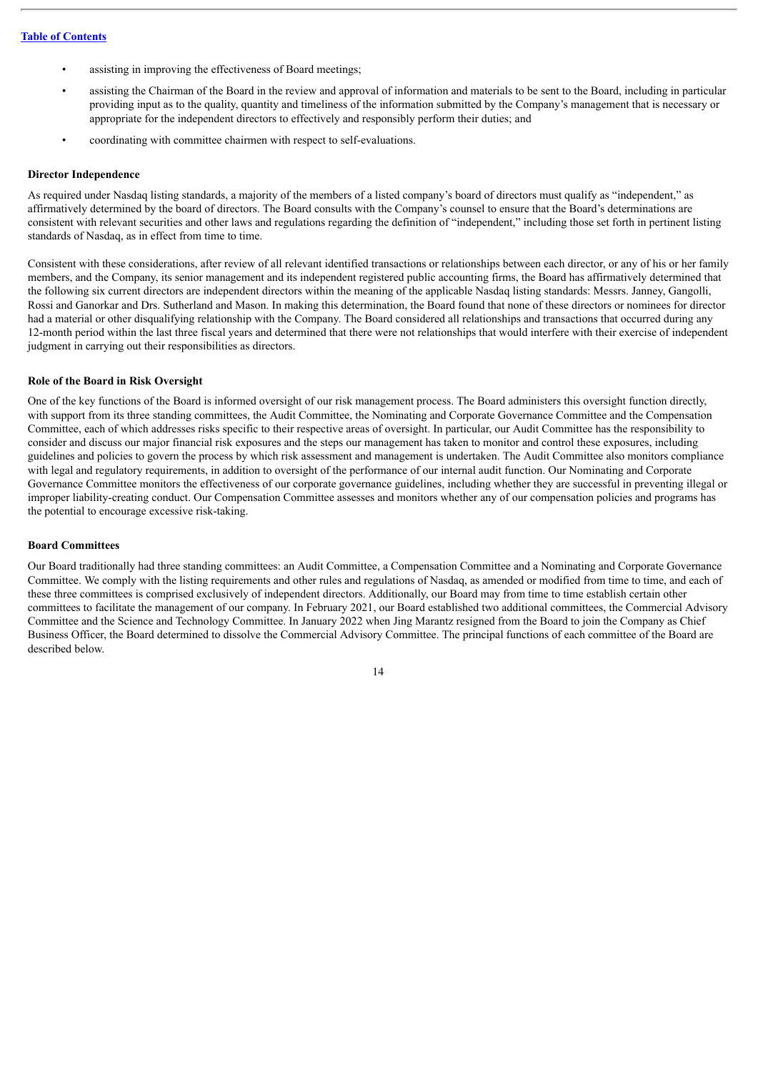- assisting in improving the effectiveness of Board meetings;
- assisting the Chairman of the Board in the review and approval of information and materials to be sent to the Board, including in particular providing input as to the quality, quantity and timeliness of the information submitted by the Company's management that is necessary or appropriate for the independent directors to effectively and responsibly perform their duties; and
- coordinating with committee chairmen with respect to self-evaluations.

**Director Independence**

As required under Nasdaq listing standards, a majority of the members of a listed company's board of directors must qualify as "independent," as affirmatively determined by the board of directors. The Board consults with the Company's counsel to ensure that the Board's determinations are consistent with relevant securities and other laws and regulations regarding the definition of "independent," including those set forth in pertinent listing standards of Nasdaq, as in effect from time to time.

Consistent with these considerations, after review of all relevant identified transactions or relationships between each director, or any of his or her family members, and the Company, its senior management and its independent registered public accounting firms, the Board has affirmatively determined that the following six current directors are independent directors within the meaning of the applicable Nasdaq listing standards: Messrs. Janney, Gangolli, Rossi and Ganorkar and Drs. Sutherland and Mason. In making this determination, the Board found that none of these directors or nominees for director had a material or other disqualifying relationship with the Company. The Board considered all relationships and transactions that occurred during any 12-month period within the last three fiscal years and determined that there were not relationships that would interfere with their exercise of independent judgment in carrying out their responsibilities as directors.

**Role of the Board in Risk Oversight**

One of the key functions of the Board is informed oversight of our risk management process. The Board administers this oversight function directly, with support from its three standing committees, the Audit Committee, the Nominating and Corporate Governance Committee and the Compensation Committee, each of which addresses risks specific to their respective areas of oversight. In particular, our Audit Committee has the responsibility to consider and discuss our major financial risk exposures and the steps our management has taken to monitor and control these exposures, including guidelines and policies to govern the process by which risk assessment and management is undertaken. The Audit Committee also monitors compliance with legal and regulatory requirements, in addition to oversight of the performance of our internal audit function. Our Nominating and Corporate Governance Committee monitors the effectiveness of our corporate governance guidelines, including whether they are successful in preventing illegal or improper liability-creating conduct. Our Compensation Committee assesses and monitors whether any of our compensation policies and programs has the potential to encourage excessive risk-taking.

**Board Committees**

Our Board traditionally had three standing committees: an Audit Committee, a Compensation Committee and a Nominating and Corporate Governance Committee. We comply with the listing requirements and other rules and regulations of Nasdaq, as amended or modified from time to time, and each of these three committees is comprised exclusively of independent directors. Additionally, our Board may from time to time establish certain other committees to facilitate the management of our company. In February 2021, our Board established two additional committees, the Commercial Advisory Committee and the Science and Technology Committee. In January 2022 when Jing Marantz resigned from the Board to join the Company as Chief Business Officer, the Board determined to dissolve the Commercial Advisory Committee. The principal functions of each committee of the Board are described below.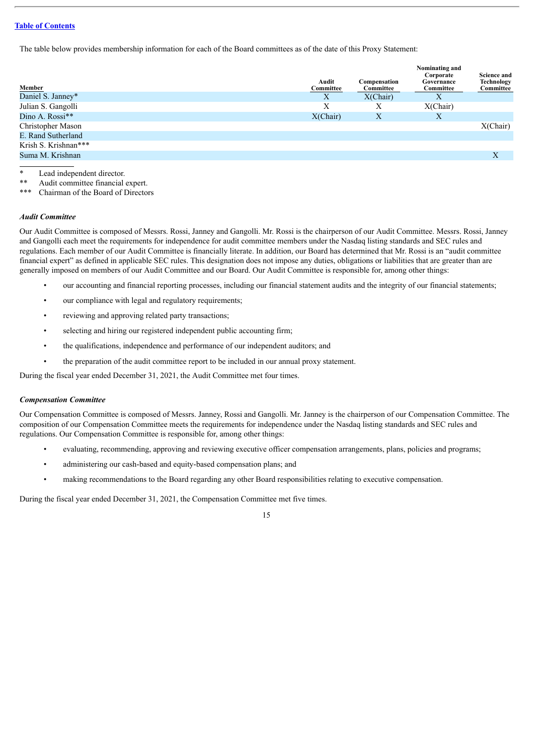[Table of Contents](#)

The table below provides membership information for each of the Board committees as of the date of this Proxy Statement:

| Member | Audit Committee | Compensation Committee | Nominating and Corporate Governance Committee | Science and Technology Committee |
|---|---|---|---|---|
| Daniel S. Janney* | X | X(Chair) | X | |
| Julian S. Gangolli | X | X | X(Chair) | |
| Dino A. Rossi** | X(Chair) | X | X | |
| Christopher Mason | | | | X(Chair) |
| E. Rand Sutherland | | | | |
| Krish S. Krishnan*** | | | | |
| Suma M. Krishnan | | | | X |

\* Lead independent director.
\*\* Audit committee financial expert.
\*\*\* Chairman of the Board of Directors

### *Audit Committee*

Our Audit Committee is composed of Messrs. Rossi, Janney and Gangolli. Mr. Rossi is the chairperson of our Audit Committee. Messrs. Rossi, Janney and Gangolli each meet the requirements for independence for audit committee members under the Nasdaq listing standards and SEC rules and regulations. Each member of our Audit Committee is financially literate. In addition, our Board has determined that Mr. Rossi is an "audit committee financial expert" as defined in applicable SEC rules. This designation does not impose any duties, obligations or liabilities that are greater than are generally imposed on members of our Audit Committee and our Board. Our Audit Committee is responsible for, among other things:

- our accounting and financial reporting processes, including our financial statement audits and the integrity of our financial statements;
- our compliance with legal and regulatory requirements;
- reviewing and approving related party transactions;
- selecting and hiring our registered independent public accounting firm;
- the qualifications, independence and performance of our independent auditors; and
- the preparation of the audit committee report to be included in our annual proxy statement.

During the fiscal year ended December 31, 2021, the Audit Committee met four times.

### *Compensation Committee*

Our Compensation Committee is composed of Messrs. Janney, Rossi and Gangolli. Mr. Janney is the chairperson of our Compensation Committee. The composition of our Compensation Committee meets the requirements for independence under the Nasdaq listing standards and SEC rules and regulations. Our Compensation Committee is responsible for, among other things:

- evaluating, recommending, approving and reviewing executive officer compensation arrangements, plans, policies and programs;
- administering our cash-based and equity-based compensation plans; and
- making recommendations to the Board regarding any other Board responsibilities relating to executive compensation.

During the fiscal year ended December 31, 2021, the Compensation Committee met five times.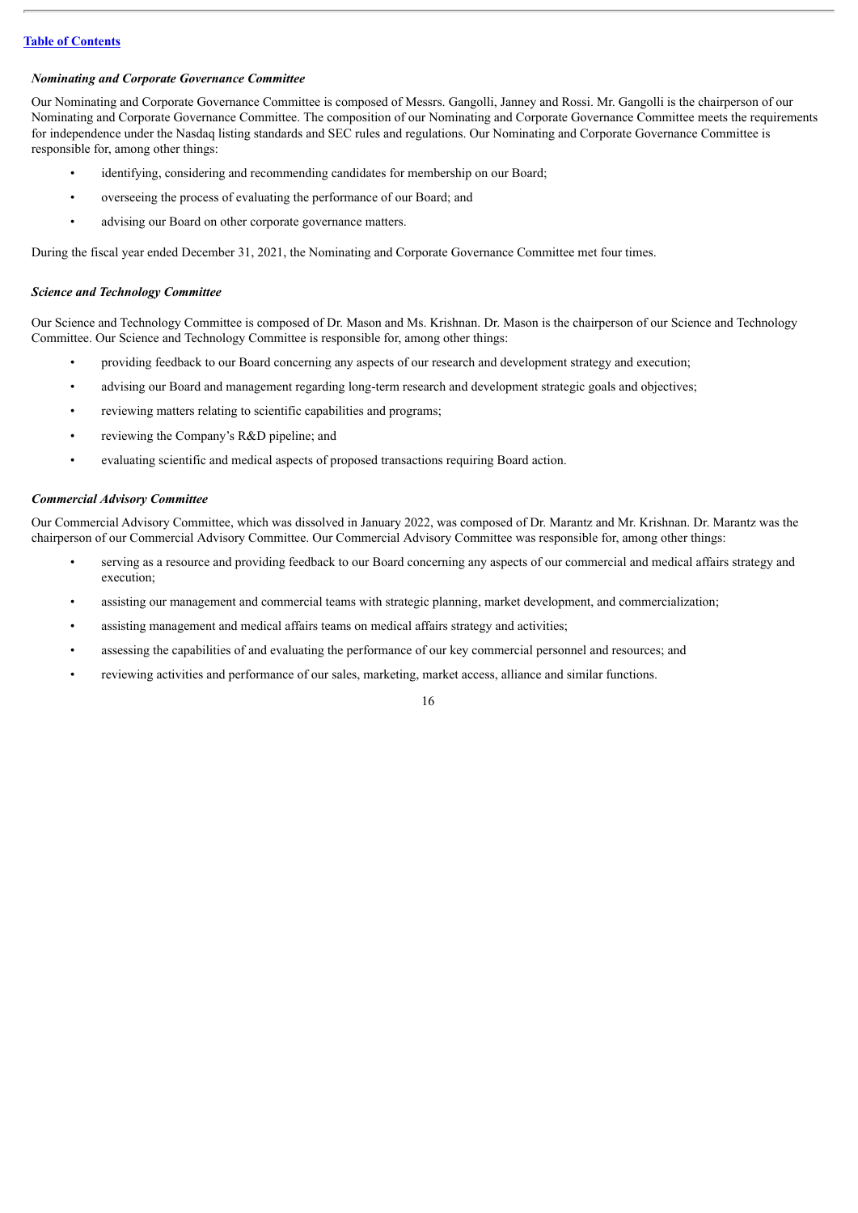### *Nominating and Corporate Governance Committee*

Our Nominating and Corporate Governance Committee is composed of Messrs. Gangolli, Janney and Rossi. Mr. Gangolli is the chairperson of our Nominating and Corporate Governance Committee. The composition of our Nominating and Corporate Governance Committee meets the requirements for independence under the Nasdaq listing standards and SEC rules and regulations. Our Nominating and Corporate Governance Committee is responsible for, among other things:

- identifying, considering and recommending candidates for membership on our Board;
- overseeing the process of evaluating the performance of our Board; and
- advising our Board on other corporate governance matters.

During the fiscal year ended December 31, 2021, the Nominating and Corporate Governance Committee met four times.

### *Science and Technology Committee*

Our Science and Technology Committee is composed of Dr. Mason and Ms. Krishnan. Dr. Mason is the chairperson of our Science and Technology Committee. Our Science and Technology Committee is responsible for, among other things:

- providing feedback to our Board concerning any aspects of our research and development strategy and execution;
- advising our Board and management regarding long-term research and development strategic goals and objectives;
- reviewing matters relating to scientific capabilities and programs;
- reviewing the Company's R&D pipeline; and
- evaluating scientific and medical aspects of proposed transactions requiring Board action.

### *Commercial Advisory Committee*

Our Commercial Advisory Committee, which was dissolved in January 2022, was composed of Dr. Marantz and Mr. Krishnan. Dr. Marantz was the chairperson of our Commercial Advisory Committee. Our Commercial Advisory Committee was responsible for, among other things:

- serving as a resource and providing feedback to our Board concerning any aspects of our commercial and medical affairs strategy and execution;
- assisting our management and commercial teams with strategic planning, market development, and commercialization;
- assisting management and medical affairs teams on medical affairs strategy and activities;
- assessing the capabilities of and evaluating the performance of our key commercial personnel and resources; and
- reviewing activities and performance of our sales, marketing, market access, alliance and similar functions.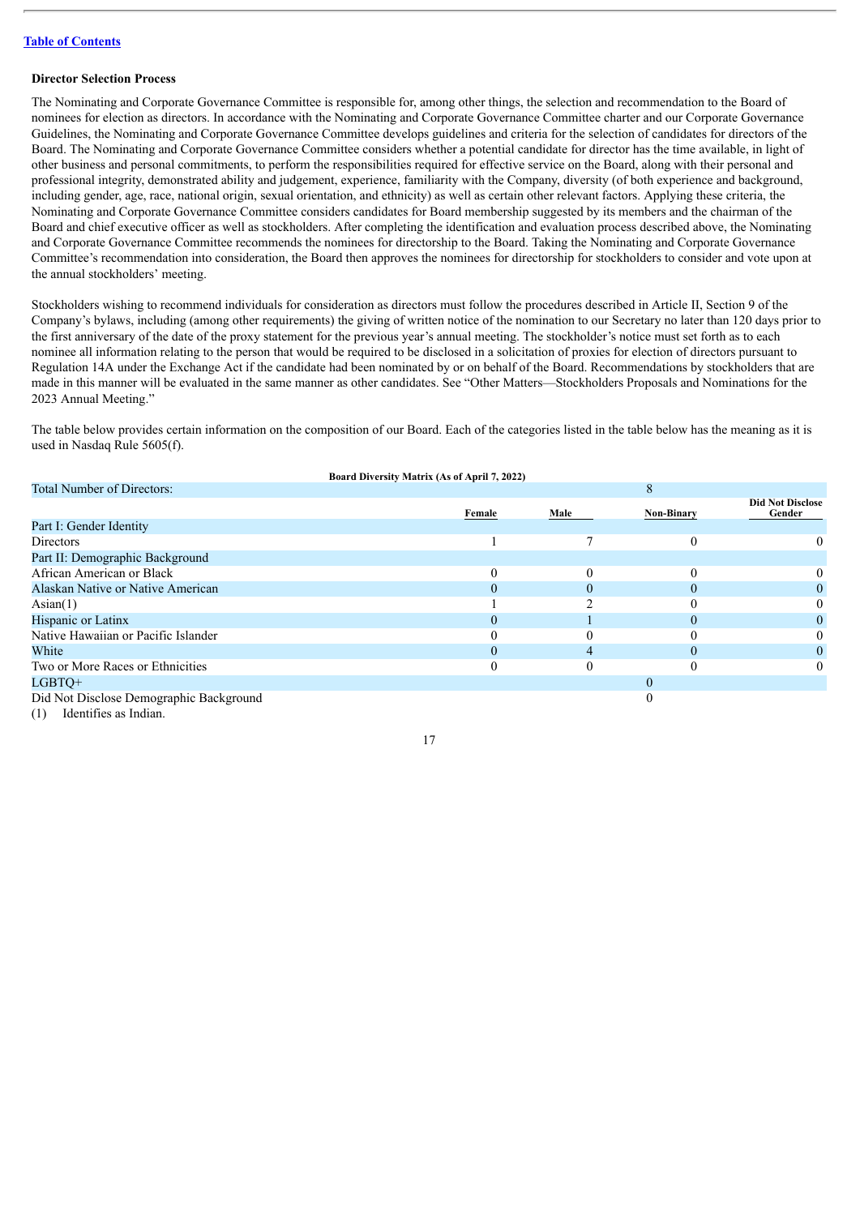### Director Selection Process

The Nominating and Corporate Governance Committee is responsible for, among other things, the selection and recommendation to the Board of nominees for election as directors. In accordance with the Nominating and Corporate Governance Committee charter and our Corporate Governance Guidelines, the Nominating and Corporate Governance Committee develops guidelines and criteria for the selection of candidates for directors of the Board. The Nominating and Corporate Governance Committee considers whether a potential candidate for director has the time available, in light of other business and personal commitments, to perform the responsibilities required for effective service on the Board, along with their personal and professional integrity, demonstrated ability and judgement, experience, familiarity with the Company, diversity (of both experience and background, including gender, age, race, national origin, sexual orientation, and ethnicity) as well as certain other relevant factors. Applying these criteria, the Nominating and Corporate Governance Committee considers candidates for Board membership suggested by its members and the chairman of the Board and chief executive officer as well as stockholders. After completing the identification and evaluation process described above, the Nominating and Corporate Governance Committee recommends the nominees for directorship to the Board. Taking the Nominating and Corporate Governance Committee's recommendation into consideration, the Board then approves the nominees for directorship for stockholders to consider and vote upon at the annual stockholders' meeting.

Stockholders wishing to recommend individuals for consideration as directors must follow the procedures described in Article II, Section 9 of the Company's bylaws, including (among other requirements) the giving of written notice of the nomination to our Secretary no later than 120 days prior to the first anniversary of the date of the proxy statement for the previous year's annual meeting. The stockholder's notice must set forth as to each nominee all information relating to the person that would be required to be disclosed in a solicitation of proxies for election of directors pursuant to Regulation 14A under the Exchange Act if the candidate had been nominated by or on behalf of the Board. Recommendations by stockholders that are made in this manner will be evaluated in the same manner as other candidates. See "Other Matters—Stockholders Proposals and Nominations for the 2023 Annual Meeting."

The table below provides certain information on the composition of our Board. Each of the categories listed in the table below has the meaning as it is used in Nasdaq Rule 5605(f).

**Board Diversity Matrix (As of April 7, 2022)**

| Total Number of Directors: | | | 8 | |
|---|---|---|---|---|
| | **Female** | **Male** | **Non-Binary** | **Did Not Disclose Gender** |
| Part I: Gender Identity | | | | |
| Directors | 1 | 7 | 0 | 0 |
| Part II: Demographic Background | | | | |
| African American or Black | 0 | 0 | 0 | 0 |
| Alaskan Native or Native American | 0 | 0 | 0 | 0 |
| Asian(1) | 1 | 2 | 0 | 0 |
| Hispanic or Latinx | 0 | 1 | 0 | 0 |
| Native Hawaiian or Pacific Islander | 0 | 0 | 0 | 0 |
| White | 0 | 4 | 0 | 0 |
| Two or More Races or Ethnicities | 0 | 0 | 0 | 0 |
| LGBTQ+ | | | 0 | |
| Did Not Disclose Demographic Background | | | 0 | |

(1) Identifies as Indian.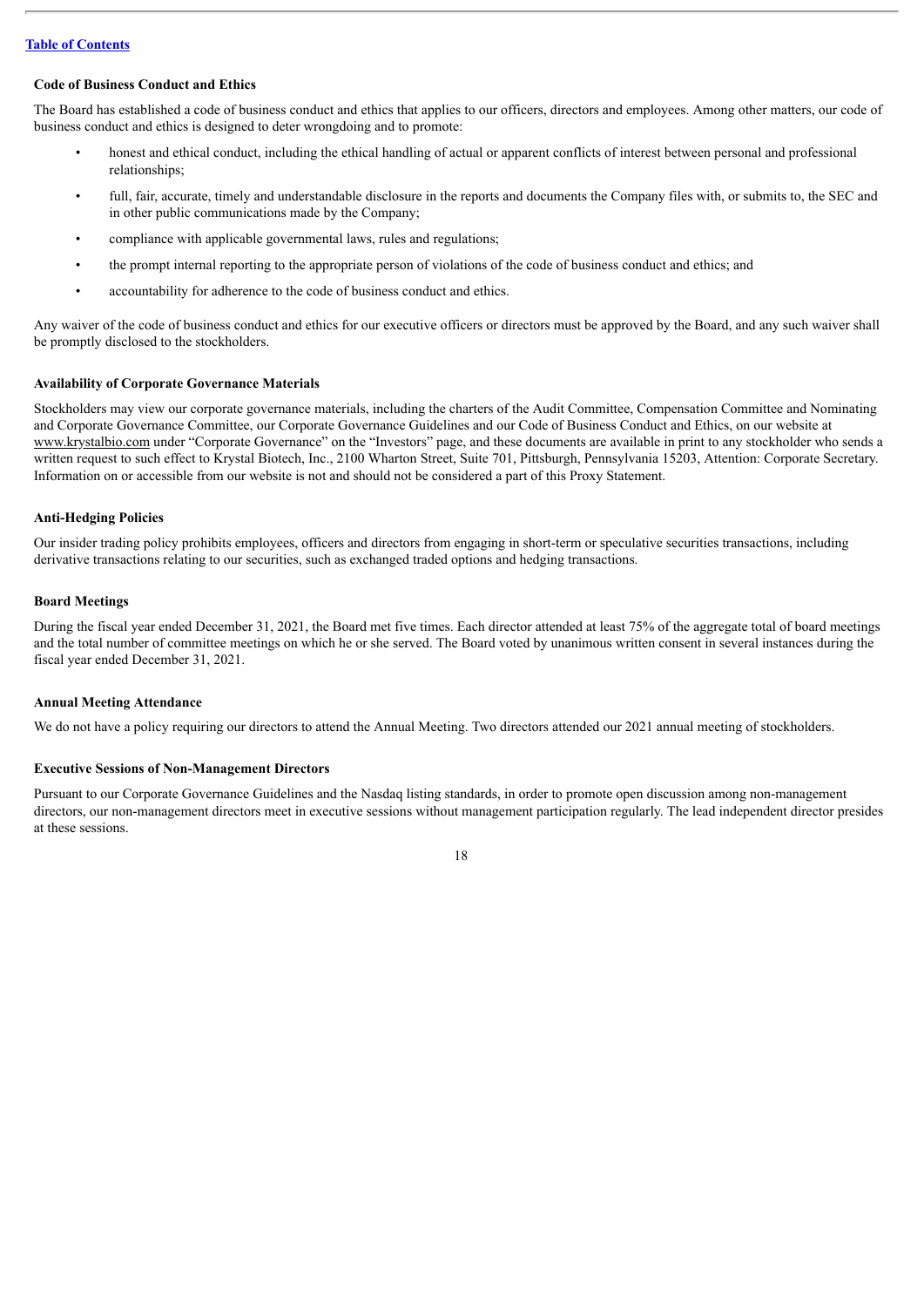### Code of Business Conduct and Ethics

The Board has established a code of business conduct and ethics that applies to our officers, directors and employees. Among other matters, our code of business conduct and ethics is designed to deter wrongdoing and to promote:

- honest and ethical conduct, including the ethical handling of actual or apparent conflicts of interest between personal and professional relationships;
- full, fair, accurate, timely and understandable disclosure in the reports and documents the Company files with, or submits to, the SEC and in other public communications made by the Company;
- compliance with applicable governmental laws, rules and regulations;
- the prompt internal reporting to the appropriate person of violations of the code of business conduct and ethics; and
- accountability for adherence to the code of business conduct and ethics.

Any waiver of the code of business conduct and ethics for our executive officers or directors must be approved by the Board, and any such waiver shall be promptly disclosed to the stockholders.

### Availability of Corporate Governance Materials

Stockholders may view our corporate governance materials, including the charters of the Audit Committee, Compensation Committee and Nominating and Corporate Governance Committee, our Corporate Governance Guidelines and our Code of Business Conduct and Ethics, on our website at www.krystalbio.com under "Corporate Governance" on the "Investors" page, and these documents are available in print to any stockholder who sends a written request to such effect to Krystal Biotech, Inc., 2100 Wharton Street, Suite 701, Pittsburgh, Pennsylvania 15203, Attention: Corporate Secretary. Information on or accessible from our website is not and should not be considered a part of this Proxy Statement.

### Anti-Hedging Policies

Our insider trading policy prohibits employees, officers and directors from engaging in short-term or speculative securities transactions, including derivative transactions relating to our securities, such as exchanged traded options and hedging transactions.

### Board Meetings

During the fiscal year ended December 31, 2021, the Board met five times. Each director attended at least 75% of the aggregate total of board meetings and the total number of committee meetings on which he or she served. The Board voted by unanimous written consent in several instances during the fiscal year ended December 31, 2021.

### Annual Meeting Attendance

We do not have a policy requiring our directors to attend the Annual Meeting. Two directors attended our 2021 annual meeting of stockholders.

### Executive Sessions of Non-Management Directors

Pursuant to our Corporate Governance Guidelines and the Nasdaq listing standards, in order to promote open discussion among non-management directors, our non-management directors meet in executive sessions without management participation regularly. The lead independent director presides at these sessions.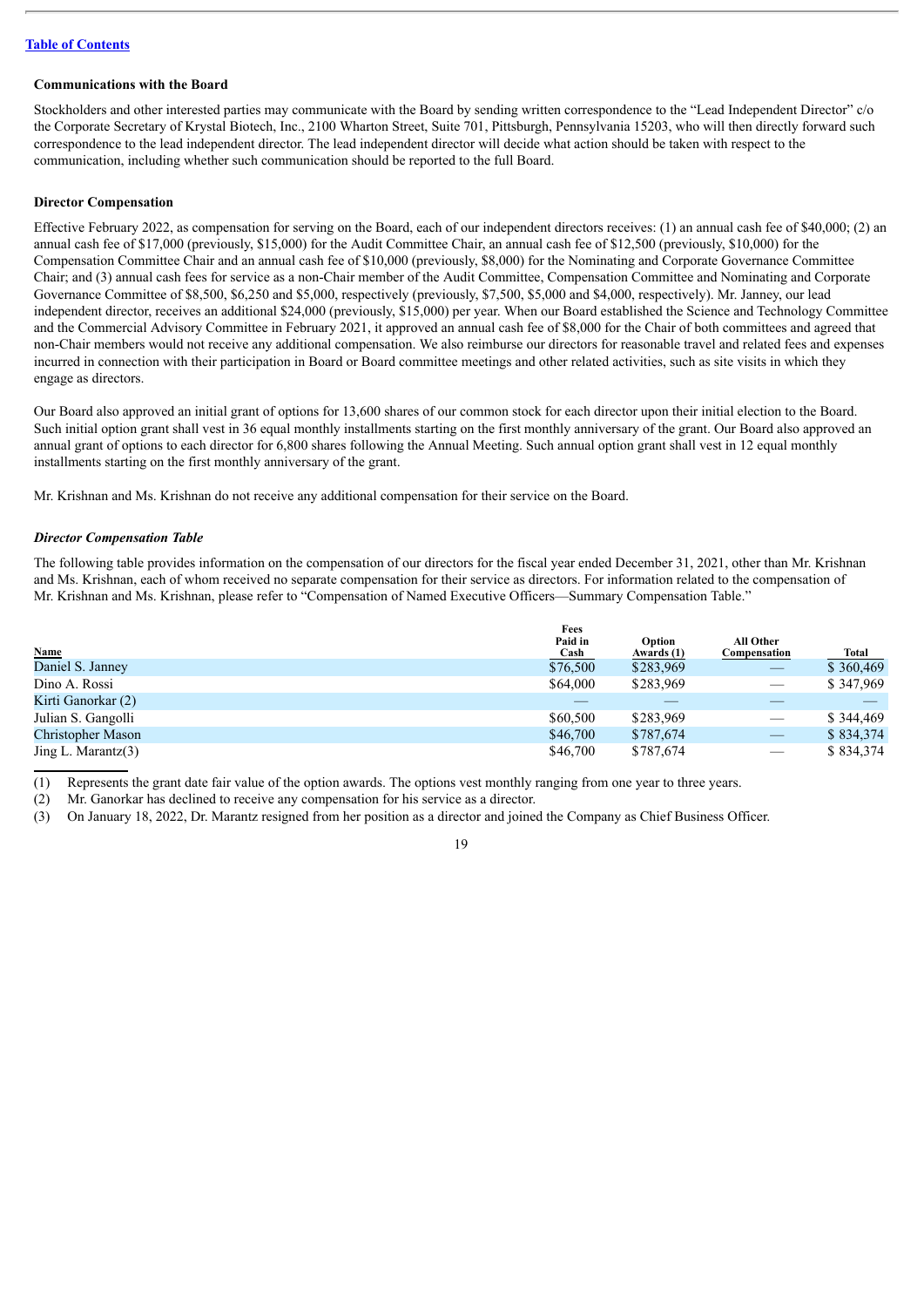[Table of Contents](#)

### Communications with the Board

Stockholders and other interested parties may communicate with the Board by sending written correspondence to the "Lead Independent Director" c/o the Corporate Secretary of Krystal Biotech, Inc., 2100 Wharton Street, Suite 701, Pittsburgh, Pennsylvania 15203, who will then directly forward such correspondence to the lead independent director. The lead independent director will decide what action should be taken with respect to the communication, including whether such communication should be reported to the full Board.

### Director Compensation

Effective February 2022, as compensation for serving on the Board, each of our independent directors receives: (1) an annual cash fee of $40,000; (2) an annual cash fee of $17,000 (previously, $15,000) for the Audit Committee Chair, an annual cash fee of $12,500 (previously, $10,000) for the Compensation Committee Chair and an annual cash fee of $10,000 (previously, $8,000) for the Nominating and Corporate Governance Committee Chair; and (3) annual cash fees for service as a non-Chair member of the Audit Committee, Compensation Committee and Nominating and Corporate Governance Committee of $8,500, $6,250 and $5,000, respectively (previously, $7,500, $5,000 and $4,000, respectively). Mr. Janney, our lead independent director, receives an additional $24,000 (previously, $15,000) per year. When our Board established the Science and Technology Committee and the Commercial Advisory Committee in February 2021, it approved an annual cash fee of $8,000 for the Chair of both committees and agreed that non-Chair members would not receive any additional compensation. We also reimburse our directors for reasonable travel and related fees and expenses incurred in connection with their participation in Board or Board committee meetings and other related activities, such as site visits in which they engage as directors.

Our Board also approved an initial grant of options for 13,600 shares of our common stock for each director upon their initial election to the Board. Such initial option grant shall vest in 36 equal monthly installments starting on the first monthly anniversary of the grant. Our Board also approved an annual grant of options to each director for 6,800 shares following the Annual Meeting. Such annual option grant shall vest in 12 equal monthly installments starting on the first monthly anniversary of the grant.

Mr. Krishnan and Ms. Krishnan do not receive any additional compensation for their service on the Board.

#### *Director Compensation Table*

The following table provides information on the compensation of our directors for the fiscal year ended December 31, 2021, other than Mr. Krishnan and Ms. Krishnan, each of whom received no separate compensation for their service as directors. For information related to the compensation of Mr. Krishnan and Ms. Krishnan, please refer to "Compensation of Named Executive Officers—Summary Compensation Table."

| Name | Fees Paid in Cash | Option Awards (1) | All Other Compensation | Total |
|---|---|---|---|---|
| Daniel S. Janney | $76,500 | $283,969 | — | $ 360,469 |
| Dino A. Rossi | $64,000 | $283,969 | — | $ 347,969 |
| Kirti Ganorkar (2) | — | — | — | — |
| Julian S. Gangolli | $60,500 | $283,969 | — | $ 344,469 |
| Christopher Mason | $46,700 | $787,674 | — | $ 834,374 |
| Jing L. Marantz(3) | $46,700 | $787,674 | — | $ 834,374 |

(1) Represents the grant date fair value of the option awards. The options vest monthly ranging from one year to three years.

(2) Mr. Ganorkar has declined to receive any compensation for his service as a director.

(3) On January 18, 2022, Dr. Marantz resigned from her position as a director and joined the Company as Chief Business Officer.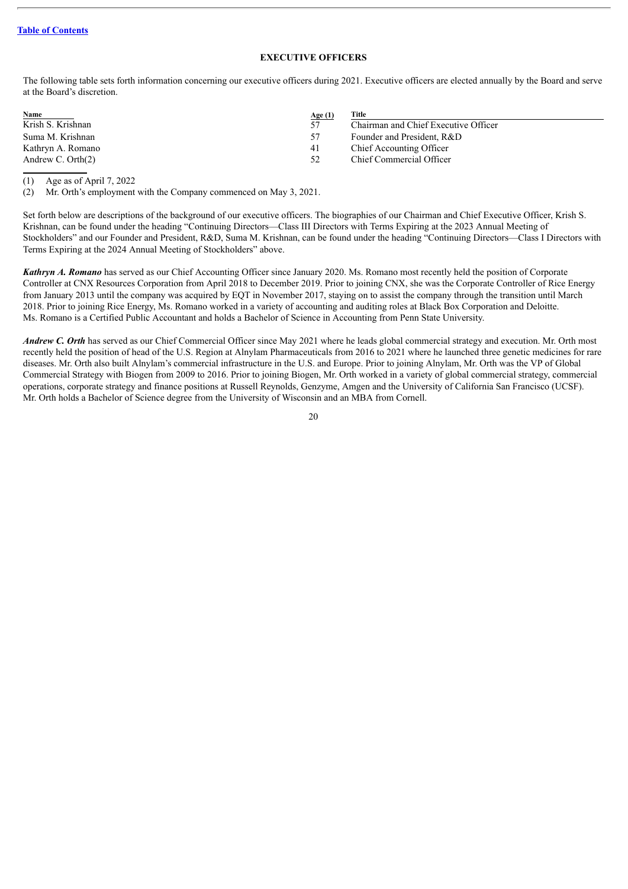## EXECUTIVE OFFICERS

The following table sets forth information concerning our executive officers during 2021. Executive officers are elected annually by the Board and serve at the Board's discretion.

| Name | Age (1) | Title |
|---|---|---|
| Krish S. Krishnan | 57 | Chairman and Chief Executive Officer |
| Suma M. Krishnan | 57 | Founder and President, R&D |
| Kathryn A. Romano | 41 | Chief Accounting Officer |
| Andrew C. Orth(2) | 52 | Chief Commercial Officer |

(1) Age as of April 7, 2022

(2) Mr. Orth's employment with the Company commenced on May 3, 2021.

Set forth below are descriptions of the background of our executive officers. The biographies of our Chairman and Chief Executive Officer, Krish S. Krishnan, can be found under the heading "Continuing Directors—Class III Directors with Terms Expiring at the 2023 Annual Meeting of Stockholders" and our Founder and President, R&D, Suma M. Krishnan, can be found under the heading "Continuing Directors—Class I Directors with Terms Expiring at the 2024 Annual Meeting of Stockholders" above.

***Kathryn A. Romano*** has served as our Chief Accounting Officer since January 2020. Ms. Romano most recently held the position of Corporate Controller at CNX Resources Corporation from April 2018 to December 2019. Prior to joining CNX, she was the Corporate Controller of Rice Energy from January 2013 until the company was acquired by EQT in November 2017, staying on to assist the company through the transition until March 2018. Prior to joining Rice Energy, Ms. Romano worked in a variety of accounting and auditing roles at Black Box Corporation and Deloitte. Ms. Romano is a Certified Public Accountant and holds a Bachelor of Science in Accounting from Penn State University.

***Andrew C. Orth*** has served as our Chief Commercial Officer since May 2021 where he leads global commercial strategy and execution. Mr. Orth most recently held the position of head of the U.S. Region at Alnylam Pharmaceuticals from 2016 to 2021 where he launched three genetic medicines for rare diseases. Mr. Orth also built Alnylam's commercial infrastructure in the U.S. and Europe. Prior to joining Alnylam, Mr. Orth was the VP of Global Commercial Strategy with Biogen from 2009 to 2016. Prior to joining Biogen, Mr. Orth worked in a variety of global commercial strategy, commercial operations, corporate strategy and finance positions at Russell Reynolds, Genzyme, Amgen and the University of California San Francisco (UCSF). Mr. Orth holds a Bachelor of Science degree from the University of Wisconsin and an MBA from Cornell.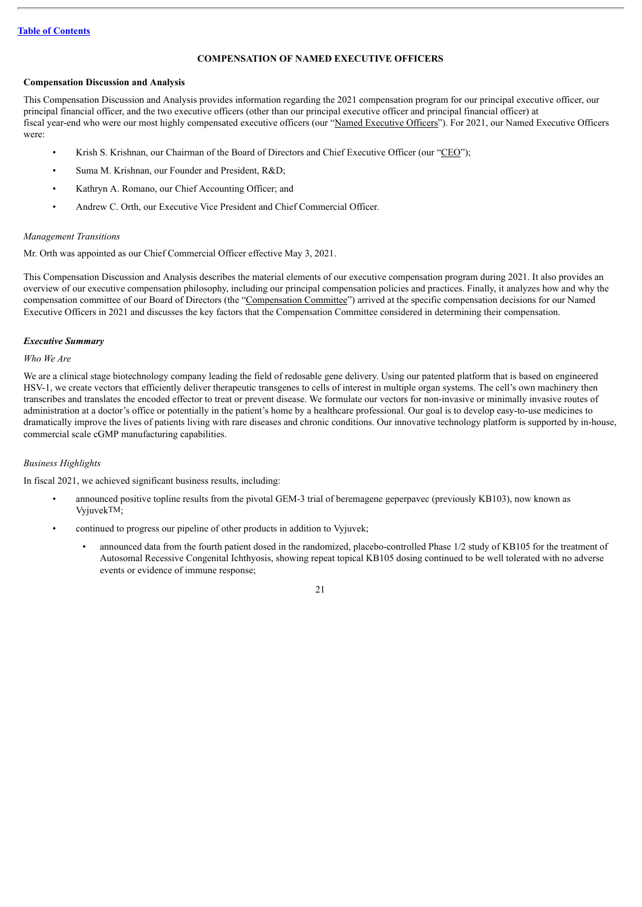[Table of Contents](#)

## COMPENSATION OF NAMED EXECUTIVE OFFICERS

### Compensation Discussion and Analysis

This Compensation Discussion and Analysis provides information regarding the 2021 compensation program for our principal executive officer, our principal financial officer, and the two executive officers (other than our principal executive officer and principal financial officer) at fiscal year-end who were our most highly compensated executive officers (our "Named Executive Officers"). For 2021, our Named Executive Officers were:

- Krish S. Krishnan, our Chairman of the Board of Directors and Chief Executive Officer (our "CEO");
- Suma M. Krishnan, our Founder and President, R&D;
- Kathryn A. Romano, our Chief Accounting Officer; and
- Andrew C. Orth, our Executive Vice President and Chief Commercial Officer.

*Management Transitions*

Mr. Orth was appointed as our Chief Commercial Officer effective May 3, 2021.

This Compensation Discussion and Analysis describes the material elements of our executive compensation program during 2021. It also provides an overview of our executive compensation philosophy, including our principal compensation policies and practices. Finally, it analyzes how and why the compensation committee of our Board of Directors (the "Compensation Committee") arrived at the specific compensation decisions for our Named Executive Officers in 2021 and discusses the key factors that the Compensation Committee considered in determining their compensation.

#### *Executive Summary*

*Who We Are*

We are a clinical stage biotechnology company leading the field of redosable gene delivery. Using our patented platform that is based on engineered HSV-1, we create vectors that efficiently deliver therapeutic transgenes to cells of interest in multiple organ systems. The cell's own machinery then transcribes and translates the encoded effector to treat or prevent disease. We formulate our vectors for non-invasive or minimally invasive routes of administration at a doctor's office or potentially in the patient's home by a healthcare professional. Our goal is to develop easy-to-use medicines to dramatically improve the lives of patients living with rare diseases and chronic conditions. Our innovative technology platform is supported by in-house, commercial scale cGMP manufacturing capabilities.

*Business Highlights*

In fiscal 2021, we achieved significant business results, including:

- announced positive topline results from the pivotal GEM-3 trial of beremagene geperpavec (previously KB103), now known as Vyjuvek™;
- continued to progress our pipeline of other products in addition to Vyjuvek;
  - announced data from the fourth patient dosed in the randomized, placebo-controlled Phase 1/2 study of KB105 for the treatment of Autosomal Recessive Congenital Ichthyosis, showing repeat topical KB105 dosing continued to be well tolerated with no adverse events or evidence of immune response;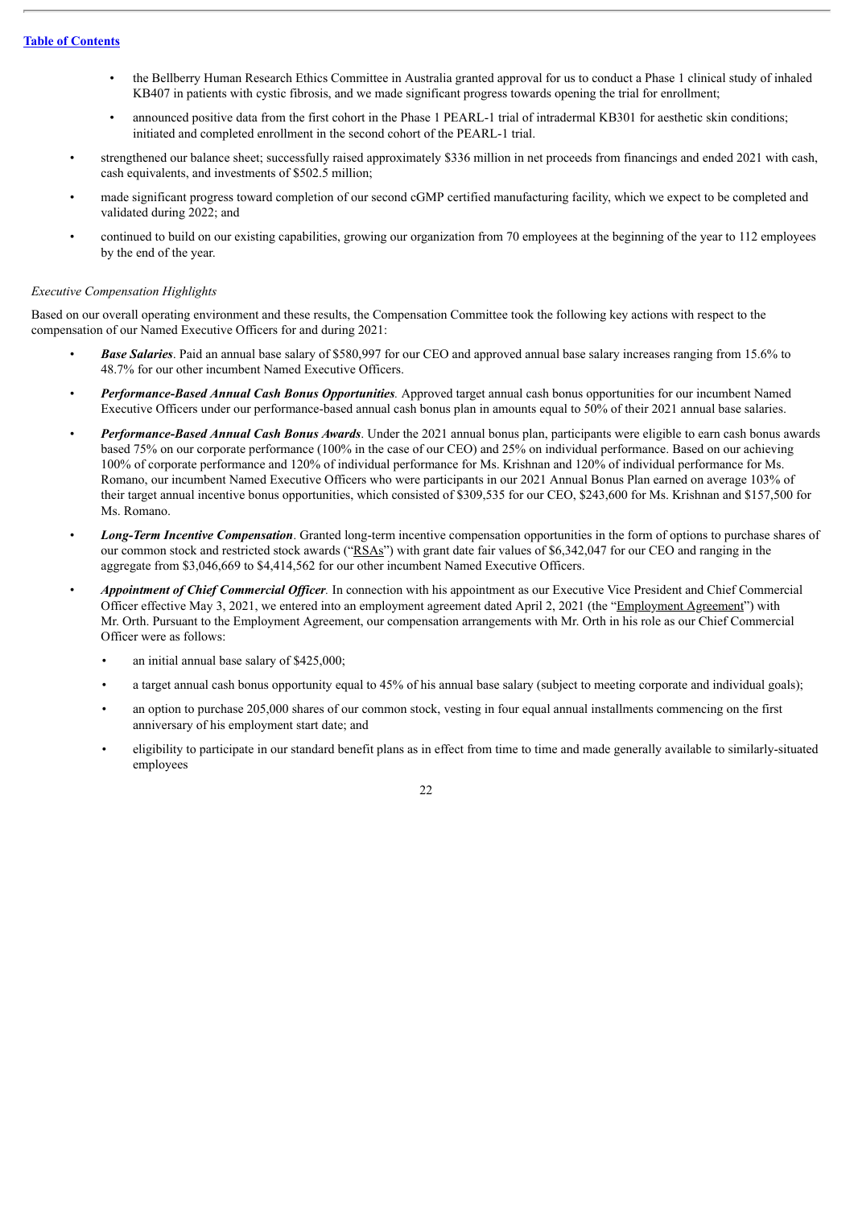- the Bellberry Human Research Ethics Committee in Australia granted approval for us to conduct a Phase 1 clinical study of inhaled KB407 in patients with cystic fibrosis, and we made significant progress towards opening the trial for enrollment;
  - announced positive data from the first cohort in the Phase 1 PEARL-1 trial of intradermal KB301 for aesthetic skin conditions; initiated and completed enrollment in the second cohort of the PEARL-1 trial.
- strengthened our balance sheet; successfully raised approximately $336 million in net proceeds from financings and ended 2021 with cash, cash equivalents, and investments of $502.5 million;
- made significant progress toward completion of our second cGMP certified manufacturing facility, which we expect to be completed and validated during 2022; and
- continued to build on our existing capabilities, growing our organization from 70 employees at the beginning of the year to 112 employees by the end of the year.

*Executive Compensation Highlights*

Based on our overall operating environment and these results, the Compensation Committee took the following key actions with respect to the compensation of our Named Executive Officers for and during 2021:

- ***Base Salaries***. Paid an annual base salary of $580,997 for our CEO and approved annual base salary increases ranging from 15.6% to 48.7% for our other incumbent Named Executive Officers.
- ***Performance-Based Annual Cash Bonus Opportunities.*** Approved target annual cash bonus opportunities for our incumbent Named Executive Officers under our performance-based annual cash bonus plan in amounts equal to 50% of their 2021 annual base salaries.
- ***Performance-Based Annual Cash Bonus Awards***. Under the 2021 annual bonus plan, participants were eligible to earn cash bonus awards based 75% on our corporate performance (100% in the case of our CEO) and 25% on individual performance. Based on our achieving 100% of corporate performance and 120% of individual performance for Ms. Krishnan and 120% of individual performance for Ms. Romano, our incumbent Named Executive Officers who were participants in our 2021 Annual Bonus Plan earned on average 103% of their target annual incentive bonus opportunities, which consisted of $309,535 for our CEO, $243,600 for Ms. Krishnan and $157,500 for Ms. Romano.
- ***Long-Term Incentive Compensation***. Granted long-term incentive compensation opportunities in the form of options to purchase shares of our common stock and restricted stock awards ("RSAs") with grant date fair values of $6,342,047 for our CEO and ranging in the aggregate from $3,046,669 to $4,414,562 for our other incumbent Named Executive Officers.
- ***Appointment of Chief Commercial Officer.*** In connection with his appointment as our Executive Vice President and Chief Commercial Officer effective May 3, 2021, we entered into an employment agreement dated April 2, 2021 (the "Employment Agreement") with Mr. Orth. Pursuant to the Employment Agreement, our compensation arrangements with Mr. Orth in his role as our Chief Commercial Officer were as follows:
  - an initial annual base salary of $425,000;
  - a target annual cash bonus opportunity equal to 45% of his annual base salary (subject to meeting corporate and individual goals);
  - an option to purchase 205,000 shares of our common stock, vesting in four equal annual installments commencing on the first anniversary of his employment start date; and
  - eligibility to participate in our standard benefit plans as in effect from time to time and made generally available to similarly-situated employees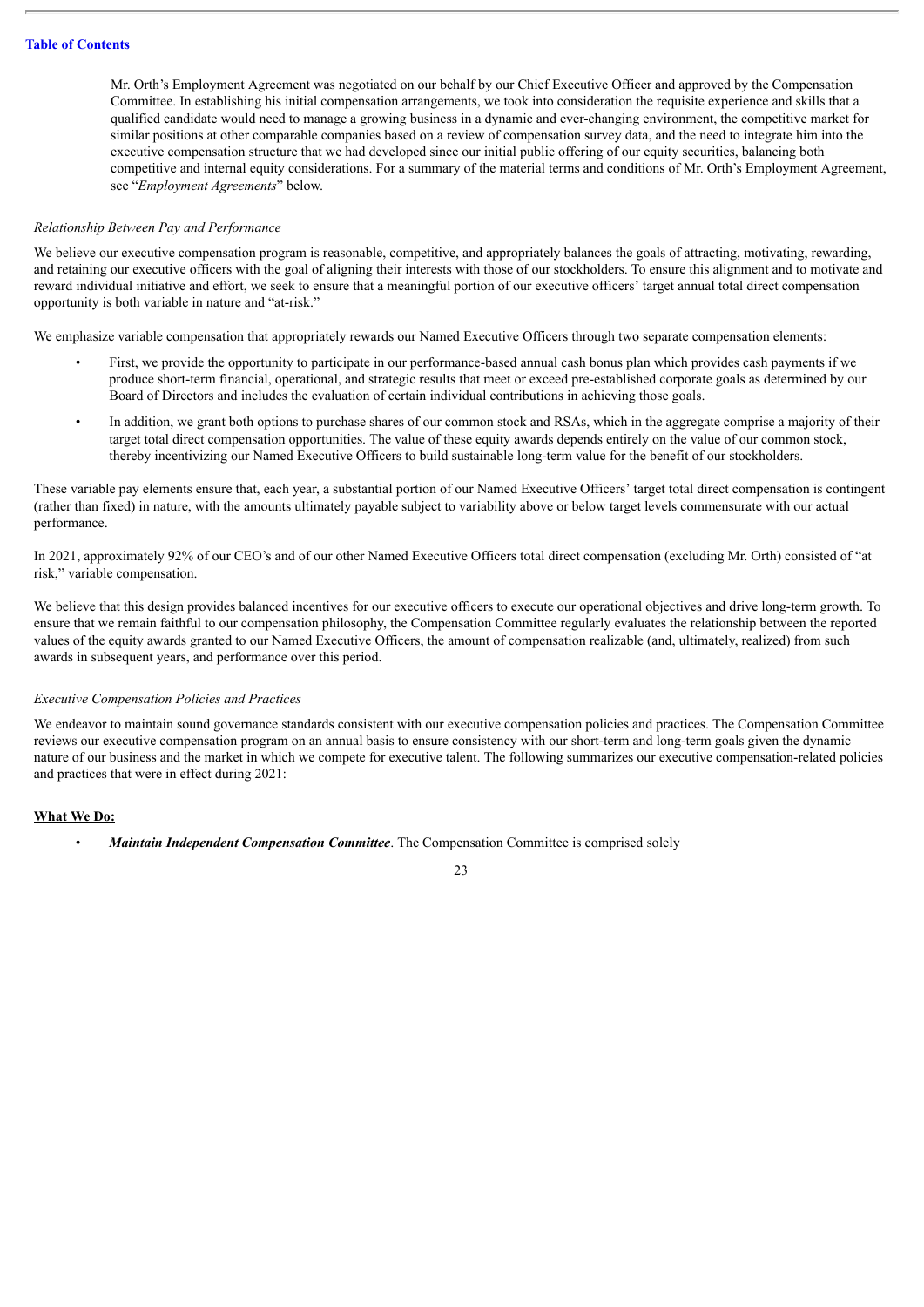Mr. Orth's Employment Agreement was negotiated on our behalf by our Chief Executive Officer and approved by the Compensation Committee. In establishing his initial compensation arrangements, we took into consideration the requisite experience and skills that a qualified candidate would need to manage a growing business in a dynamic and ever-changing environment, the competitive market for similar positions at other comparable companies based on a review of compensation survey data, and the need to integrate him into the executive compensation structure that we had developed since our initial public offering of our equity securities, balancing both competitive and internal equity considerations. For a summary of the material terms and conditions of Mr. Orth's Employment Agreement, see "*Employment Agreements*" below.

*Relationship Between Pay and Performance*

We believe our executive compensation program is reasonable, competitive, and appropriately balances the goals of attracting, motivating, rewarding, and retaining our executive officers with the goal of aligning their interests with those of our stockholders. To ensure this alignment and to motivate and reward individual initiative and effort, we seek to ensure that a meaningful portion of our executive officers' target annual total direct compensation opportunity is both variable in nature and "at-risk."

We emphasize variable compensation that appropriately rewards our Named Executive Officers through two separate compensation elements:

- First, we provide the opportunity to participate in our performance-based annual cash bonus plan which provides cash payments if we produce short-term financial, operational, and strategic results that meet or exceed pre-established corporate goals as determined by our Board of Directors and includes the evaluation of certain individual contributions in achieving those goals.
- In addition, we grant both options to purchase shares of our common stock and RSAs, which in the aggregate comprise a majority of their target total direct compensation opportunities. The value of these equity awards depends entirely on the value of our common stock, thereby incentivizing our Named Executive Officers to build sustainable long-term value for the benefit of our stockholders.

These variable pay elements ensure that, each year, a substantial portion of our Named Executive Officers' target total direct compensation is contingent (rather than fixed) in nature, with the amounts ultimately payable subject to variability above or below target levels commensurate with our actual performance.

In 2021, approximately 92% of our CEO's and of our other Named Executive Officers total direct compensation (excluding Mr. Orth) consisted of "at risk," variable compensation.

We believe that this design provides balanced incentives for our executive officers to execute our operational objectives and drive long-term growth. To ensure that we remain faithful to our compensation philosophy, the Compensation Committee regularly evaluates the relationship between the reported values of the equity awards granted to our Named Executive Officers, the amount of compensation realizable (and, ultimately, realized) from such awards in subsequent years, and performance over this period.

*Executive Compensation Policies and Practices*

We endeavor to maintain sound governance standards consistent with our executive compensation policies and practices. The Compensation Committee reviews our executive compensation program on an annual basis to ensure consistency with our short-term and long-term goals given the dynamic nature of our business and the market in which we compete for executive talent. The following summarizes our executive compensation-related policies and practices that were in effect during 2021:

**What We Do:**

- ***Maintain Independent Compensation Committee***. The Compensation Committee is comprised solely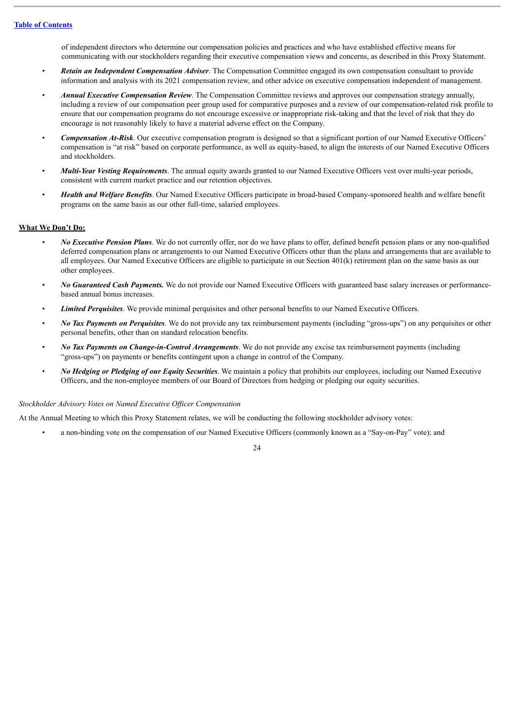of independent directors who determine our compensation policies and practices and who have established effective means for communicating with our stockholders regarding their executive compensation views and concerns, as described in this Proxy Statement.

- ***Retain an Independent Compensation Adviser***. The Compensation Committee engaged its own compensation consultant to provide information and analysis with its 2021 compensation review, and other advice on executive compensation independent of management.
- ***Annual Executive Compensation Review***. The Compensation Committee reviews and approves our compensation strategy annually, including a review of our compensation peer group used for comparative purposes and a review of our compensation-related risk profile to ensure that our compensation programs do not encourage excessive or inappropriate risk-taking and that the level of risk that they do encourage is not reasonably likely to have a material adverse effect on the Company.
- ***Compensation At-Risk***. Our executive compensation program is designed so that a significant portion of our Named Executive Officers' compensation is "at risk" based on corporate performance, as well as equity-based, to align the interests of our Named Executive Officers and stockholders.
- ***Multi-Year Vesting Requirements***. The annual equity awards granted to our Named Executive Officers vest over multi-year periods, consistent with current market practice and our retention objectives.
- ***Health and Welfare Benefits***. Our Named Executive Officers participate in broad-based Company-sponsored health and welfare benefit programs on the same basis as our other full-time, salaried employees.

**What We Don't Do:**

- ***No Executive Pension Plans***. We do not currently offer, nor do we have plans to offer, defined benefit pension plans or any non-qualified deferred compensation plans or arrangements to our Named Executive Officers other than the plans and arrangements that are available to all employees. Our Named Executive Officers are eligible to participate in our Section 401(k) retirement plan on the same basis as our other employees.
- ***No Guaranteed Cash Payments.*** We do not provide our Named Executive Officers with guaranteed base salary increases or performance-based annual bonus increases.
- ***Limited Perquisites***. We provide minimal perquisites and other personal benefits to our Named Executive Officers.
- ***No Tax Payments on Perquisites***. We do not provide any tax reimbursement payments (including "gross-ups") on any perquisites or other personal benefits, other than on standard relocation benefits.
- ***No Tax Payments on Change-in-Control Arrangements***. We do not provide any excise tax reimbursement payments (including "gross-ups") on payments or benefits contingent upon a change in control of the Company.
- ***No Hedging or Pledging of our Equity Securities***. We maintain a policy that prohibits our employees, including our Named Executive Officers, and the non-employee members of our Board of Directors from hedging or pledging our equity securities.

*Stockholder Advisory Votes on Named Executive Officer Compensation*

At the Annual Meeting to which this Proxy Statement relates, we will be conducting the following stockholder advisory votes:

- a non-binding vote on the compensation of our Named Executive Officers (commonly known as a "Say-on-Pay" vote); and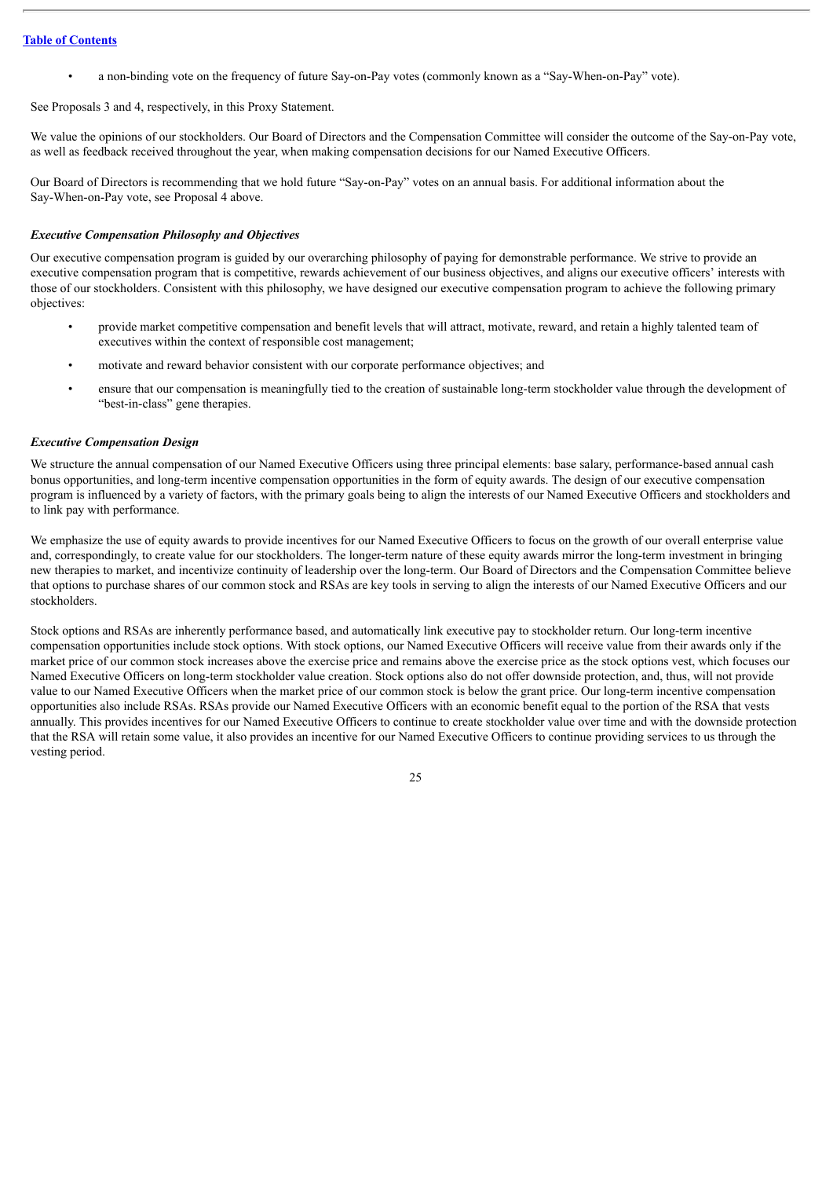- a non-binding vote on the frequency of future Say-on-Pay votes (commonly known as a "Say-When-on-Pay" vote).

See Proposals 3 and 4, respectively, in this Proxy Statement.

We value the opinions of our stockholders. Our Board of Directors and the Compensation Committee will consider the outcome of the Say-on-Pay vote, as well as feedback received throughout the year, when making compensation decisions for our Named Executive Officers.

Our Board of Directors is recommending that we hold future "Say-on-Pay" votes on an annual basis. For additional information about the Say-When-on-Pay vote, see Proposal 4 above.

***Executive Compensation Philosophy and Objectives***

Our executive compensation program is guided by our overarching philosophy of paying for demonstrable performance. We strive to provide an executive compensation program that is competitive, rewards achievement of our business objectives, and aligns our executive officers' interests with those of our stockholders. Consistent with this philosophy, we have designed our executive compensation program to achieve the following primary objectives:

- provide market competitive compensation and benefit levels that will attract, motivate, reward, and retain a highly talented team of executives within the context of responsible cost management;
- motivate and reward behavior consistent with our corporate performance objectives; and
- ensure that our compensation is meaningfully tied to the creation of sustainable long-term stockholder value through the development of "best-in-class" gene therapies.

***Executive Compensation Design***

We structure the annual compensation of our Named Executive Officers using three principal elements: base salary, performance-based annual cash bonus opportunities, and long-term incentive compensation opportunities in the form of equity awards. The design of our executive compensation program is influenced by a variety of factors, with the primary goals being to align the interests of our Named Executive Officers and stockholders and to link pay with performance.

We emphasize the use of equity awards to provide incentives for our Named Executive Officers to focus on the growth of our overall enterprise value and, correspondingly, to create value for our stockholders. The longer-term nature of these equity awards mirror the long-term investment in bringing new therapies to market, and incentivize continuity of leadership over the long-term. Our Board of Directors and the Compensation Committee believe that options to purchase shares of our common stock and RSAs are key tools in serving to align the interests of our Named Executive Officers and our stockholders.

Stock options and RSAs are inherently performance based, and automatically link executive pay to stockholder return. Our long-term incentive compensation opportunities include stock options. With stock options, our Named Executive Officers will receive value from their awards only if the market price of our common stock increases above the exercise price and remains above the exercise price as the stock options vest, which focuses our Named Executive Officers on long-term stockholder value creation. Stock options also do not offer downside protection, and, thus, will not provide value to our Named Executive Officers when the market price of our common stock is below the grant price. Our long-term incentive compensation opportunities also include RSAs. RSAs provide our Named Executive Officers with an economic benefit equal to the portion of the RSA that vests annually. This provides incentives for our Named Executive Officers to continue to create stockholder value over time and with the downside protection that the RSA will retain some value, it also provides an incentive for our Named Executive Officers to continue providing services to us through the vesting period.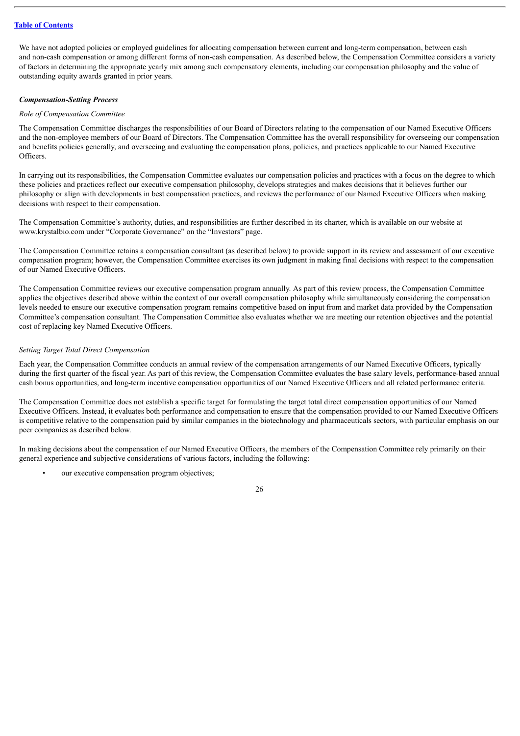We have not adopted policies or employed guidelines for allocating compensation between current and long-term compensation, between cash and non-cash compensation or among different forms of non-cash compensation. As described below, the Compensation Committee considers a variety of factors in determining the appropriate yearly mix among such compensatory elements, including our compensation philosophy and the value of outstanding equity awards granted in prior years.

***Compensation-Setting Process***

*Role of Compensation Committee*

The Compensation Committee discharges the responsibilities of our Board of Directors relating to the compensation of our Named Executive Officers and the non-employee members of our Board of Directors. The Compensation Committee has the overall responsibility for overseeing our compensation and benefits policies generally, and overseeing and evaluating the compensation plans, policies, and practices applicable to our Named Executive Officers.

In carrying out its responsibilities, the Compensation Committee evaluates our compensation policies and practices with a focus on the degree to which these policies and practices reflect our executive compensation philosophy, develops strategies and makes decisions that it believes further our philosophy or align with developments in best compensation practices, and reviews the performance of our Named Executive Officers when making decisions with respect to their compensation.

The Compensation Committee's authority, duties, and responsibilities are further described in its charter, which is available on our website at www.krystalbio.com under "Corporate Governance" on the "Investors" page.

The Compensation Committee retains a compensation consultant (as described below) to provide support in its review and assessment of our executive compensation program; however, the Compensation Committee exercises its own judgment in making final decisions with respect to the compensation of our Named Executive Officers.

The Compensation Committee reviews our executive compensation program annually. As part of this review process, the Compensation Committee applies the objectives described above within the context of our overall compensation philosophy while simultaneously considering the compensation levels needed to ensure our executive compensation program remains competitive based on input from and market data provided by the Compensation Committee's compensation consultant. The Compensation Committee also evaluates whether we are meeting our retention objectives and the potential cost of replacing key Named Executive Officers.

*Setting Target Total Direct Compensation*

Each year, the Compensation Committee conducts an annual review of the compensation arrangements of our Named Executive Officers, typically during the first quarter of the fiscal year. As part of this review, the Compensation Committee evaluates the base salary levels, performance-based annual cash bonus opportunities, and long-term incentive compensation opportunities of our Named Executive Officers and all related performance criteria.

The Compensation Committee does not establish a specific target for formulating the target total direct compensation opportunities of our Named Executive Officers. Instead, it evaluates both performance and compensation to ensure that the compensation provided to our Named Executive Officers is competitive relative to the compensation paid by similar companies in the biotechnology and pharmaceuticals sectors, with particular emphasis on our peer companies as described below.

In making decisions about the compensation of our Named Executive Officers, the members of the Compensation Committee rely primarily on their general experience and subjective considerations of various factors, including the following:

- our executive compensation program objectives;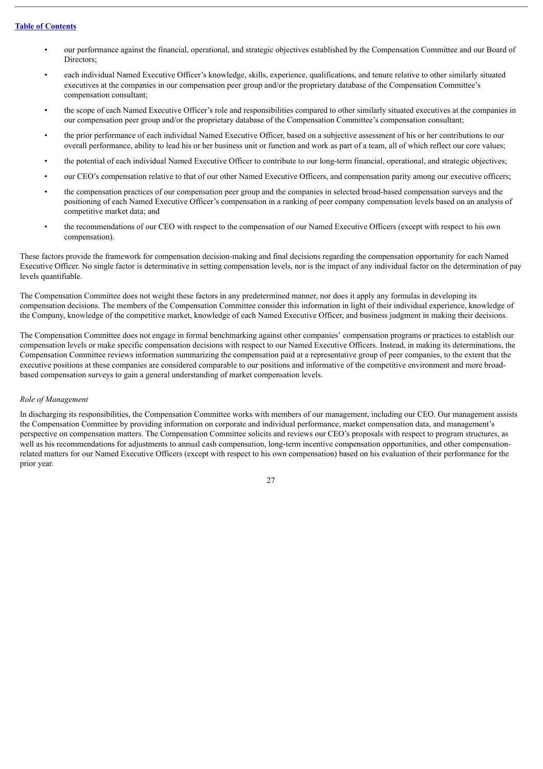- our performance against the financial, operational, and strategic objectives established by the Compensation Committee and our Board of Directors;
- each individual Named Executive Officer's knowledge, skills, experience, qualifications, and tenure relative to other similarly situated executives at the companies in our compensation peer group and/or the proprietary database of the Compensation Committee's compensation consultant;
- the scope of each Named Executive Officer's role and responsibilities compared to other similarly situated executives at the companies in our compensation peer group and/or the proprietary database of the Compensation Committee's compensation consultant;
- the prior performance of each individual Named Executive Officer, based on a subjective assessment of his or her contributions to our overall performance, ability to lead his or her business unit or function and work as part of a team, all of which reflect our core values;
- the potential of each individual Named Executive Officer to contribute to our long-term financial, operational, and strategic objectives;
- our CEO's compensation relative to that of our other Named Executive Officers, and compensation parity among our executive officers;
- the compensation practices of our compensation peer group and the companies in selected broad-based compensation surveys and the positioning of each Named Executive Officer's compensation in a ranking of peer company compensation levels based on an analysis of competitive market data; and
- the recommendations of our CEO with respect to the compensation of our Named Executive Officers (except with respect to his own compensation).

These factors provide the framework for compensation decision-making and final decisions regarding the compensation opportunity for each Named Executive Officer. No single factor is determinative in setting compensation levels, nor is the impact of any individual factor on the determination of pay levels quantifiable.

The Compensation Committee does not weight these factors in any predetermined manner, nor does it apply any formulas in developing its compensation decisions. The members of the Compensation Committee consider this information in light of their individual experience, knowledge of the Company, knowledge of the competitive market, knowledge of each Named Executive Officer, and business judgment in making their decisions.

The Compensation Committee does not engage in formal benchmarking against other companies' compensation programs or practices to establish our compensation levels or make specific compensation decisions with respect to our Named Executive Officers. Instead, in making its determinations, the Compensation Committee reviews information summarizing the compensation paid at a representative group of peer companies, to the extent that the executive positions at these companies are considered comparable to our positions and informative of the competitive environment and more broad-based compensation surveys to gain a general understanding of market compensation levels.

*Role of Management*

In discharging its responsibilities, the Compensation Committee works with members of our management, including our CEO. Our management assists the Compensation Committee by providing information on corporate and individual performance, market compensation data, and management's perspective on compensation matters. The Compensation Committee solicits and reviews our CEO's proposals with respect to program structures, as well as his recommendations for adjustments to annual cash compensation, long-term incentive compensation opportunities, and other compensation-related matters for our Named Executive Officers (except with respect to his own compensation) based on his evaluation of their performance for the prior year.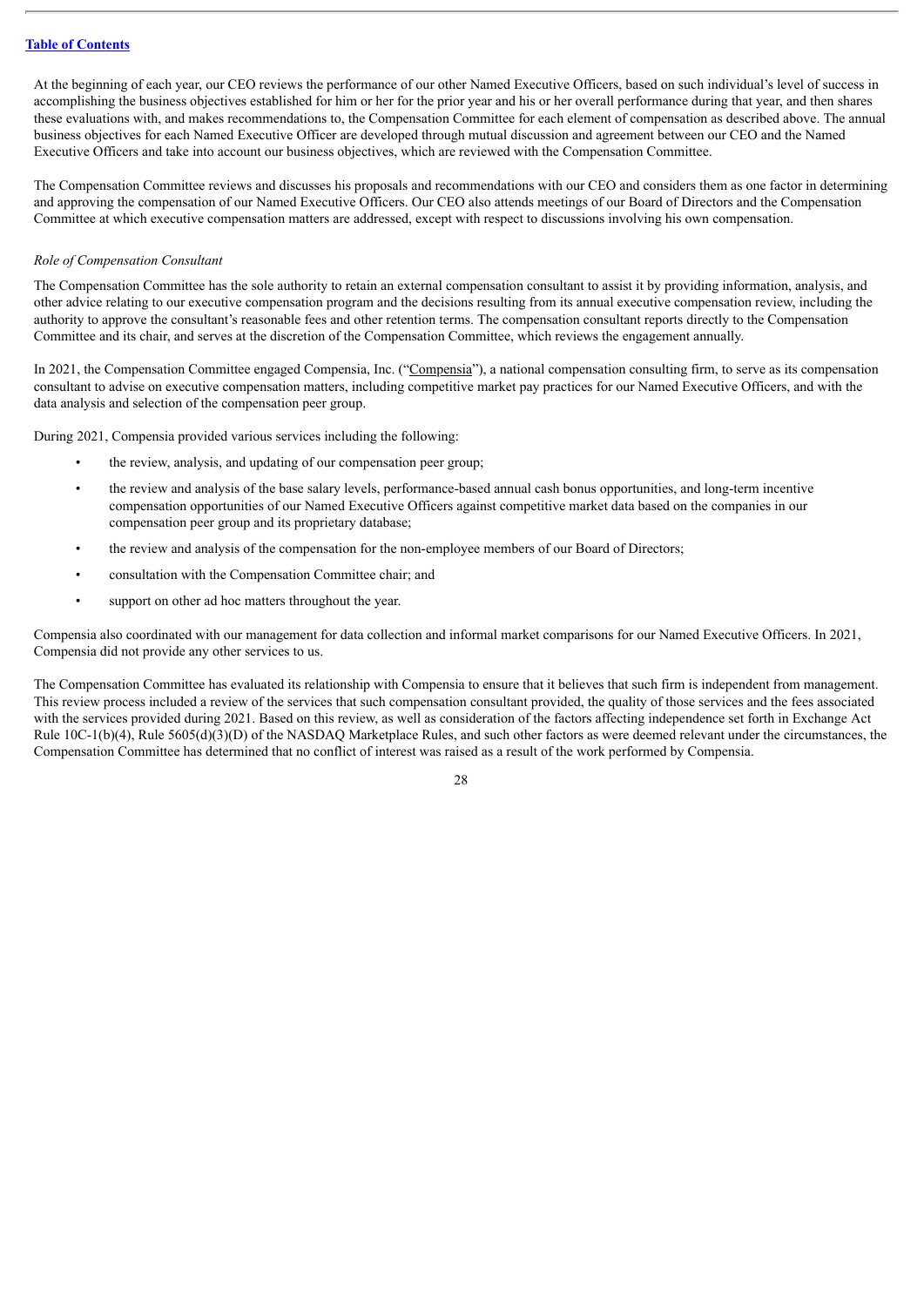At the beginning of each year, our CEO reviews the performance of our other Named Executive Officers, based on such individual's level of success in accomplishing the business objectives established for him or her for the prior year and his or her overall performance during that year, and then shares these evaluations with, and makes recommendations to, the Compensation Committee for each element of compensation as described above. The annual business objectives for each Named Executive Officer are developed through mutual discussion and agreement between our CEO and the Named Executive Officers and take into account our business objectives, which are reviewed with the Compensation Committee.

The Compensation Committee reviews and discusses his proposals and recommendations with our CEO and considers them as one factor in determining and approving the compensation of our Named Executive Officers. Our CEO also attends meetings of our Board of Directors and the Compensation Committee at which executive compensation matters are addressed, except with respect to discussions involving his own compensation.

*Role of Compensation Consultant*

The Compensation Committee has the sole authority to retain an external compensation consultant to assist it by providing information, analysis, and other advice relating to our executive compensation program and the decisions resulting from its annual executive compensation review, including the authority to approve the consultant's reasonable fees and other retention terms. The compensation consultant reports directly to the Compensation Committee and its chair, and serves at the discretion of the Compensation Committee, which reviews the engagement annually.

In 2021, the Compensation Committee engaged Compensia, Inc. ("Compensia"), a national compensation consulting firm, to serve as its compensation consultant to advise on executive compensation matters, including competitive market pay practices for our Named Executive Officers, and with the data analysis and selection of the compensation peer group.

During 2021, Compensia provided various services including the following:

- the review, analysis, and updating of our compensation peer group;
- the review and analysis of the base salary levels, performance-based annual cash bonus opportunities, and long-term incentive compensation opportunities of our Named Executive Officers against competitive market data based on the companies in our compensation peer group and its proprietary database;
- the review and analysis of the compensation for the non-employee members of our Board of Directors;
- consultation with the Compensation Committee chair; and
- support on other ad hoc matters throughout the year.

Compensia also coordinated with our management for data collection and informal market comparisons for our Named Executive Officers. In 2021, Compensia did not provide any other services to us.

The Compensation Committee has evaluated its relationship with Compensia to ensure that it believes that such firm is independent from management. This review process included a review of the services that such compensation consultant provided, the quality of those services and the fees associated with the services provided during 2021. Based on this review, as well as consideration of the factors affecting independence set forth in Exchange Act Rule 10C-1(b)(4), Rule 5605(d)(3)(D) of the NASDAQ Marketplace Rules, and such other factors as were deemed relevant under the circumstances, the Compensation Committee has determined that no conflict of interest was raised as a result of the work performed by Compensia.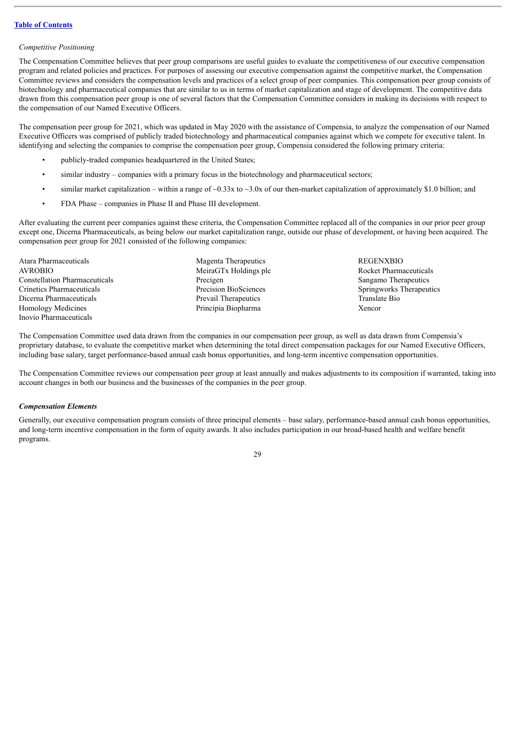*Competitive Positioning*

The Compensation Committee believes that peer group comparisons are useful guides to evaluate the competitiveness of our executive compensation program and related policies and practices. For purposes of assessing our executive compensation against the competitive market, the Compensation Committee reviews and considers the compensation levels and practices of a select group of peer companies. This compensation peer group consists of biotechnology and pharmaceutical companies that are similar to us in terms of market capitalization and stage of development. The competitive data drawn from this compensation peer group is one of several factors that the Compensation Committee considers in making its decisions with respect to the compensation of our Named Executive Officers.

The compensation peer group for 2021, which was updated in May 2020 with the assistance of Compensia, to analyze the compensation of our Named Executive Officers was comprised of publicly traded biotechnology and pharmaceutical companies against which we compete for executive talent. In identifying and selecting the companies to comprise the compensation peer group, Compensia considered the following primary criteria:

- publicly-traded companies headquartered in the United States;
- similar industry – companies with a primary focus in the biotechnology and pharmaceutical sectors;
- similar market capitalization – within a range of ~0.33x to ~3.0x of our then-market capitalization of approximately $1.0 billion; and
- FDA Phase – companies in Phase II and Phase III development.

After evaluating the current peer companies against these criteria, the Compensation Committee replaced all of the companies in our prior peer group except one, Dicerna Pharmaceuticals, as being below our market capitalization range, outside our phase of development, or having been acquired. The compensation peer group for 2021 consisted of the following companies:

Atara Pharmaceuticals
AVROBIO
Constellation Pharmaceuticals
Crinetics Pharmaceuticals
Dicerna Pharmaceuticals
Homology Medicines
Inovio Pharmaceuticals
Magenta Therapeutics
MeiraGTx Holdings plc
Precigen
Precision BioSciences
Prevail Therapeutics
Principia Biopharma
REGENXBIO
Rocket Pharmaceuticals
Sangamo Therapeutics
Springworks Therapeutics
Translate Bio
Xencor

The Compensation Committee used data drawn from the companies in our compensation peer group, as well as data drawn from Compensia's proprietary database, to evaluate the competitive market when determining the total direct compensation packages for our Named Executive Officers, including base salary, target performance-based annual cash bonus opportunities, and long-term incentive compensation opportunities.

The Compensation Committee reviews our compensation peer group at least annually and makes adjustments to its composition if warranted, taking into account changes in both our business and the businesses of the companies in the peer group.

***Compensation Elements***

Generally, our executive compensation program consists of three principal elements – base salary, performance-based annual cash bonus opportunities, and long-term incentive compensation in the form of equity awards. It also includes participation in our broad-based health and welfare benefit programs.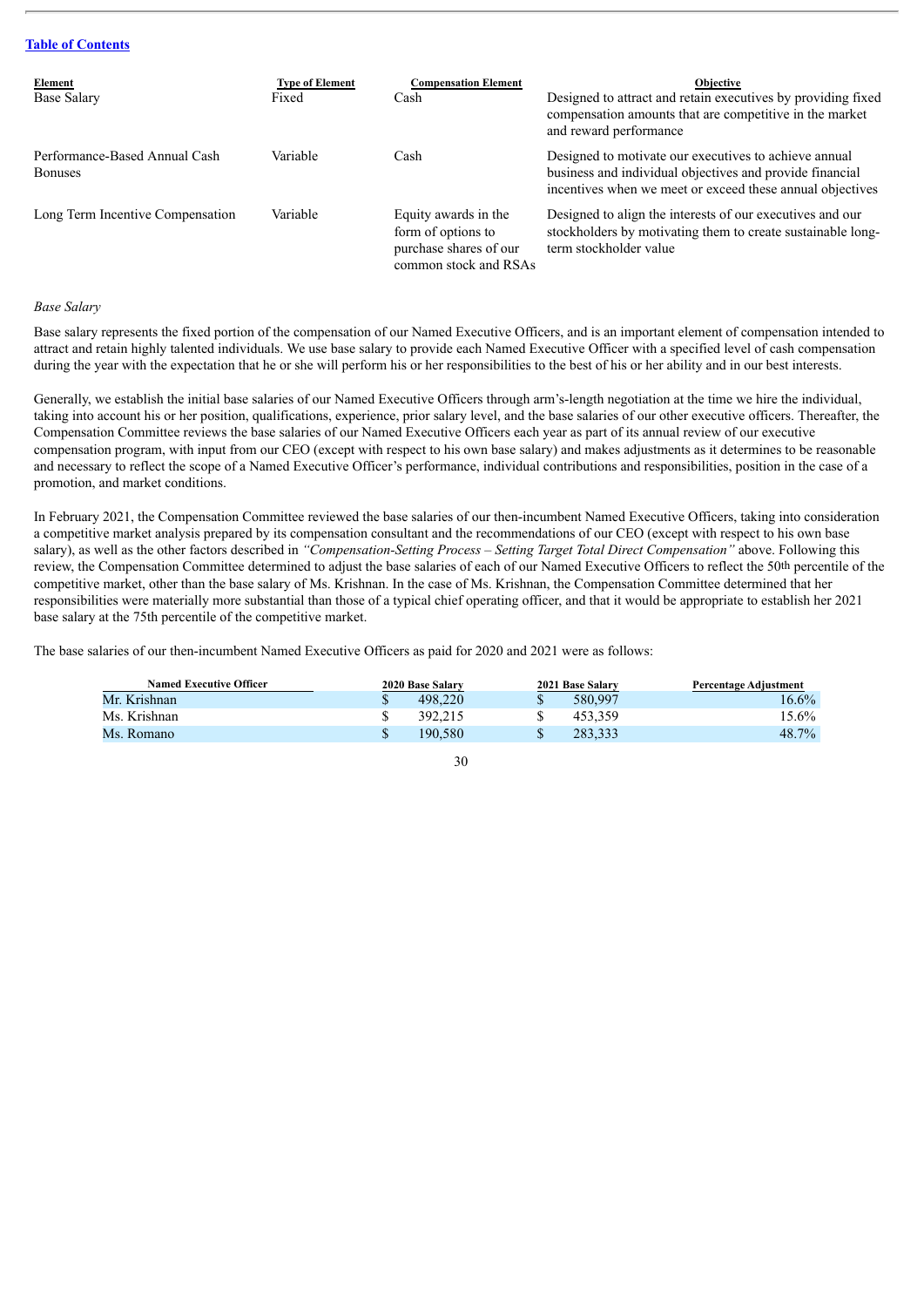| Element | Type of Element | Compensation Element | Objective |
| --- | --- | --- | --- |
| Base Salary | Fixed | Cash | Designed to attract and retain executives by providing fixed compensation amounts that are competitive in the market and reward performance |
| Performance-Based Annual Cash Bonuses | Variable | Cash | Designed to motivate our executives to achieve annual business and individual objectives and provide financial incentives when we meet or exceed these annual objectives |
| Long Term Incentive Compensation | Variable | Equity awards in the form of options to purchase shares of our common stock and RSAs | Designed to align the interests of our executives and our stockholders by motivating them to create sustainable long-term stockholder value |

*Base Salary*

Base salary represents the fixed portion of the compensation of our Named Executive Officers, and is an important element of compensation intended to attract and retain highly talented individuals. We use base salary to provide each Named Executive Officer with a specified level of cash compensation during the year with the expectation that he or she will perform his or her responsibilities to the best of his or her ability and in our best interests.

Generally, we establish the initial base salaries of our Named Executive Officers through arm's-length negotiation at the time we hire the individual, taking into account his or her position, qualifications, experience, prior salary level, and the base salaries of our other executive officers. Thereafter, the Compensation Committee reviews the base salaries of our Named Executive Officers each year as part of its annual review of our executive compensation program, with input from our CEO (except with respect to his own base salary) and makes adjustments as it determines to be reasonable and necessary to reflect the scope of a Named Executive Officer's performance, individual contributions and responsibilities, position in the case of a promotion, and market conditions.

In February 2021, the Compensation Committee reviewed the base salaries of our then-incumbent Named Executive Officers, taking into consideration a competitive market analysis prepared by its compensation consultant and the recommendations of our CEO (except with respect to his own base salary), as well as the other factors described in *"Compensation-Setting Process – Setting Target Total Direct Compensation"* above. Following this review, the Compensation Committee determined to adjust the base salaries of each of our Named Executive Officers to reflect the 50th percentile of the competitive market, other than the base salary of Ms. Krishnan. In the case of Ms. Krishnan, the Compensation Committee determined that her responsibilities were materially more substantial than those of a typical chief operating officer, and that it would be appropriate to establish her 2021 base salary at the 75th percentile of the competitive market.

The base salaries of our then-incumbent Named Executive Officers as paid for 2020 and 2021 were as follows:

| Named Executive Officer | 2020 Base Salary | 2021 Base Salary | Percentage Adjustment |
| --- | --- | --- | --- |
| Mr. Krishnan | $ 498,220 | $ 580,997 | 16.6% |
| Ms. Krishnan | $ 392,215 | $ 453,359 | 15.6% |
| Ms. Romano | $ 190,580 | $ 283,333 | 48.7% |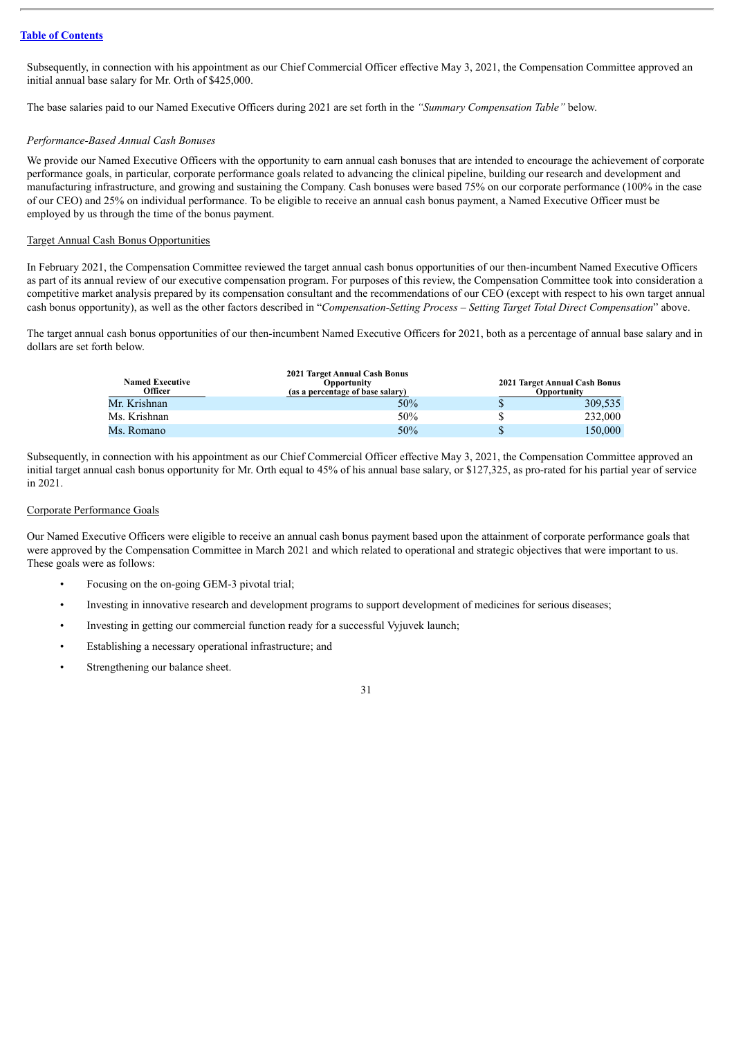Subsequently, in connection with his appointment as our Chief Commercial Officer effective May 3, 2021, the Compensation Committee approved an initial annual base salary for Mr. Orth of $425,000.

The base salaries paid to our Named Executive Officers during 2021 are set forth in the *"Summary Compensation Table"* below.

*Performance-Based Annual Cash Bonuses*

We provide our Named Executive Officers with the opportunity to earn annual cash bonuses that are intended to encourage the achievement of corporate performance goals, in particular, corporate performance goals related to advancing the clinical pipeline, building our research and development and manufacturing infrastructure, and growing and sustaining the Company. Cash bonuses were based 75% on our corporate performance (100% in the case of our CEO) and 25% on individual performance. To be eligible to receive an annual cash bonus payment, a Named Executive Officer must be employed by us through the time of the bonus payment.

Target Annual Cash Bonus Opportunities

In February 2021, the Compensation Committee reviewed the target annual cash bonus opportunities of our then-incumbent Named Executive Officers as part of its annual review of our executive compensation program. For purposes of this review, the Compensation Committee took into consideration a competitive market analysis prepared by its compensation consultant and the recommendations of our CEO (except with respect to his own target annual cash bonus opportunity), as well as the other factors described in "*Compensation-Setting Process – Setting Target Total Direct Compensation*" above.

The target annual cash bonus opportunities of our then-incumbent Named Executive Officers for 2021, both as a percentage of annual base salary and in dollars are set forth below.

| Named Executive Officer | 2021 Target Annual Cash Bonus Opportunity (as a percentage of base salary) | 2021 Target Annual Cash Bonus Opportunity |
|---|---|---|
| Mr. Krishnan | 50% | $ 309,535 |
| Ms. Krishnan | 50% | $ 232,000 |
| Ms. Romano | 50% | $ 150,000 |

Subsequently, in connection with his appointment as our Chief Commercial Officer effective May 3, 2021, the Compensation Committee approved an initial target annual cash bonus opportunity for Mr. Orth equal to 45% of his annual base salary, or $127,325, as pro-rated for his partial year of service in 2021.

Corporate Performance Goals

Our Named Executive Officers were eligible to receive an annual cash bonus payment based upon the attainment of corporate performance goals that were approved by the Compensation Committee in March 2021 and which related to operational and strategic objectives that were important to us. These goals were as follows:

- Focusing on the on-going GEM-3 pivotal trial;
- Investing in innovative research and development programs to support development of medicines for serious diseases;
- Investing in getting our commercial function ready for a successful Vyjuvek launch;
- Establishing a necessary operational infrastructure; and
- Strengthening our balance sheet.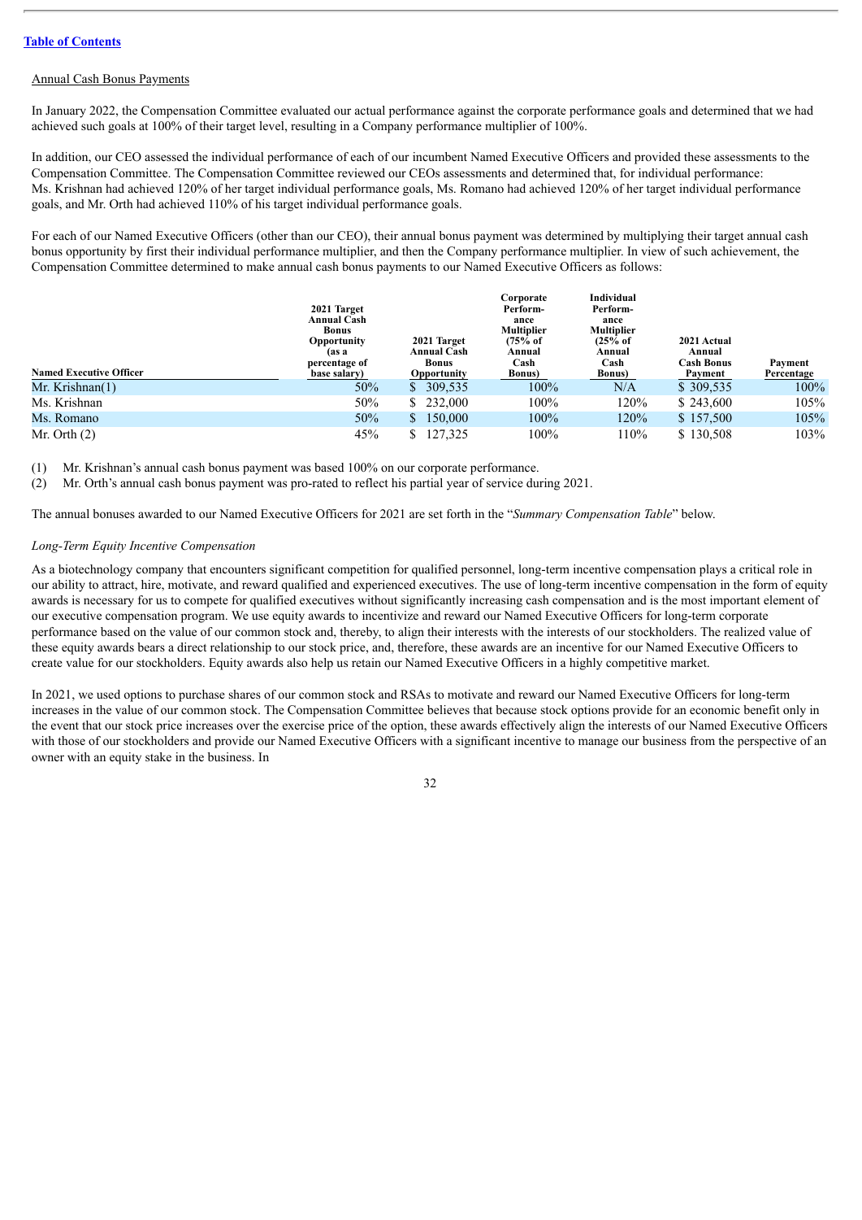[Table of Contents]

Annual Cash Bonus Payments

In January 2022, the Compensation Committee evaluated our actual performance against the corporate performance goals and determined that we had achieved such goals at 100% of their target level, resulting in a Company performance multiplier of 100%.

In addition, our CEO assessed the individual performance of each of our incumbent Named Executive Officers and provided these assessments to the Compensation Committee. The Compensation Committee reviewed our CEOs assessments and determined that, for individual performance: Ms. Krishnan had achieved 120% of her target individual performance goals, Ms. Romano had achieved 120% of her target individual performance goals, and Mr. Orth had achieved 110% of his target individual performance goals.

For each of our Named Executive Officers (other than our CEO), their annual bonus payment was determined by multiplying their target annual cash bonus opportunity by first their individual performance multiplier, and then the Company performance multiplier. In view of such achievement, the Compensation Committee determined to make annual cash bonus payments to our Named Executive Officers as follows:

| Named Executive Officer | 2021 Target Annual Cash Bonus Opportunity (as a percentage of base salary) | 2021 Target Annual Cash Bonus Opportunity | Corporate Performance Multiplier (75% of Annual Cash Bonus) | Individual Performance Multiplier (25% of Annual Cash Bonus) | 2021 Actual Annual Cash Bonus Payment | Payment Percentage |
|---|---|---|---|---|---|---|
| Mr. Krishnan(1) | 50% | $ 309,535 | 100% | N/A | $ 309,535 | 100% |
| Ms. Krishnan | 50% | $ 232,000 | 100% | 120% | $ 243,600 | 105% |
| Ms. Romano | 50% | $ 150,000 | 100% | 120% | $ 157,500 | 105% |
| Mr. Orth (2) | 45% | $ 127,325 | 100% | 110% | $ 130,508 | 103% |

(1) Mr. Krishnan's annual cash bonus payment was based 100% on our corporate performance.
(2) Mr. Orth's annual cash bonus payment was pro-rated to reflect his partial year of service during 2021.

The annual bonuses awarded to our Named Executive Officers for 2021 are set forth in the "*Summary Compensation Table*" below.

*Long-Term Equity Incentive Compensation*

As a biotechnology company that encounters significant competition for qualified personnel, long-term incentive compensation plays a critical role in our ability to attract, hire, motivate, and reward qualified and experienced executives. The use of long-term incentive compensation in the form of equity awards is necessary for us to compete for qualified executives without significantly increasing cash compensation and is the most important element of our executive compensation program. We use equity awards to incentivize and reward our Named Executive Officers for long-term corporate performance based on the value of our common stock and, thereby, to align their interests with the interests of our stockholders. The realized value of these equity awards bears a direct relationship to our stock price, and, therefore, these awards are an incentive for our Named Executive Officers to create value for our stockholders. Equity awards also help us retain our Named Executive Officers in a highly competitive market.

In 2021, we used options to purchase shares of our common stock and RSAs to motivate and reward our Named Executive Officers for long-term increases in the value of our common stock. The Compensation Committee believes that because stock options provide for an economic benefit only in the event that our stock price increases over the exercise price of the option, these awards effectively align the interests of our Named Executive Officers with those of our stockholders and provide our Named Executive Officers with a significant incentive to manage our business from the perspective of an owner with an equity stake in the business. In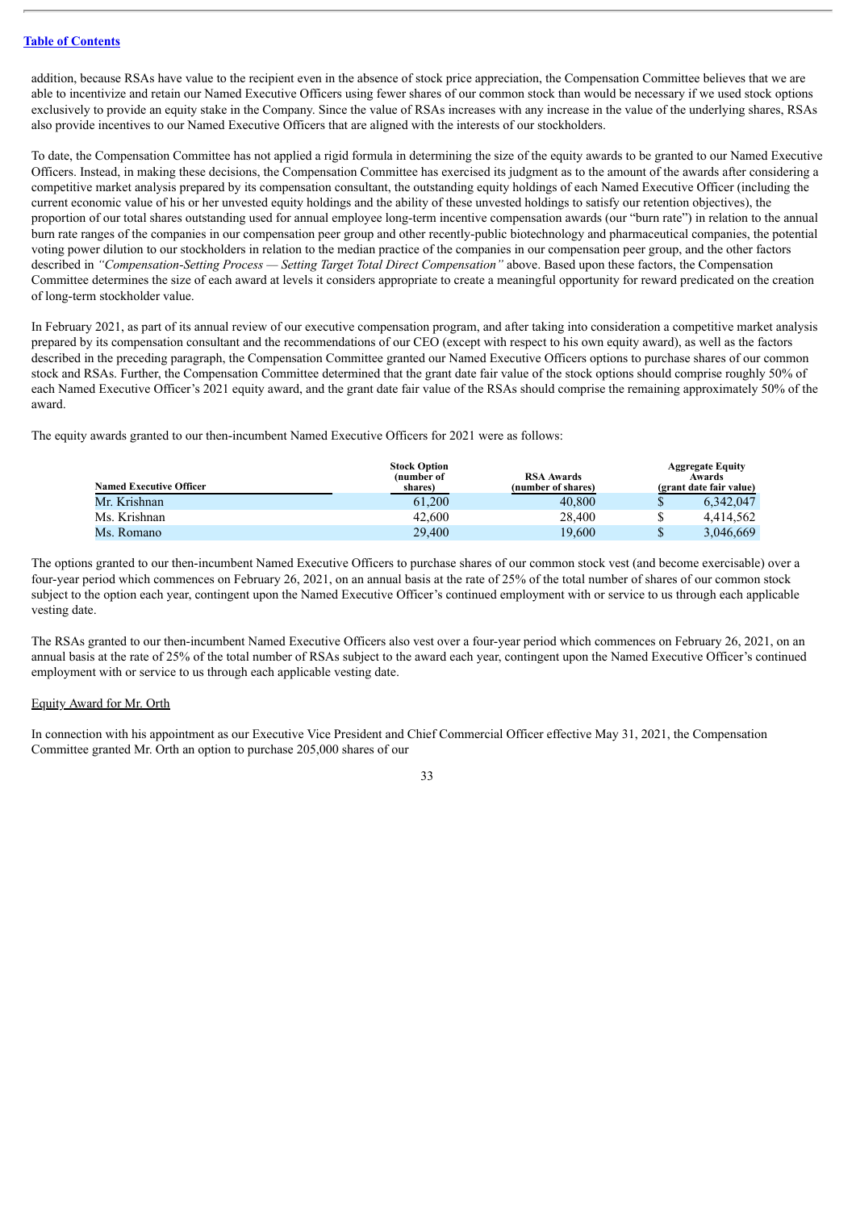addition, because RSAs have value to the recipient even in the absence of stock price appreciation, the Compensation Committee believes that we are able to incentivize and retain our Named Executive Officers using fewer shares of our common stock than would be necessary if we used stock options exclusively to provide an equity stake in the Company. Since the value of RSAs increases with any increase in the value of the underlying shares, RSAs also provide incentives to our Named Executive Officers that are aligned with the interests of our stockholders.

To date, the Compensation Committee has not applied a rigid formula in determining the size of the equity awards to be granted to our Named Executive Officers. Instead, in making these decisions, the Compensation Committee has exercised its judgment as to the amount of the awards after considering a competitive market analysis prepared by its compensation consultant, the outstanding equity holdings of each Named Executive Officer (including the current economic value of his or her unvested equity holdings and the ability of these unvested holdings to satisfy our retention objectives), the proportion of our total shares outstanding used for annual employee long-term incentive compensation awards (our "burn rate") in relation to the annual burn rate ranges of the companies in our compensation peer group and other recently-public biotechnology and pharmaceutical companies, the potential voting power dilution to our stockholders in relation to the median practice of the companies in our compensation peer group, and the other factors described in *"Compensation-Setting Process — Setting Target Total Direct Compensation"* above. Based upon these factors, the Compensation Committee determines the size of each award at levels it considers appropriate to create a meaningful opportunity for reward predicated on the creation of long-term stockholder value.

In February 2021, as part of its annual review of our executive compensation program, and after taking into consideration a competitive market analysis prepared by its compensation consultant and the recommendations of our CEO (except with respect to his own equity award), as well as the factors described in the preceding paragraph, the Compensation Committee granted our Named Executive Officers options to purchase shares of our common stock and RSAs. Further, the Compensation Committee determined that the grant date fair value of the stock options should comprise roughly 50% of each Named Executive Officer's 2021 equity award, and the grant date fair value of the RSAs should comprise the remaining approximately 50% of the award.

The equity awards granted to our then-incumbent Named Executive Officers for 2021 were as follows:

| Named Executive Officer | Stock Option (number of shares) | RSA Awards (number of shares) | Aggregate Equity Awards (grant date fair value) |
|---|---|---|---|
| Mr. Krishnan | 61,200 | 40,800 | $ 6,342,047 |
| Ms. Krishnan | 42,600 | 28,400 | $ 4,414,562 |
| Ms. Romano | 29,400 | 19,600 | $ 3,046,669 |

The options granted to our then-incumbent Named Executive Officers to purchase shares of our common stock vest (and become exercisable) over a four-year period which commences on February 26, 2021, on an annual basis at the rate of 25% of the total number of shares of our common stock subject to the option each year, contingent upon the Named Executive Officer's continued employment with or service to us through each applicable vesting date.

The RSAs granted to our then-incumbent Named Executive Officers also vest over a four-year period which commences on February 26, 2021, on an annual basis at the rate of 25% of the total number of RSAs subject to the award each year, contingent upon the Named Executive Officer's continued employment with or service to us through each applicable vesting date.

Equity Award for Mr. Orth

In connection with his appointment as our Executive Vice President and Chief Commercial Officer effective May 31, 2021, the Compensation Committee granted Mr. Orth an option to purchase 205,000 shares of our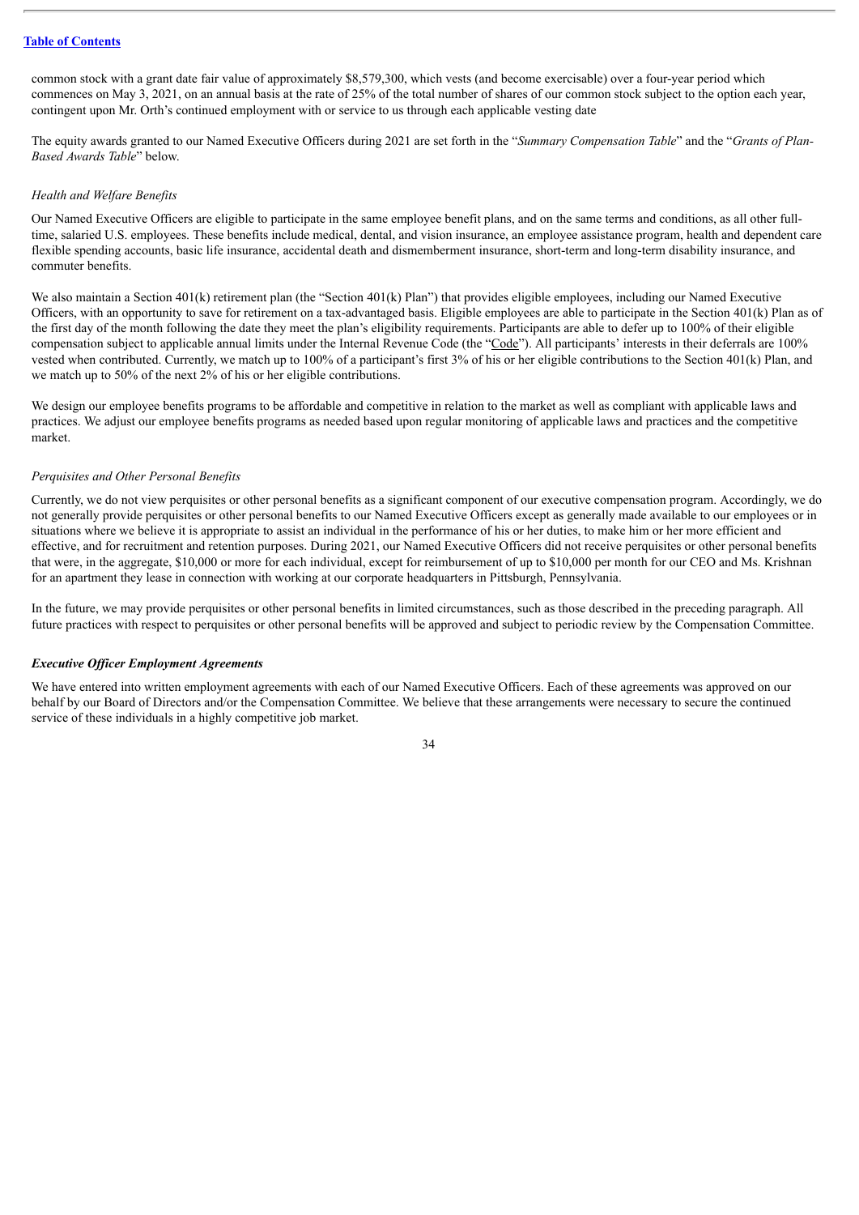common stock with a grant date fair value of approximately $8,579,300, which vests (and become exercisable) over a four-year period which commences on May 3, 2021, on an annual basis at the rate of 25% of the total number of shares of our common stock subject to the option each year, contingent upon Mr. Orth's continued employment with or service to us through each applicable vesting date

The equity awards granted to our Named Executive Officers during 2021 are set forth in the "*Summary Compensation Table*" and the "*Grants of Plan-Based Awards Table*" below.

*Health and Welfare Benefits*

Our Named Executive Officers are eligible to participate in the same employee benefit plans, and on the same terms and conditions, as all other full-time, salaried U.S. employees. These benefits include medical, dental, and vision insurance, an employee assistance program, health and dependent care flexible spending accounts, basic life insurance, accidental death and dismemberment insurance, short-term and long-term disability insurance, and commuter benefits.

We also maintain a Section 401(k) retirement plan (the "Section 401(k) Plan") that provides eligible employees, including our Named Executive Officers, with an opportunity to save for retirement on a tax-advantaged basis. Eligible employees are able to participate in the Section 401(k) Plan as of the first day of the month following the date they meet the plan's eligibility requirements. Participants are able to defer up to 100% of their eligible compensation subject to applicable annual limits under the Internal Revenue Code (the "Code"). All participants' interests in their deferrals are 100% vested when contributed. Currently, we match up to 100% of a participant's first 3% of his or her eligible contributions to the Section 401(k) Plan, and we match up to 50% of the next 2% of his or her eligible contributions.

We design our employee benefits programs to be affordable and competitive in relation to the market as well as compliant with applicable laws and practices. We adjust our employee benefits programs as needed based upon regular monitoring of applicable laws and practices and the competitive market.

*Perquisites and Other Personal Benefits*

Currently, we do not view perquisites or other personal benefits as a significant component of our executive compensation program. Accordingly, we do not generally provide perquisites or other personal benefits to our Named Executive Officers except as generally made available to our employees or in situations where we believe it is appropriate to assist an individual in the performance of his or her duties, to make him or her more efficient and effective, and for recruitment and retention purposes. During 2021, our Named Executive Officers did not receive perquisites or other personal benefits that were, in the aggregate, $10,000 or more for each individual, except for reimbursement of up to $10,000 per month for our CEO and Ms. Krishnan for an apartment they lease in connection with working at our corporate headquarters in Pittsburgh, Pennsylvania.

In the future, we may provide perquisites or other personal benefits in limited circumstances, such as those described in the preceding paragraph. All future practices with respect to perquisites or other personal benefits will be approved and subject to periodic review by the Compensation Committee.

***Executive Officer Employment Agreements***

We have entered into written employment agreements with each of our Named Executive Officers. Each of these agreements was approved on our behalf by our Board of Directors and/or the Compensation Committee. We believe that these arrangements were necessary to secure the continued service of these individuals in a highly competitive job market.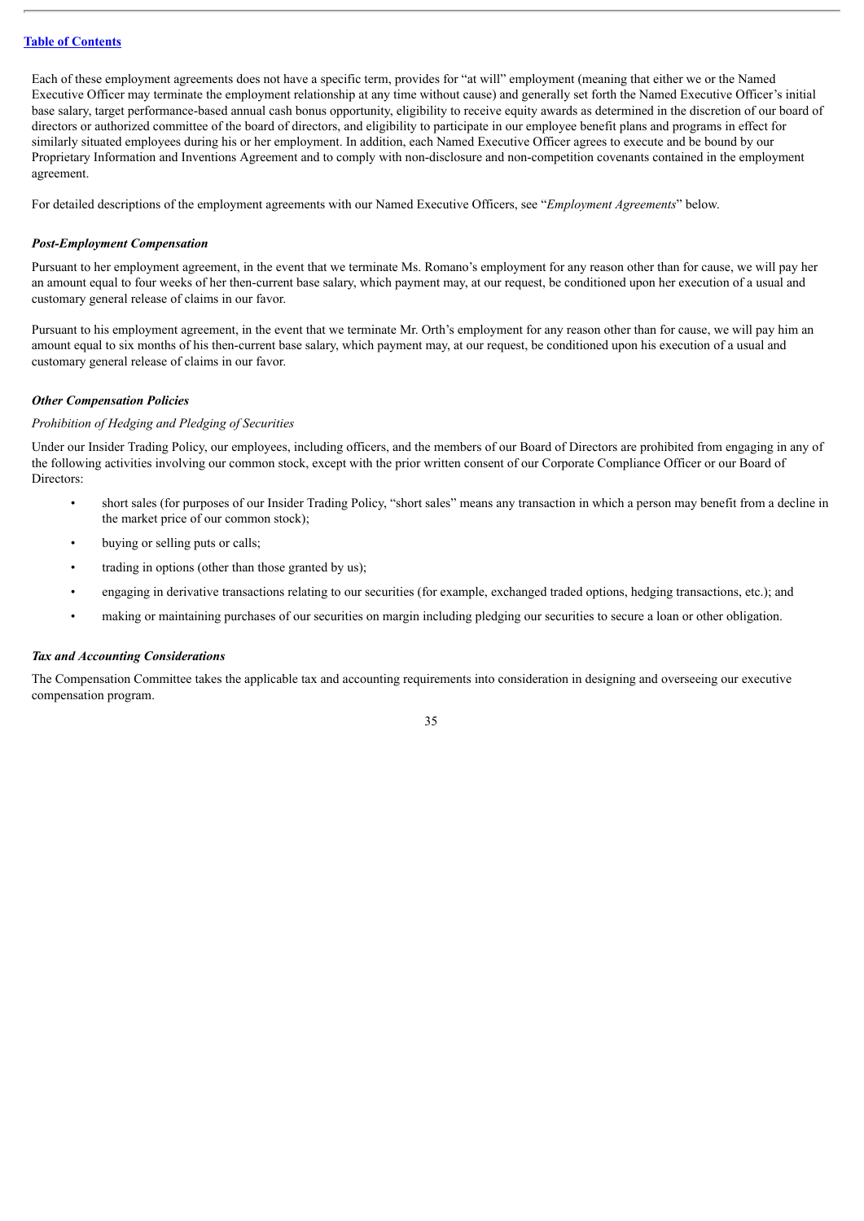Each of these employment agreements does not have a specific term, provides for "at will" employment (meaning that either we or the Named Executive Officer may terminate the employment relationship at any time without cause) and generally set forth the Named Executive Officer's initial base salary, target performance-based annual cash bonus opportunity, eligibility to receive equity awards as determined in the discretion of our board of directors or authorized committee of the board of directors, and eligibility to participate in our employee benefit plans and programs in effect for similarly situated employees during his or her employment. In addition, each Named Executive Officer agrees to execute and be bound by our Proprietary Information and Inventions Agreement and to comply with non-disclosure and non-competition covenants contained in the employment agreement.

For detailed descriptions of the employment agreements with our Named Executive Officers, see "*Employment Agreements*" below.

***Post-Employment Compensation***

Pursuant to her employment agreement, in the event that we terminate Ms. Romano's employment for any reason other than for cause, we will pay her an amount equal to four weeks of her then-current base salary, which payment may, at our request, be conditioned upon her execution of a usual and customary general release of claims in our favor.

Pursuant to his employment agreement, in the event that we terminate Mr. Orth's employment for any reason other than for cause, we will pay him an amount equal to six months of his then-current base salary, which payment may, at our request, be conditioned upon his execution of a usual and customary general release of claims in our favor.

***Other Compensation Policies***

*Prohibition of Hedging and Pledging of Securities*

Under our Insider Trading Policy, our employees, including officers, and the members of our Board of Directors are prohibited from engaging in any of the following activities involving our common stock, except with the prior written consent of our Corporate Compliance Officer or our Board of Directors:

- short sales (for purposes of our Insider Trading Policy, "short sales" means any transaction in which a person may benefit from a decline in the market price of our common stock);
- buying or selling puts or calls;
- trading in options (other than those granted by us);
- engaging in derivative transactions relating to our securities (for example, exchanged traded options, hedging transactions, etc.); and
- making or maintaining purchases of our securities on margin including pledging our securities to secure a loan or other obligation.

***Tax and Accounting Considerations***

The Compensation Committee takes the applicable tax and accounting requirements into consideration in designing and overseeing our executive compensation program.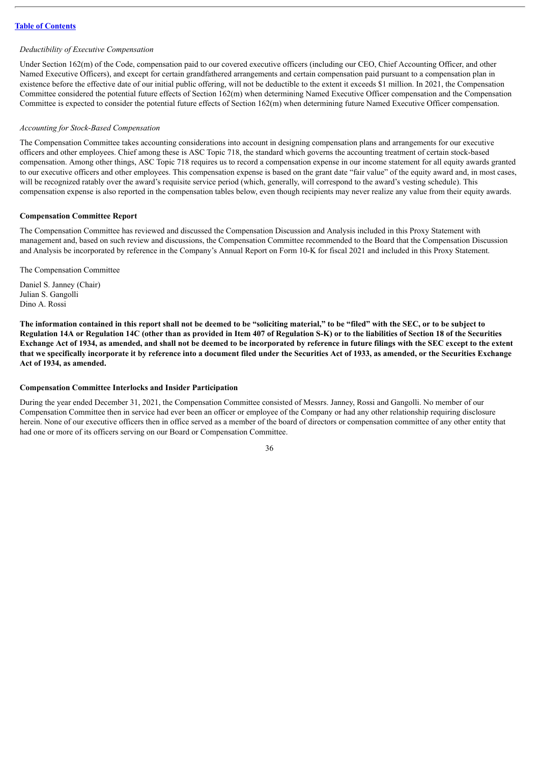*Deductibility of Executive Compensation*

Under Section 162(m) of the Code, compensation paid to our covered executive officers (including our CEO, Chief Accounting Officer, and other Named Executive Officers), and except for certain grandfathered arrangements and certain compensation paid pursuant to a compensation plan in existence before the effective date of our initial public offering, will not be deductible to the extent it exceeds $1 million. In 2021, the Compensation Committee considered the potential future effects of Section 162(m) when determining Named Executive Officer compensation and the Compensation Committee is expected to consider the potential future effects of Section 162(m) when determining future Named Executive Officer compensation.

*Accounting for Stock-Based Compensation*

The Compensation Committee takes accounting considerations into account in designing compensation plans and arrangements for our executive officers and other employees. Chief among these is ASC Topic 718, the standard which governs the accounting treatment of certain stock-based compensation. Among other things, ASC Topic 718 requires us to record a compensation expense in our income statement for all equity awards granted to our executive officers and other employees. This compensation expense is based on the grant date "fair value" of the equity award and, in most cases, will be recognized ratably over the award's requisite service period (which, generally, will correspond to the award's vesting schedule). This compensation expense is also reported in the compensation tables below, even though recipients may never realize any value from their equity awards.

**Compensation Committee Report**

The Compensation Committee has reviewed and discussed the Compensation Discussion and Analysis included in this Proxy Statement with management and, based on such review and discussions, the Compensation Committee recommended to the Board that the Compensation Discussion and Analysis be incorporated by reference in the Company's Annual Report on Form 10-K for fiscal 2021 and included in this Proxy Statement.

The Compensation Committee

Daniel S. Janney (Chair)
Julian S. Gangolli
Dino A. Rossi

**The information contained in this report shall not be deemed to be "soliciting material," to be "filed" with the SEC, or to be subject to Regulation 14A or Regulation 14C (other than as provided in Item 407 of Regulation S-K) or to the liabilities of Section 18 of the Securities Exchange Act of 1934, as amended, and shall not be deemed to be incorporated by reference in future filings with the SEC except to the extent that we specifically incorporate it by reference into a document filed under the Securities Act of 1933, as amended, or the Securities Exchange Act of 1934, as amended.**

**Compensation Committee Interlocks and Insider Participation**

During the year ended December 31, 2021, the Compensation Committee consisted of Messrs. Janney, Rossi and Gangolli. No member of our Compensation Committee then in service had ever been an officer or employee of the Company or had any other relationship requiring disclosure herein. None of our executive officers then in office served as a member of the board of directors or compensation committee of any other entity that had one or more of its officers serving on our Board or Compensation Committee.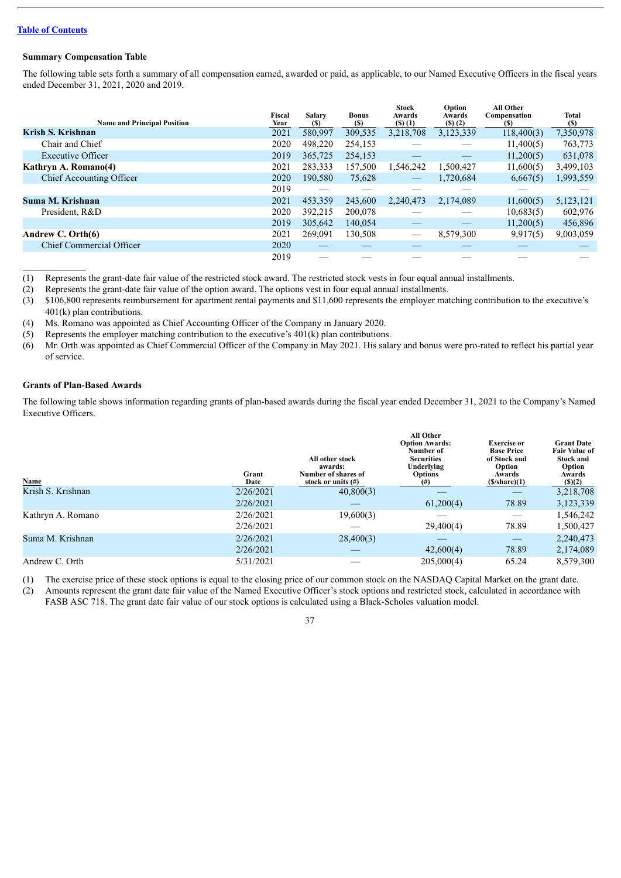[Table of Contents]

### Summary Compensation Table

The following table sets forth a summary of all compensation earned, awarded or paid, as applicable, to our Named Executive Officers in the fiscal years ended December 31, 2021, 2020 and 2019.

| Name and Principal Position | Fiscal Year | Salary ($) | Bonus ($) | Stock Awards ($) (1) | Option Awards ($) (2) | All Other Compensation ($) | Total ($) |
|---|---|---|---|---|---|---|---|
| **Krish S. Krishnan** | 2021 | 580,997 | 309,535 | 3,218,708 | 3,123,339 | 118,400(3) | 7,350,978 |
| Chair and Chief | 2020 | 498,220 | 254,153 | — | — | 11,400(5) | 763,773 |
| Executive Officer | 2019 | 365,725 | 254,153 | — | — | 11,200(5) | 631,078 |
| **Kathryn A. Romano(4)** | 2021 | 283,333 | 157,500 | 1,546,242 | 1,500,427 | 11,600(5) | 3,499,103 |
| Chief Accounting Officer | 2020 | 190,580 | 75,628 | — | 1,720,684 | 6,667(5) | 1,993,559 |
| | 2019 | — | — | — | — | — | — |
| **Suma M. Krishnan** | 2021 | 453,359 | 243,600 | 2,240,473 | 2,174,089 | 11,600(5) | 5,123,121 |
| President, R&D | 2020 | 392,215 | 200,078 | — | — | 10,683(5) | 602,976 |
| | 2019 | 305,642 | 140,054 | — | — | 11,200(5) | 456,896 |
| **Andrew C. Orth(6)** | 2021 | 269,091 | 130,508 | — | 8,579,300 | 9,917(5) | 9,003,059 |
| Chief Commercial Officer | 2020 | — | — | — | — | — | — |
| | 2019 | — | — | — | — | — | — |

(1) Represents the grant-date fair value of the restricted stock award. The restricted stock vests in four equal annual installments.

(2) Represents the grant-date fair value of the option award. The options vest in four equal annual installments.

(3) $106,800 represents reimbursement for apartment rental payments and $11,600 represents the employer matching contribution to the executive's 401(k) plan contributions.

(4) Ms. Romano was appointed as Chief Accounting Officer of the Company in January 2020.

(5) Represents the employer matching contribution to the executive's 401(k) plan contributions.

(6) Mr. Orth was appointed as Chief Commercial Officer of the Company in May 2021. His salary and bonus were pro-rated to reflect his partial year of service.

### Grants of Plan-Based Awards

The following table shows information regarding grants of plan-based awards during the fiscal year ended December 31, 2021 to the Company's Named Executive Officers.

| Name | Grant Date | All other stock awards: Number of shares of stock or units (#) | All Other Option Awards: Number of Securities Underlying Options (#) | Exercise or Base Price of Stock and Option Awards ($/share)(1) | Grant Date Fair Value of Stock and Option Awards ($)(2) |
|---|---|---|---|---|---|
| Krish S. Krishnan | 2/26/2021 | 40,800(3) | — | — | 3,218,708 |
| | 2/26/2021 | — | 61,200(4) | 78.89 | 3,123,339 |
| Kathryn A. Romano | 2/26/2021 | 19,600(3) | — | — | 1,546,242 |
| | 2/26/2021 | — | 29,400(4) | 78.89 | 1,500,427 |
| Suma M. Krishnan | 2/26/2021 | 28,400(3) | — | — | 2,240,473 |
| | 2/26/2021 | — | 42,600(4) | 78.89 | 2,174,089 |
| Andrew C. Orth | 5/31/2021 | — | 205,000(4) | 65.24 | 8,579,300 |

(1) The exercise price of these stock options is equal to the closing price of our common stock on the NASDAQ Capital Market on the grant date.

(2) Amounts represent the grant date fair value of the Named Executive Officer's stock options and restricted stock, calculated in accordance with FASB ASC 718. The grant date fair value of our stock options is calculated using a Black-Scholes valuation model.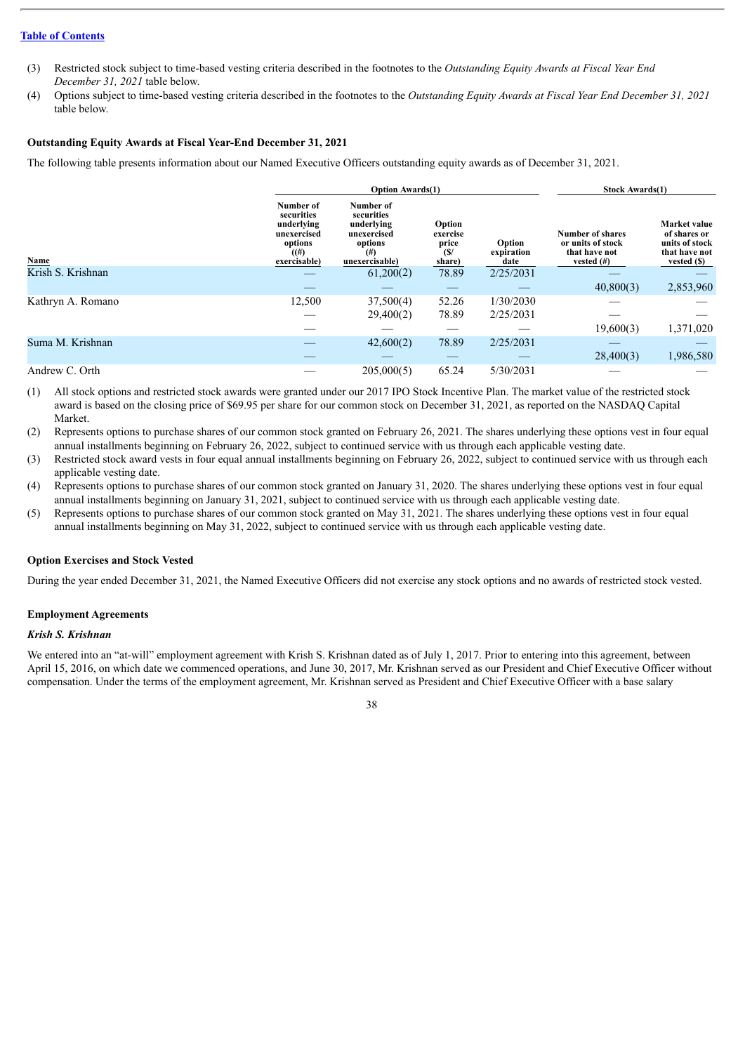[Table of Contents](#)

(3) Restricted stock subject to time-based vesting criteria described in the footnotes to the *Outstanding Equity Awards at Fiscal Year End December 31, 2021* table below.

(4) Options subject to time-based vesting criteria described in the footnotes to the *Outstanding Equity Awards at Fiscal Year End December 31, 2021* table below.

**Outstanding Equity Awards at Fiscal Year-End December 31, 2021**

The following table presents information about our Named Executive Officers outstanding equity awards as of December 31, 2021.

| | Option Awards(1) | | | | Stock Awards(1) | |
|---|---|---|---|---|---|---|
| Name | Number of securities underlying unexercised options ((#) exercisable) | Number of securities underlying unexercised options (#) unexercisable) | Option exercise price ($/ share) | Option expiration date | Number of shares or units of stock that have not vested (#) | Market value of shares or units of stock that have not vested ($) |
| Krish S. Krishnan | — | 61,200(2) | 78.89 | 2/25/2031 | — | — |
| | — | — | — | — | 40,800(3) | 2,853,960 |
| Kathryn A. Romano | 12,500 | 37,500(4) | 52.26 | 1/30/2030 | — | — |
| | — | 29,400(2) | 78.89 | 2/25/2031 | — | — |
| | — | — | — | — | 19,600(3) | 1,371,020 |
| Suma M. Krishnan | — | 42,600(2) | 78.89 | 2/25/2031 | — | — |
| | — | — | — | — | 28,400(3) | 1,986,580 |
| Andrew C. Orth | — | 205,000(5) | 65.24 | 5/30/2031 | — | — |

(1) All stock options and restricted stock awards were granted under our 2017 IPO Stock Incentive Plan. The market value of the restricted stock award is based on the closing price of $69.95 per share for our common stock on December 31, 2021, as reported on the NASDAQ Capital Market.

(2) Represents options to purchase shares of our common stock granted on February 26, 2021. The shares underlying these options vest in four equal annual installments beginning on February 26, 2022, subject to continued service with us through each applicable vesting date.

(3) Restricted stock award vests in four equal annual installments beginning on February 26, 2022, subject to continued service with us through each applicable vesting date.

(4) Represents options to purchase shares of our common stock granted on January 31, 2020. The shares underlying these options vest in four equal annual installments beginning on January 31, 2021, subject to continued service with us through each applicable vesting date.

(5) Represents options to purchase shares of our common stock granted on May 31, 2021. The shares underlying these options vest in four equal annual installments beginning on May 31, 2022, subject to continued service with us through each applicable vesting date.

**Option Exercises and Stock Vested**

During the year ended December 31, 2021, the Named Executive Officers did not exercise any stock options and no awards of restricted stock vested.

**Employment Agreements**

***Krish S. Krishnan***

We entered into an "at-will" employment agreement with Krish S. Krishnan dated as of July 1, 2017. Prior to entering into this agreement, between April 15, 2016, on which date we commenced operations, and June 30, 2017, Mr. Krishnan served as our President and Chief Executive Officer without compensation. Under the terms of the employment agreement, Mr. Krishnan served as President and Chief Executive Officer with a base salary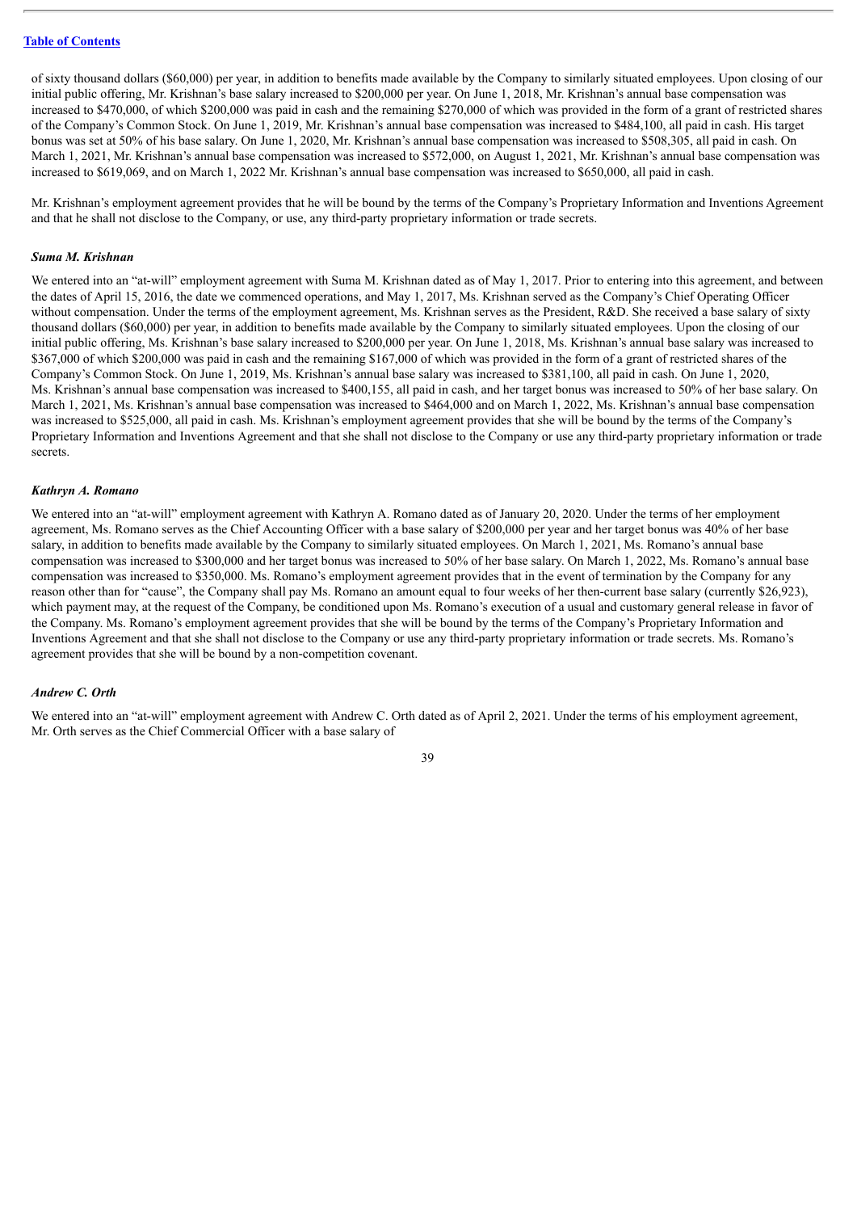of sixty thousand dollars ($60,000) per year, in addition to benefits made available by the Company to similarly situated employees. Upon closing of our initial public offering, Mr. Krishnan's base salary increased to $200,000 per year. On June 1, 2018, Mr. Krishnan's annual base compensation was increased to $470,000, of which $200,000 was paid in cash and the remaining $270,000 of which was provided in the form of a grant of restricted shares of the Company's Common Stock. On June 1, 2019, Mr. Krishnan's annual base compensation was increased to $484,100, all paid in cash. His target bonus was set at 50% of his base salary. On June 1, 2020, Mr. Krishnan's annual base compensation was increased to $508,305, all paid in cash. On March 1, 2021, Mr. Krishnan's annual base compensation was increased to $572,000, on August 1, 2021, Mr. Krishnan's annual base compensation was increased to $619,069, and on March 1, 2022 Mr. Krishnan's annual base compensation was increased to $650,000, all paid in cash.

Mr. Krishnan's employment agreement provides that he will be bound by the terms of the Company's Proprietary Information and Inventions Agreement and that he shall not disclose to the Company, or use, any third-party proprietary information or trade secrets.

***Suma M. Krishnan***

We entered into an "at-will" employment agreement with Suma M. Krishnan dated as of May 1, 2017. Prior to entering into this agreement, and between the dates of April 15, 2016, the date we commenced operations, and May 1, 2017, Ms. Krishnan served as the Company's Chief Operating Officer without compensation. Under the terms of the employment agreement, Ms. Krishnan serves as the President, R&D. She received a base salary of sixty thousand dollars ($60,000) per year, in addition to benefits made available by the Company to similarly situated employees. Upon the closing of our initial public offering, Ms. Krishnan's base salary increased to $200,000 per year. On June 1, 2018, Ms. Krishnan's annual base salary was increased to $367,000 of which $200,000 was paid in cash and the remaining $167,000 of which was provided in the form of a grant of restricted shares of the Company's Common Stock. On June 1, 2019, Ms. Krishnan's annual base salary was increased to $381,100, all paid in cash. On June 1, 2020, Ms. Krishnan's annual base compensation was increased to $400,155, all paid in cash, and her target bonus was increased to 50% of her base salary. On March 1, 2021, Ms. Krishnan's annual base compensation was increased to $464,000 and on March 1, 2022, Ms. Krishnan's annual base compensation was increased to $525,000, all paid in cash. Ms. Krishnan's employment agreement provides that she will be bound by the terms of the Company's Proprietary Information and Inventions Agreement and that she shall not disclose to the Company or use any third-party proprietary information or trade secrets.

***Kathryn A. Romano***

We entered into an "at-will" employment agreement with Kathryn A. Romano dated as of January 20, 2020. Under the terms of her employment agreement, Ms. Romano serves as the Chief Accounting Officer with a base salary of $200,000 per year and her target bonus was 40% of her base salary, in addition to benefits made available by the Company to similarly situated employees. On March 1, 2021, Ms. Romano's annual base compensation was increased to $300,000 and her target bonus was increased to 50% of her base salary. On March 1, 2022, Ms. Romano's annual base compensation was increased to $350,000. Ms. Romano's employment agreement provides that in the event of termination by the Company for any reason other than for "cause", the Company shall pay Ms. Romano an amount equal to four weeks of her then-current base salary (currently $26,923), which payment may, at the request of the Company, be conditioned upon Ms. Romano's execution of a usual and customary general release in favor of the Company. Ms. Romano's employment agreement provides that she will be bound by the terms of the Company's Proprietary Information and Inventions Agreement and that she shall not disclose to the Company or use any third-party proprietary information or trade secrets. Ms. Romano's agreement provides that she will be bound by a non-competition covenant.

***Andrew C. Orth***

We entered into an "at-will" employment agreement with Andrew C. Orth dated as of April 2, 2021. Under the terms of his employment agreement, Mr. Orth serves as the Chief Commercial Officer with a base salary of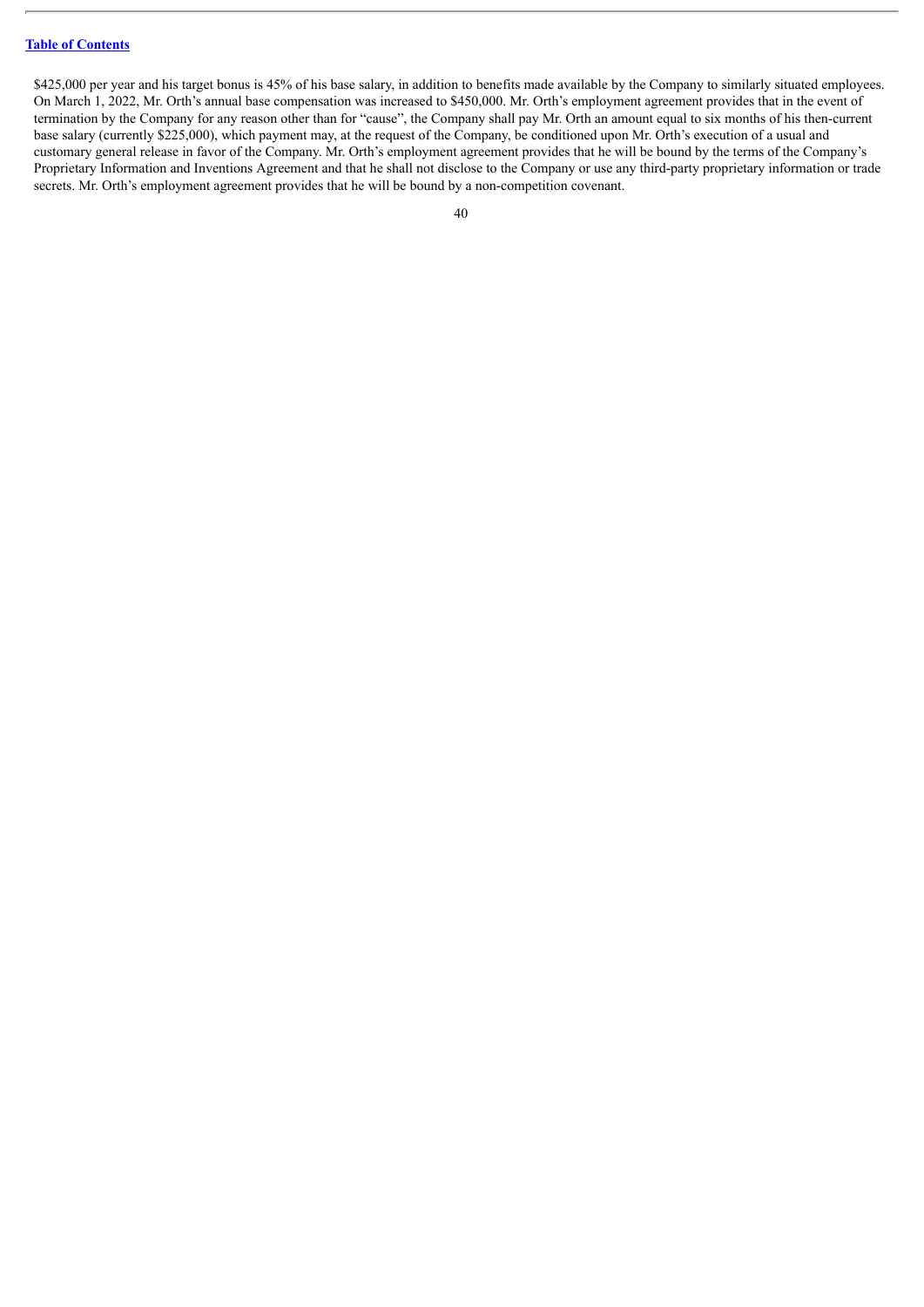$425,000 per year and his target bonus is 45% of his base salary, in addition to benefits made available by the Company to similarly situated employees. On March 1, 2022, Mr. Orth's annual base compensation was increased to $450,000. Mr. Orth's employment agreement provides that in the event of termination by the Company for any reason other than for "cause", the Company shall pay Mr. Orth an amount equal to six months of his then-current base salary (currently $225,000), which payment may, at the request of the Company, be conditioned upon Mr. Orth's execution of a usual and customary general release in favor of the Company. Mr. Orth's employment agreement provides that he will be bound by the terms of the Company's Proprietary Information and Inventions Agreement and that he shall not disclose to the Company or use any third-party proprietary information or trade secrets. Mr. Orth's employment agreement provides that he will be bound by a non-competition covenant.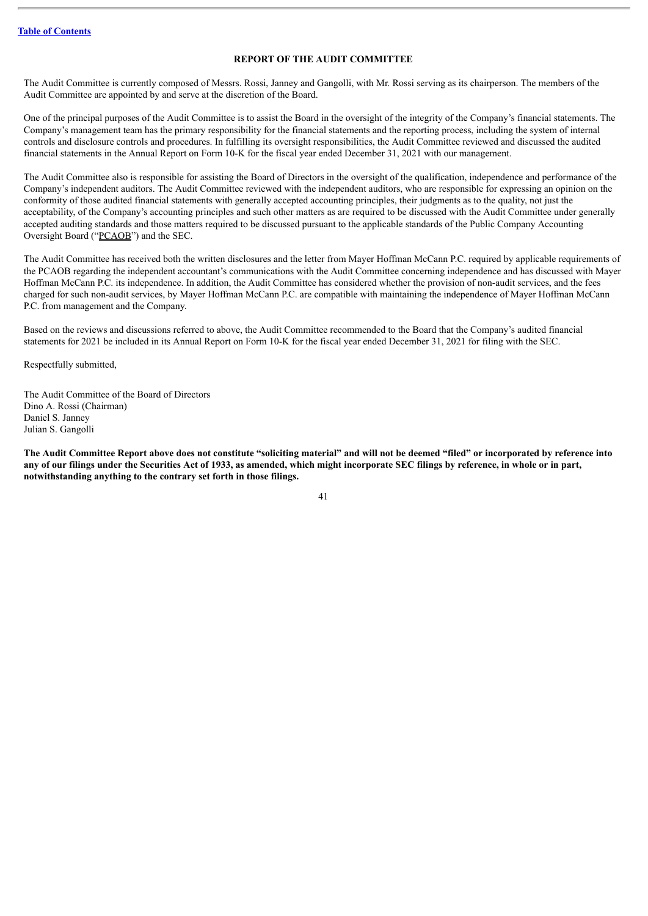## REPORT OF THE AUDIT COMMITTEE

The Audit Committee is currently composed of Messrs. Rossi, Janney and Gangolli, with Mr. Rossi serving as its chairperson. The members of the Audit Committee are appointed by and serve at the discretion of the Board.

One of the principal purposes of the Audit Committee is to assist the Board in the oversight of the integrity of the Company's financial statements. The Company's management team has the primary responsibility for the financial statements and the reporting process, including the system of internal controls and disclosure controls and procedures. In fulfilling its oversight responsibilities, the Audit Committee reviewed and discussed the audited financial statements in the Annual Report on Form 10-K for the fiscal year ended December 31, 2021 with our management.

The Audit Committee also is responsible for assisting the Board of Directors in the oversight of the qualification, independence and performance of the Company's independent auditors. The Audit Committee reviewed with the independent auditors, who are responsible for expressing an opinion on the conformity of those audited financial statements with generally accepted accounting principles, their judgments as to the quality, not just the acceptability, of the Company's accounting principles and such other matters as are required to be discussed with the Audit Committee under generally accepted auditing standards and those matters required to be discussed pursuant to the applicable standards of the Public Company Accounting Oversight Board ("PCAOB") and the SEC.

The Audit Committee has received both the written disclosures and the letter from Mayer Hoffman McCann P.C. required by applicable requirements of the PCAOB regarding the independent accountant's communications with the Audit Committee concerning independence and has discussed with Mayer Hoffman McCann P.C. its independence. In addition, the Audit Committee has considered whether the provision of non-audit services, and the fees charged for such non-audit services, by Mayer Hoffman McCann P.C. are compatible with maintaining the independence of Mayer Hoffman McCann P.C. from management and the Company.

Based on the reviews and discussions referred to above, the Audit Committee recommended to the Board that the Company's audited financial statements for 2021 be included in its Annual Report on Form 10-K for the fiscal year ended December 31, 2021 for filing with the SEC.

Respectfully submitted,

The Audit Committee of the Board of Directors
Dino A. Rossi (Chairman)
Daniel S. Janney
Julian S. Gangolli

**The Audit Committee Report above does not constitute "soliciting material" and will not be deemed "filed" or incorporated by reference into any of our filings under the Securities Act of 1933, as amended, which might incorporate SEC filings by reference, in whole or in part, notwithstanding anything to the contrary set forth in those filings.**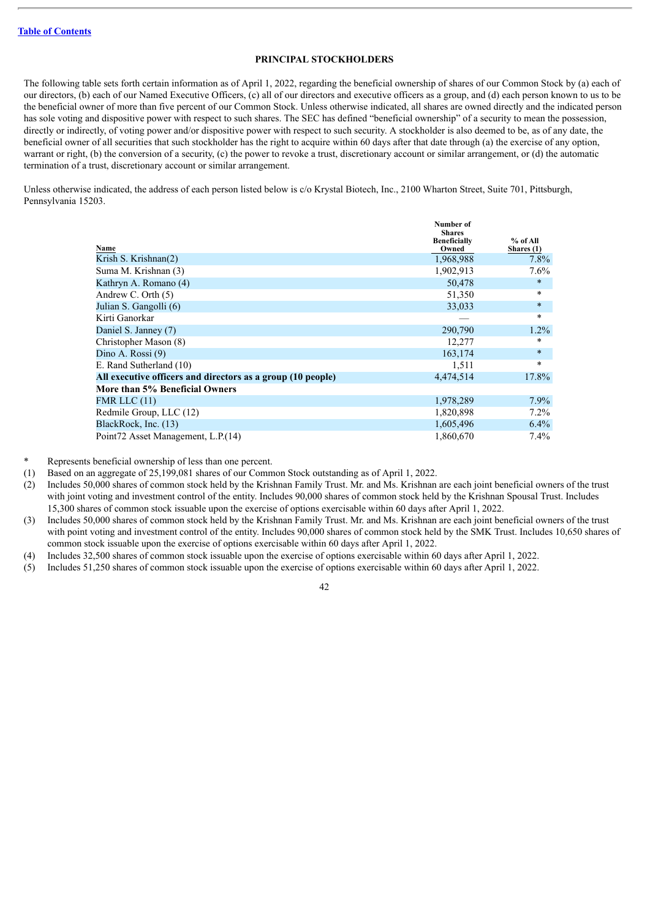[Table of Contents](#)

## PRINCIPAL STOCKHOLDERS

The following table sets forth certain information as of April 1, 2022, regarding the beneficial ownership of shares of our Common Stock by (a) each of our directors, (b) each of our Named Executive Officers, (c) all of our directors and executive officers as a group, and (d) each person known to us to be the beneficial owner of more than five percent of our Common Stock. Unless otherwise indicated, all shares are owned directly and the indicated person has sole voting and dispositive power with respect to such shares. The SEC has defined "beneficial ownership" of a security to mean the possession, directly or indirectly, of voting power and/or dispositive power with respect to such security. A stockholder is also deemed to be, as of any date, the beneficial owner of all securities that such stockholder has the right to acquire within 60 days after that date through (a) the exercise of any option, warrant or right, (b) the conversion of a security, (c) the power to revoke a trust, discretionary account or similar arrangement, or (d) the automatic termination of a trust, discretionary account or similar arrangement.

Unless otherwise indicated, the address of each person listed below is c/o Krystal Biotech, Inc., 2100 Wharton Street, Suite 701, Pittsburgh, Pennsylvania 15203.

| Name | Number of Shares Beneficially Owned | % of All Shares (1) |
|---|---|---|
| Krish S. Krishnan(2) | 1,968,988 | 7.8% |
| Suma M. Krishnan (3) | 1,902,913 | 7.6% |
| Kathryn A. Romano (4) | 50,478 | * |
| Andrew C. Orth (5) | 51,350 | * |
| Julian S. Gangolli (6) | 33,033 | * |
| Kirti Ganorkar | — | * |
| Daniel S. Janney (7) | 290,790 | 1.2% |
| Christopher Mason (8) | 12,277 | * |
| Dino A. Rossi (9) | 163,174 | * |
| E. Rand Sutherland (10) | 1,511 | * |
| **All executive officers and directors as a group (10 people)** | 4,474,514 | 17.8% |
| **More than 5% Beneficial Owners** | | |
| FMR LLC (11) | 1,978,289 | 7.9% |
| Redmile Group, LLC (12) | 1,820,898 | 7.2% |
| BlackRock, Inc. (13) | 1,605,496 | 6.4% |
| Point72 Asset Management, L.P.(14) | 1,860,670 | 7.4% |

\* Represents beneficial ownership of less than one percent.

(1) Based on an aggregate of 25,199,081 shares of our Common Stock outstanding as of April 1, 2022.

(2) Includes 50,000 shares of common stock held by the Krishnan Family Trust. Mr. and Ms. Krishnan are each joint beneficial owners of the trust with joint voting and investment control of the entity. Includes 90,000 shares of common stock held by the Krishnan Spousal Trust. Includes 15,300 shares of common stock issuable upon the exercise of options exercisable within 60 days after April 1, 2022.

(3) Includes 50,000 shares of common stock held by the Krishnan Family Trust. Mr. and Ms. Krishnan are each joint beneficial owners of the trust with point voting and investment control of the entity. Includes 90,000 shares of common stock held by the SMK Trust. Includes 10,650 shares of common stock issuable upon the exercise of options exercisable within 60 days after April 1, 2022.

(4) Includes 32,500 shares of common stock issuable upon the exercise of options exercisable within 60 days after April 1, 2022.

(5) Includes 51,250 shares of common stock issuable upon the exercise of options exercisable within 60 days after April 1, 2022.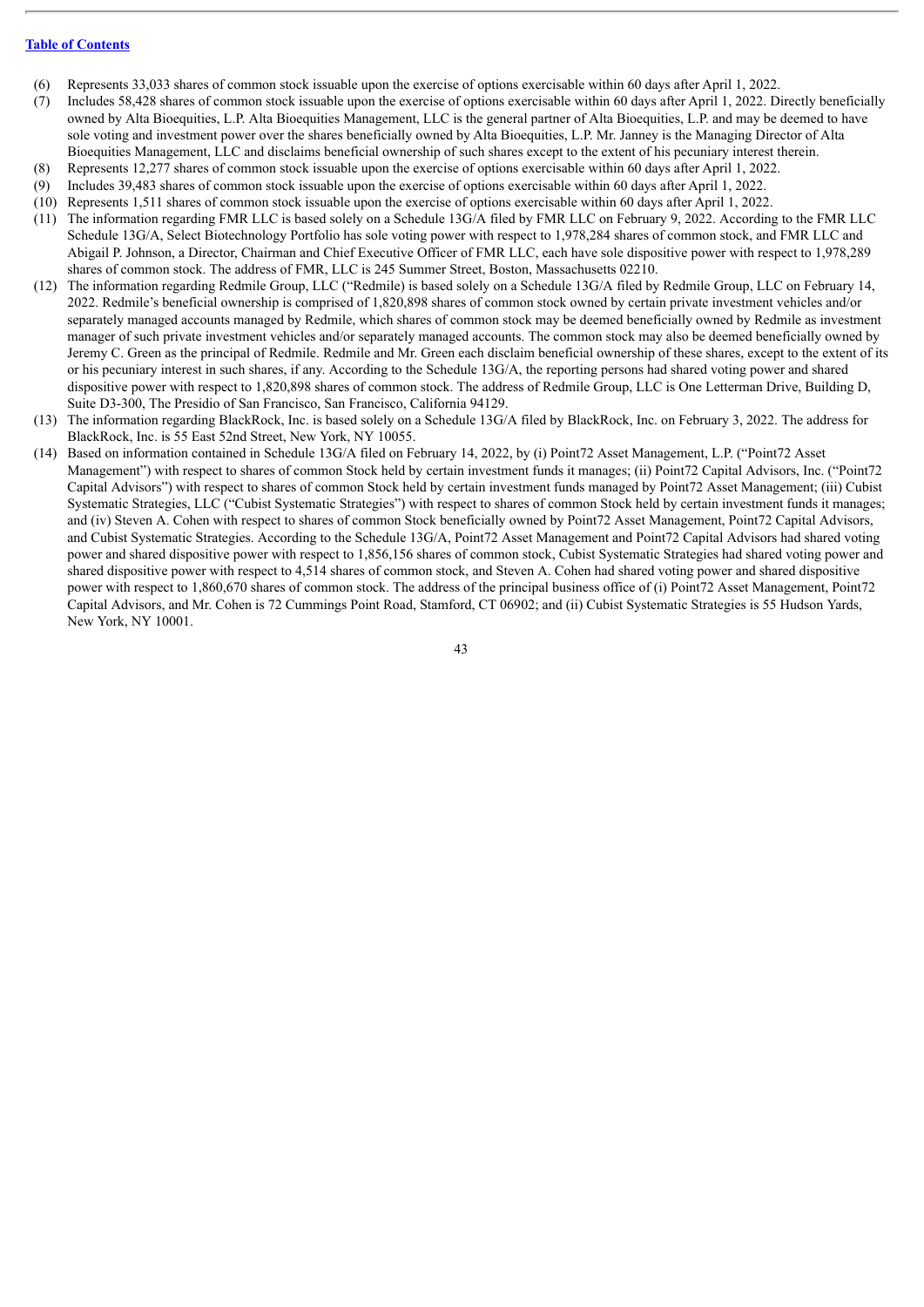(6) Represents 33,033 shares of common stock issuable upon the exercise of options exercisable within 60 days after April 1, 2022.

(7) Includes 58,428 shares of common stock issuable upon the exercise of options exercisable within 60 days after April 1, 2022. Directly beneficially owned by Alta Bioequities, L.P. Alta Bioequities Management, LLC is the general partner of Alta Bioequities, L.P. and may be deemed to have sole voting and investment power over the shares beneficially owned by Alta Bioequities, L.P. Mr. Janney is the Managing Director of Alta Bioequities Management, LLC and disclaims beneficial ownership of such shares except to the extent of his pecuniary interest therein.

(8) Represents 12,277 shares of common stock issuable upon the exercise of options exercisable within 60 days after April 1, 2022.

(9) Includes 39,483 shares of common stock issuable upon the exercise of options exercisable within 60 days after April 1, 2022.

(10) Represents 1,511 shares of common stock issuable upon the exercise of options exercisable within 60 days after April 1, 2022.

(11) The information regarding FMR LLC is based solely on a Schedule 13G/A filed by FMR LLC on February 9, 2022. According to the FMR LLC Schedule 13G/A, Select Biotechnology Portfolio has sole voting power with respect to 1,978,284 shares of common stock, and FMR LLC and Abigail P. Johnson, a Director, Chairman and Chief Executive Officer of FMR LLC, each have sole dispositive power with respect to 1,978,289 shares of common stock. The address of FMR, LLC is 245 Summer Street, Boston, Massachusetts 02210.

(12) The information regarding Redmile Group, LLC ("Redmile") is based solely on a Schedule 13G/A filed by Redmile Group, LLC on February 14, 2022. Redmile's beneficial ownership is comprised of 1,820,898 shares of common stock owned by certain private investment vehicles and/or separately managed accounts managed by Redmile, which shares of common stock may be deemed beneficially owned by Redmile as investment manager of such private investment vehicles and/or separately managed accounts. The common stock may also be deemed beneficially owned by Jeremy C. Green as the principal of Redmile. Redmile and Mr. Green each disclaim beneficial ownership of these shares, except to the extent of its or his pecuniary interest in such shares, if any. According to the Schedule 13G/A, the reporting persons had shared voting power and shared dispositive power with respect to 1,820,898 shares of common stock. The address of Redmile Group, LLC is One Letterman Drive, Building D, Suite D3-300, The Presidio of San Francisco, San Francisco, California 94129.

(13) The information regarding BlackRock, Inc. is based solely on a Schedule 13G/A filed by BlackRock, Inc. on February 3, 2022. The address for BlackRock, Inc. is 55 East 52nd Street, New York, NY 10055.

(14) Based on information contained in Schedule 13G/A filed on February 14, 2022, by (i) Point72 Asset Management, L.P. ("Point72 Asset Management") with respect to shares of common Stock held by certain investment funds it manages; (ii) Point72 Capital Advisors, Inc. ("Point72 Capital Advisors") with respect to shares of common Stock held by certain investment funds managed by Point72 Asset Management; (iii) Cubist Systematic Strategies, LLC ("Cubist Systematic Strategies") with respect to shares of common Stock held by certain investment funds it manages; and (iv) Steven A. Cohen with respect to shares of common Stock beneficially owned by Point72 Asset Management, Point72 Capital Advisors, and Cubist Systematic Strategies. According to the Schedule 13G/A, Point72 Asset Management and Point72 Capital Advisors had shared voting power and shared dispositive power with respect to 1,856,156 shares of common stock, Cubist Systematic Strategies had shared voting power and shared dispositive power with respect to 4,514 shares of common stock, and Steven A. Cohen had shared voting power and shared dispositive power with respect to 1,860,670 shares of common stock. The address of the principal business office of (i) Point72 Asset Management, Point72 Capital Advisors, and Mr. Cohen is 72 Cummings Point Road, Stamford, CT 06902; and (ii) Cubist Systematic Strategies is 55 Hudson Yards, New York, NY 10001.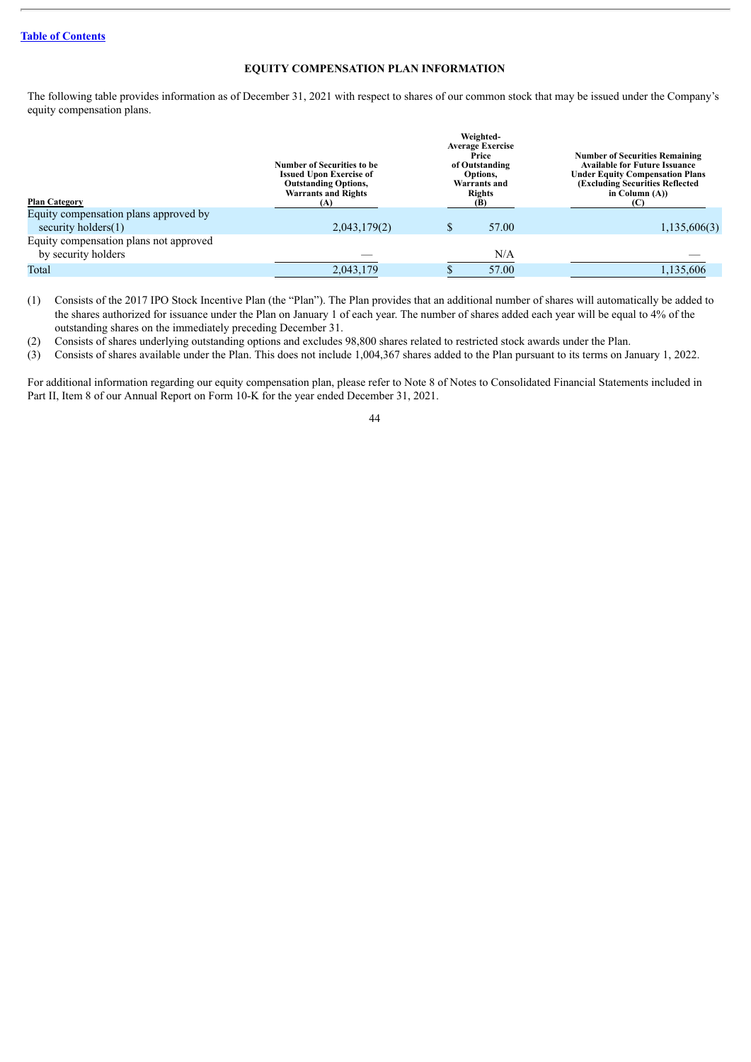[Table of Contents]

## EQUITY COMPENSATION PLAN INFORMATION

The following table provides information as of December 31, 2021 with respect to shares of our common stock that may be issued under the Company's equity compensation plans.

| Plan Category | Number of Securities to be Issued Upon Exercise of Outstanding Options, Warrants and Rights (A) | Weighted-Average Exercise Price of Outstanding Options, Warrants and Rights (B) | Number of Securities Remaining Available for Future Issuance Under Equity Compensation Plans (Excluding Securities Reflected in Column (A)) (C) |
|---|---|---|---|
| Equity compensation plans approved by security holders(1) | 2,043,179(2) | $ 57.00 | 1,135,606(3) |
| Equity compensation plans not approved by security holders | — | N/A | — |
| Total | 2,043,179 | $ 57.00 | 1,135,606 |

(1) Consists of the 2017 IPO Stock Incentive Plan (the "Plan"). The Plan provides that an additional number of shares will automatically be added to the shares authorized for issuance under the Plan on January 1 of each year. The number of shares added each year will be equal to 4% of the outstanding shares on the immediately preceding December 31.

(2) Consists of shares underlying outstanding options and excludes 98,800 shares related to restricted stock awards under the Plan.

(3) Consists of shares available under the Plan. This does not include 1,004,367 shares added to the Plan pursuant to its terms on January 1, 2022.

For additional information regarding our equity compensation plan, please refer to Note 8 of Notes to Consolidated Financial Statements included in Part II, Item 8 of our Annual Report on Form 10-K for the year ended December 31, 2021.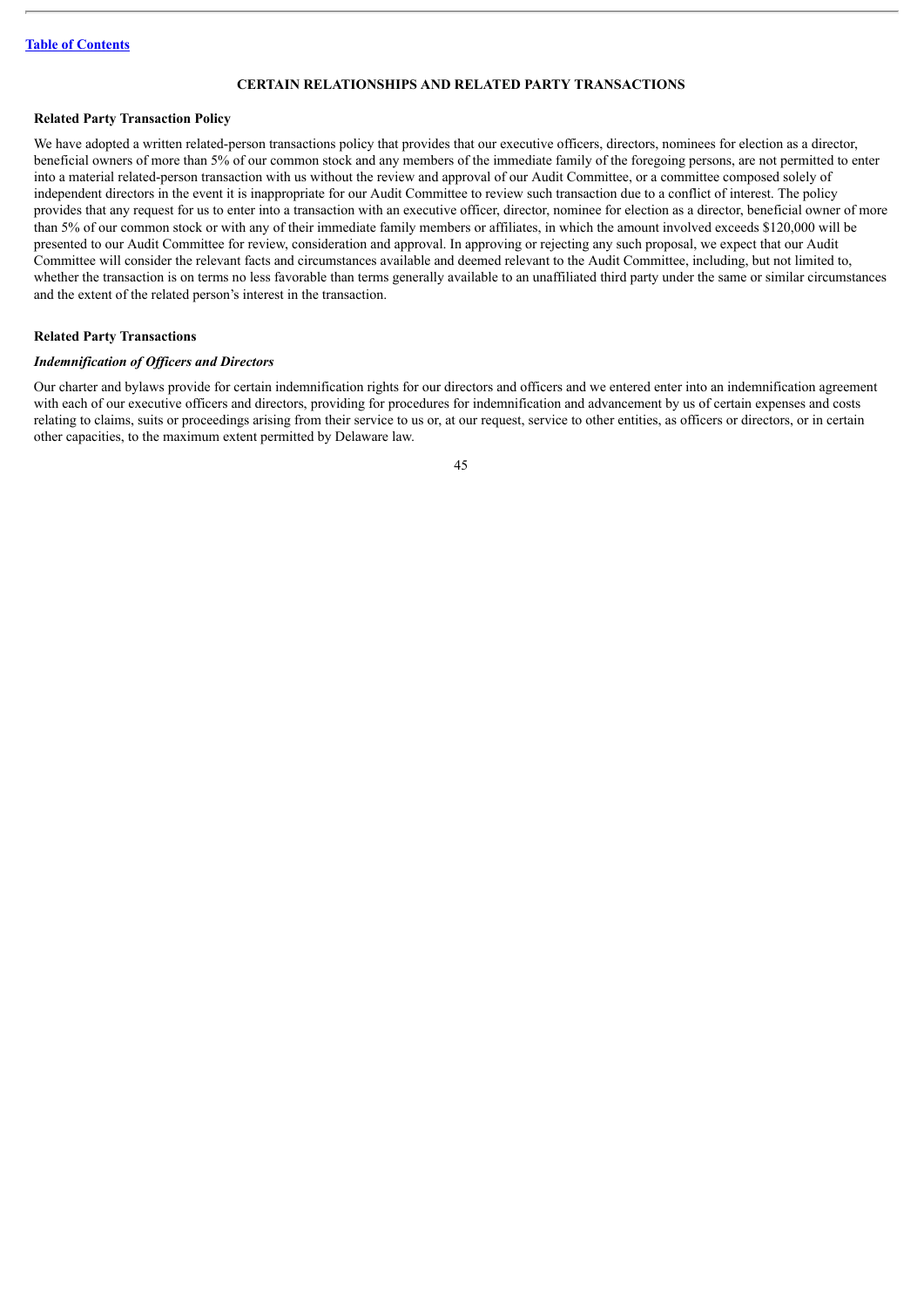## CERTAIN RELATIONSHIPS AND RELATED PARTY TRANSACTIONS

### Related Party Transaction Policy

We have adopted a written related-person transactions policy that provides that our executive officers, directors, nominees for election as a director, beneficial owners of more than 5% of our common stock and any members of the immediate family of the foregoing persons, are not permitted to enter into a material related-person transaction with us without the review and approval of our Audit Committee, or a committee composed solely of independent directors in the event it is inappropriate for our Audit Committee to review such transaction due to a conflict of interest. The policy provides that any request for us to enter into a transaction with an executive officer, director, nominee for election as a director, beneficial owner of more than 5% of our common stock or with any of their immediate family members or affiliates, in which the amount involved exceeds $120,000 will be presented to our Audit Committee for review, consideration and approval. In approving or rejecting any such proposal, we expect that our Audit Committee will consider the relevant facts and circumstances available and deemed relevant to the Audit Committee, including, but not limited to, whether the transaction is on terms no less favorable than terms generally available to an unaffiliated third party under the same or similar circumstances and the extent of the related person's interest in the transaction.

### Related Party Transactions

#### *Indemnification of Officers and Directors*

Our charter and bylaws provide for certain indemnification rights for our directors and officers and we entered enter into an indemnification agreement with each of our executive officers and directors, providing for procedures for indemnification and advancement by us of certain expenses and costs relating to claims, suits or proceedings arising from their service to us or, at our request, service to other entities, as officers or directors, or in certain other capacities, to the maximum extent permitted by Delaware law.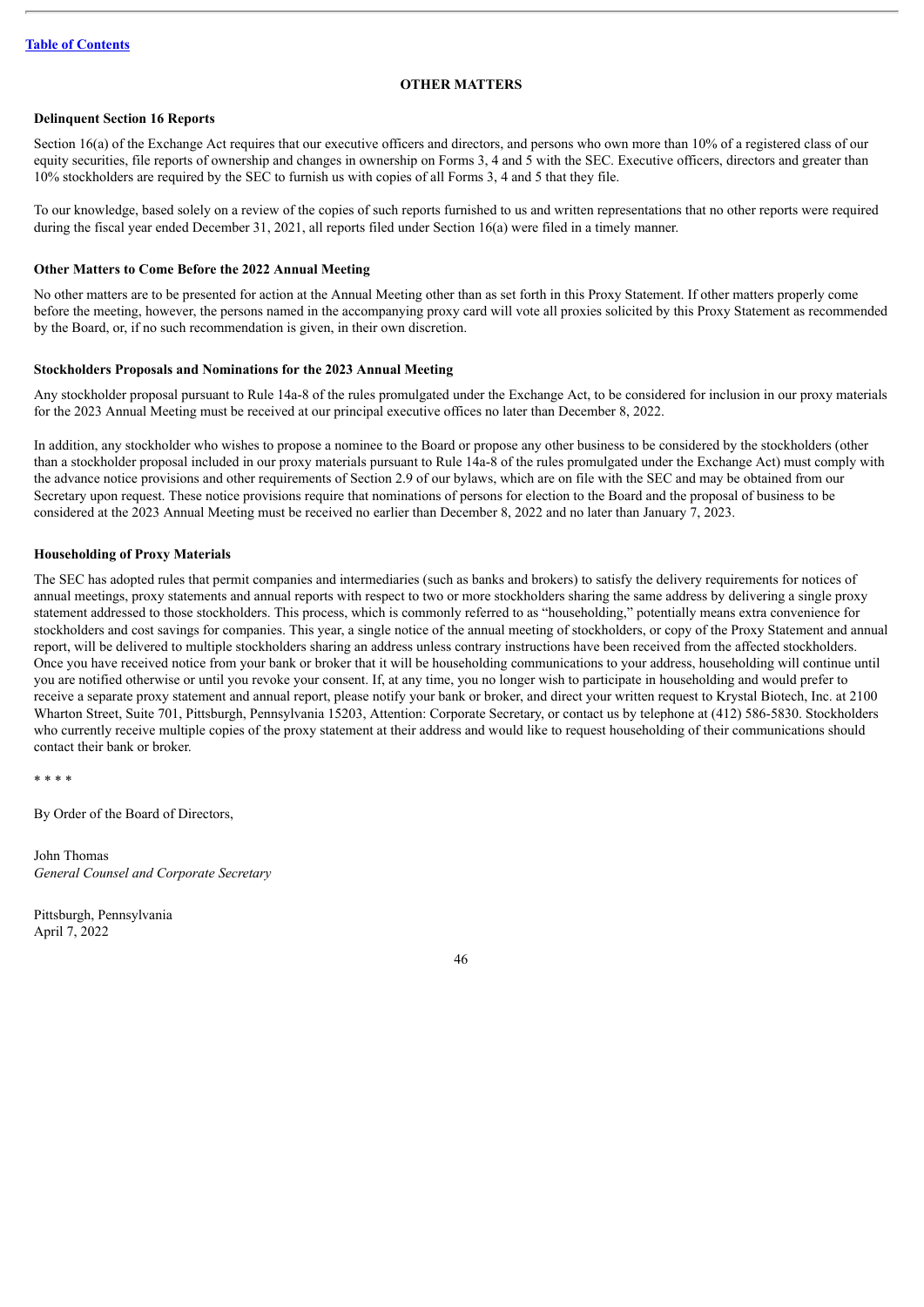## OTHER MATTERS

### Delinquent Section 16 Reports

Section 16(a) of the Exchange Act requires that our executive officers and directors, and persons who own more than 10% of a registered class of our equity securities, file reports of ownership and changes in ownership on Forms 3, 4 and 5 with the SEC. Executive officers, directors and greater than 10% stockholders are required by the SEC to furnish us with copies of all Forms 3, 4 and 5 that they file.

To our knowledge, based solely on a review of the copies of such reports furnished to us and written representations that no other reports were required during the fiscal year ended December 31, 2021, all reports filed under Section 16(a) were filed in a timely manner.

### Other Matters to Come Before the 2022 Annual Meeting

No other matters are to be presented for action at the Annual Meeting other than as set forth in this Proxy Statement. If other matters properly come before the meeting, however, the persons named in the accompanying proxy card will vote all proxies solicited by this Proxy Statement as recommended by the Board, or, if no such recommendation is given, in their own discretion.

### Stockholders Proposals and Nominations for the 2023 Annual Meeting

Any stockholder proposal pursuant to Rule 14a-8 of the rules promulgated under the Exchange Act, to be considered for inclusion in our proxy materials for the 2023 Annual Meeting must be received at our principal executive offices no later than December 8, 2022.

In addition, any stockholder who wishes to propose a nominee to the Board or propose any other business to be considered by the stockholders (other than a stockholder proposal included in our proxy materials pursuant to Rule 14a-8 of the rules promulgated under the Exchange Act) must comply with the advance notice provisions and other requirements of Section 2.9 of our bylaws, which are on file with the SEC and may be obtained from our Secretary upon request. These notice provisions require that nominations of persons for election to the Board and the proposal of business to be considered at the 2023 Annual Meeting must be received no earlier than December 8, 2022 and no later than January 7, 2023.

### Householding of Proxy Materials

The SEC has adopted rules that permit companies and intermediaries (such as banks and brokers) to satisfy the delivery requirements for notices of annual meetings, proxy statements and annual reports with respect to two or more stockholders sharing the same address by delivering a single proxy statement addressed to those stockholders. This process, which is commonly referred to as "householding," potentially means extra convenience for stockholders and cost savings for companies. This year, a single notice of the annual meeting of stockholders, or copy of the Proxy Statement and annual report, will be delivered to multiple stockholders sharing an address unless contrary instructions have been received from the affected stockholders. Once you have received notice from your bank or broker that it will be householding communications to your address, householding will continue until you are notified otherwise or until you revoke your consent. If, at any time, you no longer wish to participate in householding and would prefer to receive a separate proxy statement and annual report, please notify your bank or broker, and direct your written request to Krystal Biotech, Inc. at 2100 Wharton Street, Suite 701, Pittsburgh, Pennsylvania 15203, Attention: Corporate Secretary, or contact us by telephone at (412) 586-5830. Stockholders who currently receive multiple copies of the proxy statement at their address and would like to request householding of their communications should contact their bank or broker.

* * * *

By Order of the Board of Directors,

John Thomas
*General Counsel and Corporate Secretary*

Pittsburgh, Pennsylvania
April 7, 2022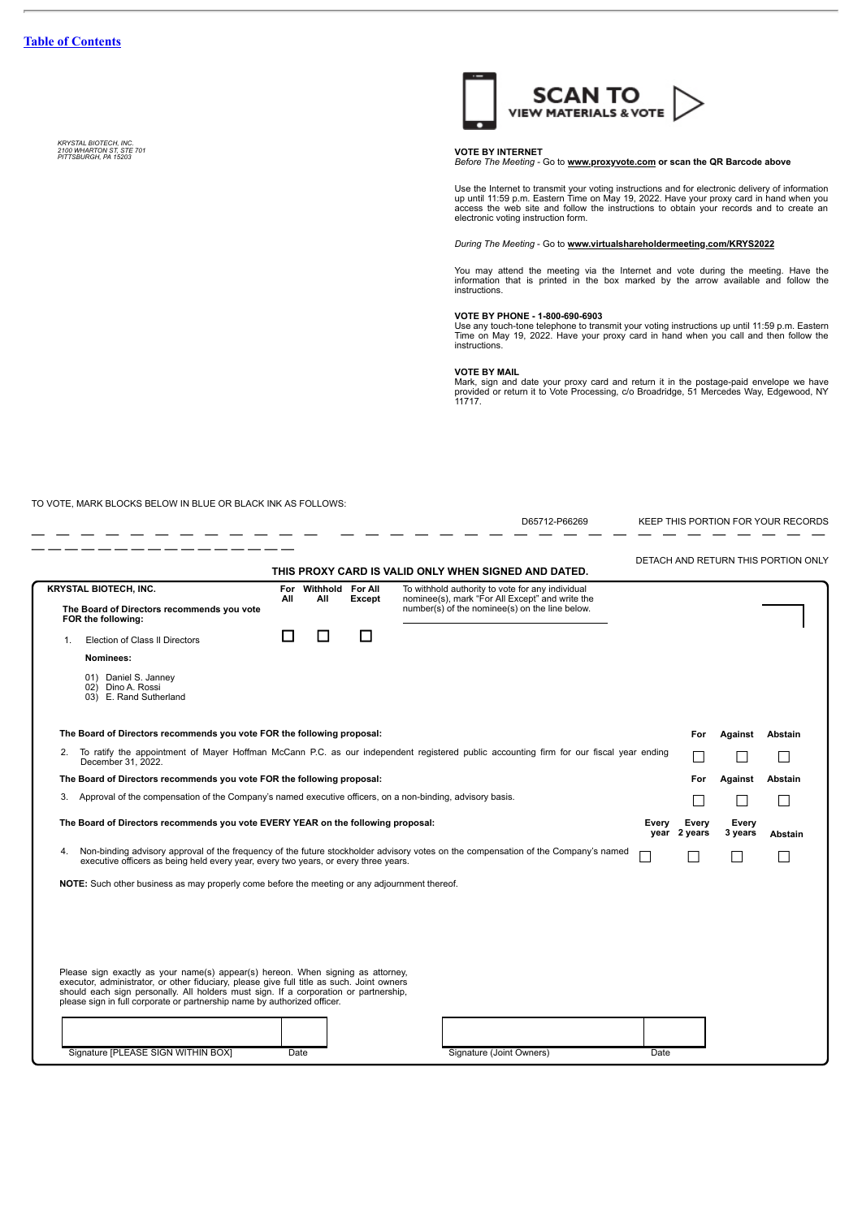[Table of Contents](#)

*KRYSTAL BIOTECH, INC.*
*2100 WHARTON ST, STE 701*
*PITTSBURGH, PA 15203*

**SCAN TO VIEW MATERIALS & VOTE**

**VOTE BY INTERNET**
*Before The Meeting* - Go to **www.proxyvote.com or scan the QR Barcode above**

Use the Internet to transmit your voting instructions and for electronic delivery of information up until 11:59 p.m. Eastern Time on May 19, 2022. Have your proxy card in hand when you access the web site and follow the instructions to obtain your records and to create an electronic voting instruction form.

*During The Meeting* - Go to **www.virtualshareholdermeeting.com/KRYS2022**

You may attend the meeting via the Internet and vote during the meeting. Have the information that is printed in the box marked by the arrow available and follow the instructions.

**VOTE BY PHONE - 1-800-690-6903**
Use any touch-tone telephone to transmit your voting instructions up until 11:59 p.m. Eastern Time on May 19, 2022. Have your proxy card in hand when you call and then follow the instructions.

**VOTE BY MAIL**
Mark, sign and date your proxy card and return it in the postage-paid envelope we have provided or return it to Vote Processing, c/o Broadridge, 51 Mercedes Way, Edgewood, NY 11717.

TO VOTE, MARK BLOCKS BELOW IN BLUE OR BLACK INK AS FOLLOWS:

D65712-P66269 KEEP THIS PORTION FOR YOUR RECORDS

DETACH AND RETURN THIS PORTION ONLY

**THIS PROXY CARD IS VALID ONLY WHEN SIGNED AND DATED.**

**KRYSTAL BIOTECH, INC.**

**The Board of Directors recommends you vote FOR the following:**

| | For All | Withhold All | For All Except |
|---|---|---|---|
| 1. Election of Class II Directors | ☐ | ☐ | ☐ |

To withhold authority to vote for any individual nominee(s), mark "For All Except" and write the number(s) of the nominee(s) on the line below.

**Nominees:**

01) Daniel S. Janney
02) Dino A. Rossi
03) E. Rand Sutherland

**The Board of Directors recommends you vote FOR the following proposal:**

| | For | Against | Abstain |
|---|---|---|---|
| 2. To ratify the appointment of Mayer Hoffman McCann P.C. as our independent registered public accounting firm for our fiscal year ending December 31, 2022. | ☐ | ☐ | ☐ |

**The Board of Directors recommends you vote FOR the following proposal:**

| | For | Against | Abstain |
|---|---|---|---|
| 3. Approval of the compensation of the Company's named executive officers, on a non-binding, advisory basis. | ☐ | ☐ | ☐ |

**The Board of Directors recommends you vote EVERY YEAR on the following proposal:**

| | Every year | Every 2 years | Every 3 years | Abstain |
|---|---|---|---|---|
| 4. Non-binding advisory approval of the frequency of the future stockholder advisory votes on the compensation of the Company's named executive officers as being held every year, every two years, or every three years. | ☐ | ☐ | ☐ | ☐ |

**NOTE:** Such other business as may properly come before the meeting or any adjournment thereof.

Please sign exactly as your name(s) appear(s) hereon. When signing as attorney, executor, administrator, or other fiduciary, please give full title as such. Joint owners should each sign personally. All holders must sign. If a corporation or partnership, please sign in full corporate or partnership name by authorized officer.

| Signature [PLEASE SIGN WITHIN BOX] | Date | Signature (Joint Owners) | Date |
|---|---|---|---|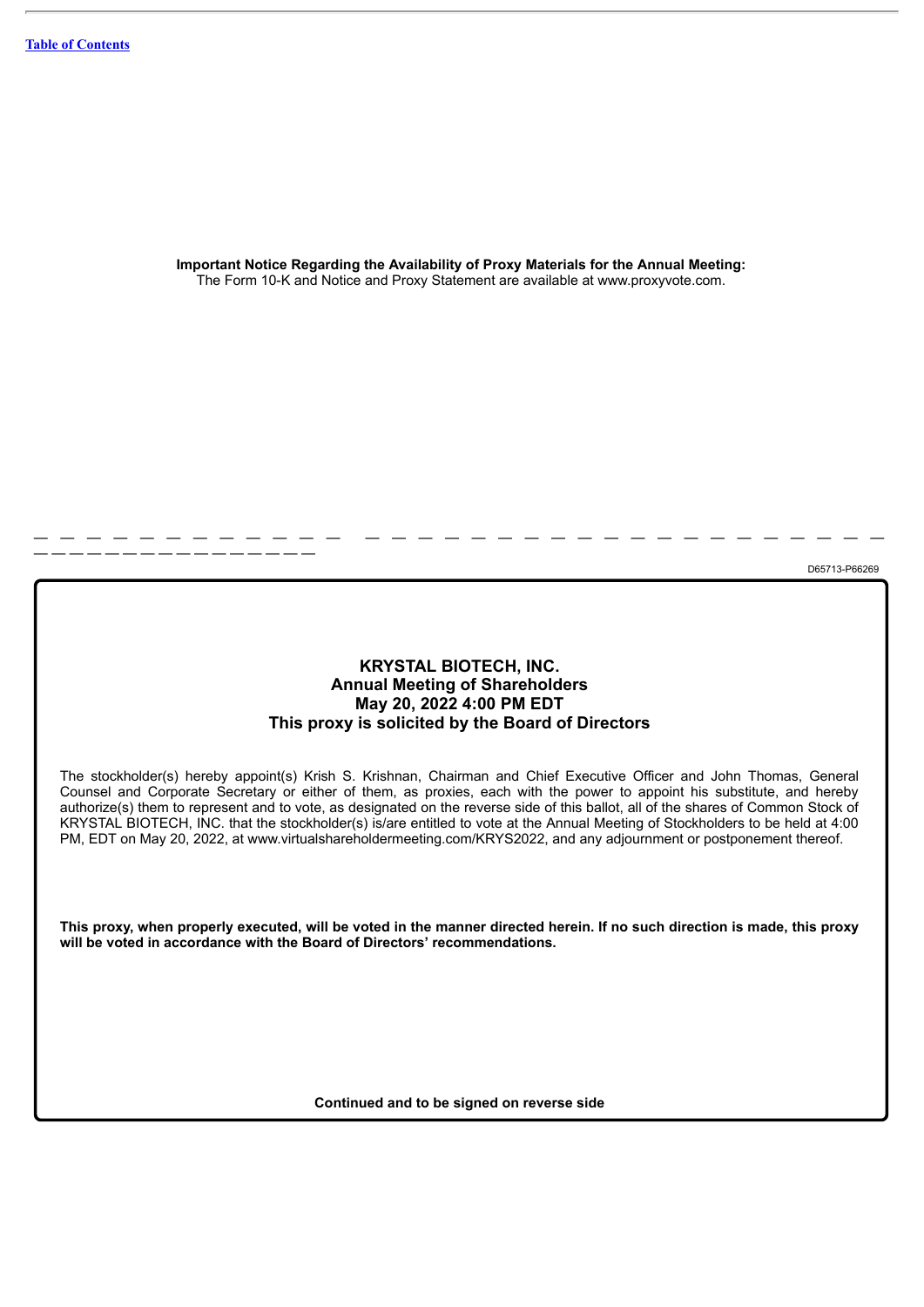**Important Notice Regarding the Availability of Proxy Materials for the Annual Meeting:**
The Form 10-K and Notice and Proxy Statement are available at www.proxyvote.com.

D65713-P66269

**KRYSTAL BIOTECH, INC.**
**Annual Meeting of Shareholders**
**May 20, 2022 4:00 PM EDT**
**This proxy is solicited by the Board of Directors**

The stockholder(s) hereby appoint(s) Krish S. Krishnan, Chairman and Chief Executive Officer and John Thomas, General Counsel and Corporate Secretary or either of them, as proxies, each with the power to appoint his substitute, and hereby authorize(s) them to represent and to vote, as designated on the reverse side of this ballot, all of the shares of Common Stock of KRYSTAL BIOTECH, INC. that the stockholder(s) is/are entitled to vote at the Annual Meeting of Stockholders to be held at 4:00 PM, EDT on May 20, 2022, at www.virtualshareholdermeeting.com/KRYS2022, and any adjournment or postponement thereof.

**This proxy, when properly executed, will be voted in the manner directed herein. If no such direction is made, this proxy will be voted in accordance with the Board of Directors' recommendations.**

**Continued and to be signed on reverse side**